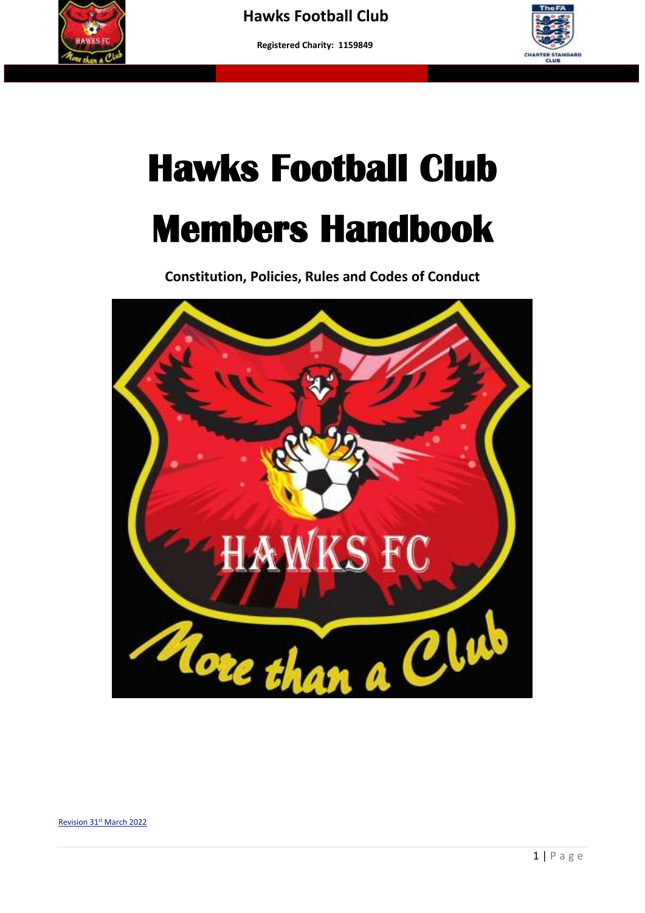# Hawks Football Club

# Members Handbook

**Constitution, Policies, Rules and Codes of Conduct**

Revision 31st March 2022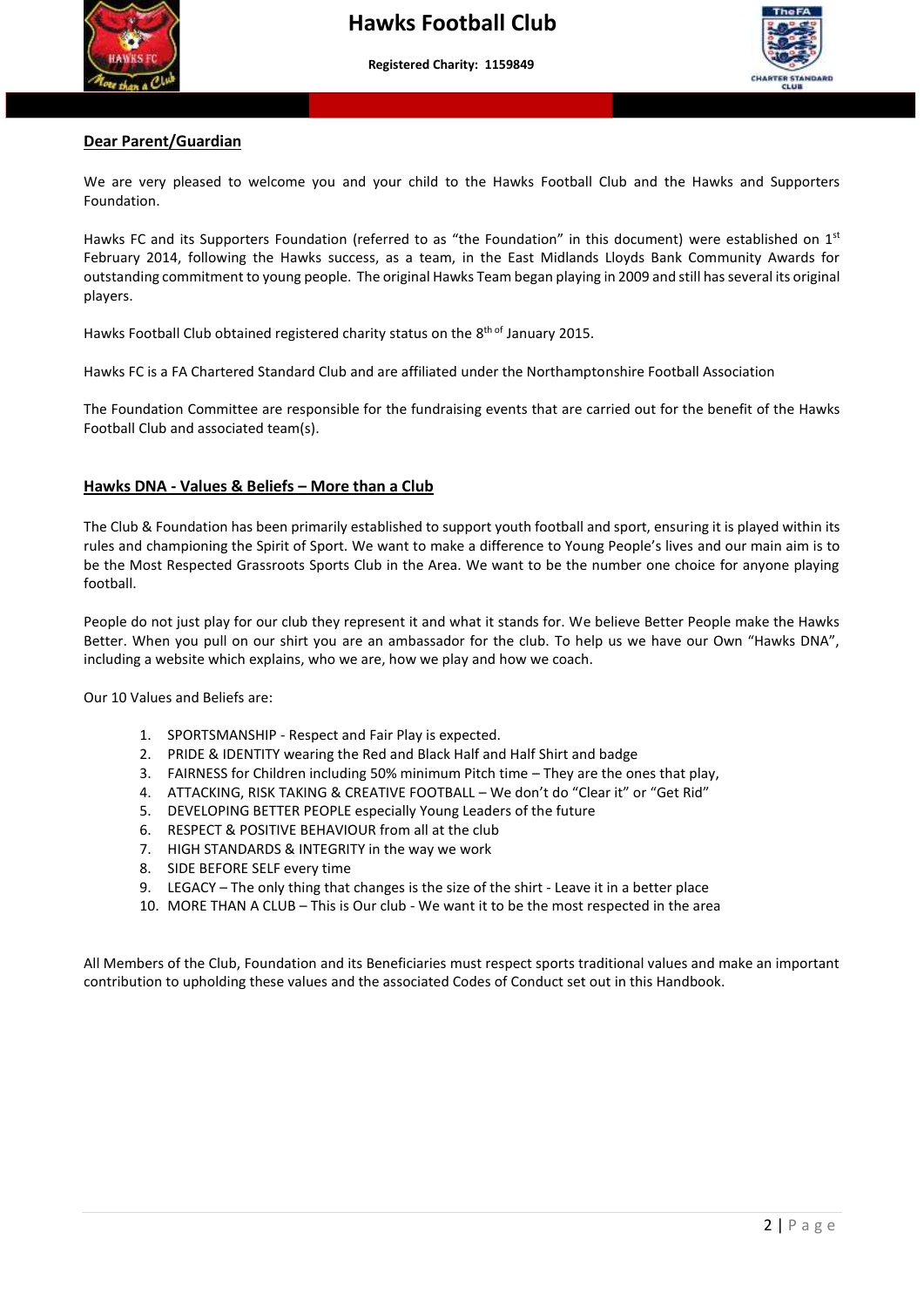# Hawks Football Club

**Registered Charity: 1159849**

**Dear Parent/Guardian**

We are very pleased to welcome you and your child to the Hawks Football Club and the Hawks and Supporters Foundation.

Hawks FC and its Supporters Foundation (referred to as "the Foundation" in this document) were established on 1st February 2014, following the Hawks success, as a team, in the East Midlands Lloyds Bank Community Awards for outstanding commitment to young people. The original Hawks Team began playing in 2009 and still has several its original players.

Hawks Football Club obtained registered charity status on the 8th of January 2015.

Hawks FC is a FA Chartered Standard Club and are affiliated under the Northamptonshire Football Association

The Foundation Committee are responsible for the fundraising events that are carried out for the benefit of the Hawks Football Club and associated team(s).

**Hawks DNA - Values & Beliefs – More than a Club**

The Club & Foundation has been primarily established to support youth football and sport, ensuring it is played within its rules and championing the Spirit of Sport. We want to make a difference to Young People's lives and our main aim is to be the Most Respected Grassroots Sports Club in the Area. We want to be the number one choice for anyone playing football.

People do not just play for our club they represent it and what it stands for. We believe Better People make the Hawks Better. When you pull on our shirt you are an ambassador for the club. To help us we have our Own "Hawks DNA", including a website which explains, who we are, how we play and how we coach.

Our 10 Values and Beliefs are:

1. SPORTSMANSHIP - Respect and Fair Play is expected.
2. PRIDE & IDENTITY wearing the Red and Black Half and Half Shirt and badge
3. FAIRNESS for Children including 50% minimum Pitch time – They are the ones that play,
4. ATTACKING, RISK TAKING & CREATIVE FOOTBALL – We don't do "Clear it" or "Get Rid"
5. DEVELOPING BETTER PEOPLE especially Young Leaders of the future
6. RESPECT & POSITIVE BEHAVIOUR from all at the club
7. HIGH STANDARDS & INTEGRITY in the way we work
8. SIDE BEFORE SELF every time
9. LEGACY – The only thing that changes is the size of the shirt - Leave it in a better place
10. MORE THAN A CLUB – This is Our club - We want it to be the most respected in the area

All Members of the Club, Foundation and its Beneficiaries must respect sports traditional values and make an important contribution to upholding these values and the associated Codes of Conduct set out in this Handbook.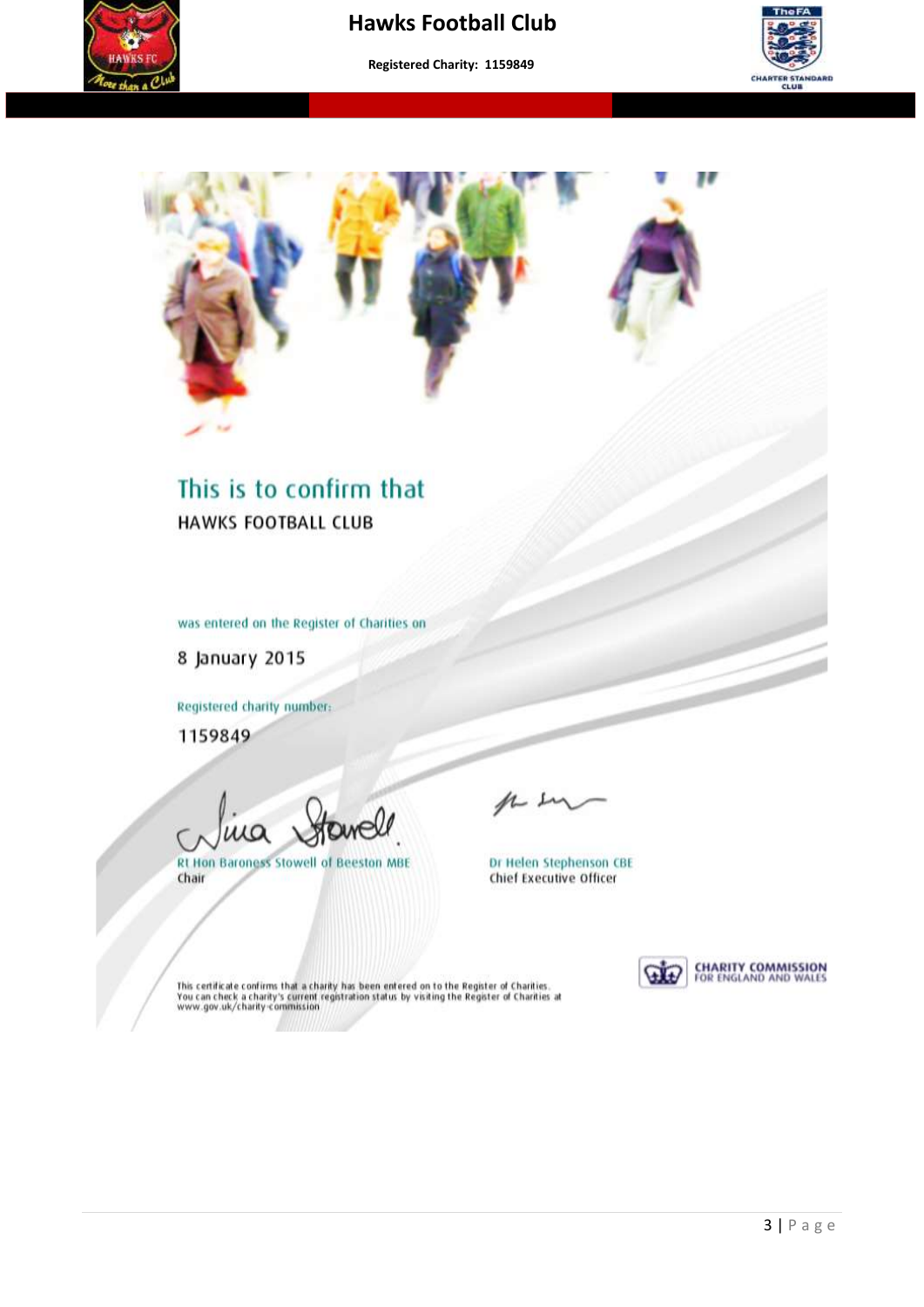This is to confirm that

HAWKS FOOTBALL CLUB

was entered on the Register of Charities on

8 January 2015

Registered charity number:

1159849

Rt Hon Baroness Stowell of Beeston MBE
Chair

Dr Helen Stephenson CBE
Chief Executive Officer

CHARITY COMMISSION
FOR ENGLAND AND WALES

This certificate confirms that a charity has been entered on to the Register of Charities.
You can check a charity's current registration status by visiting the Register of Charities at www.gov.uk/charity-commission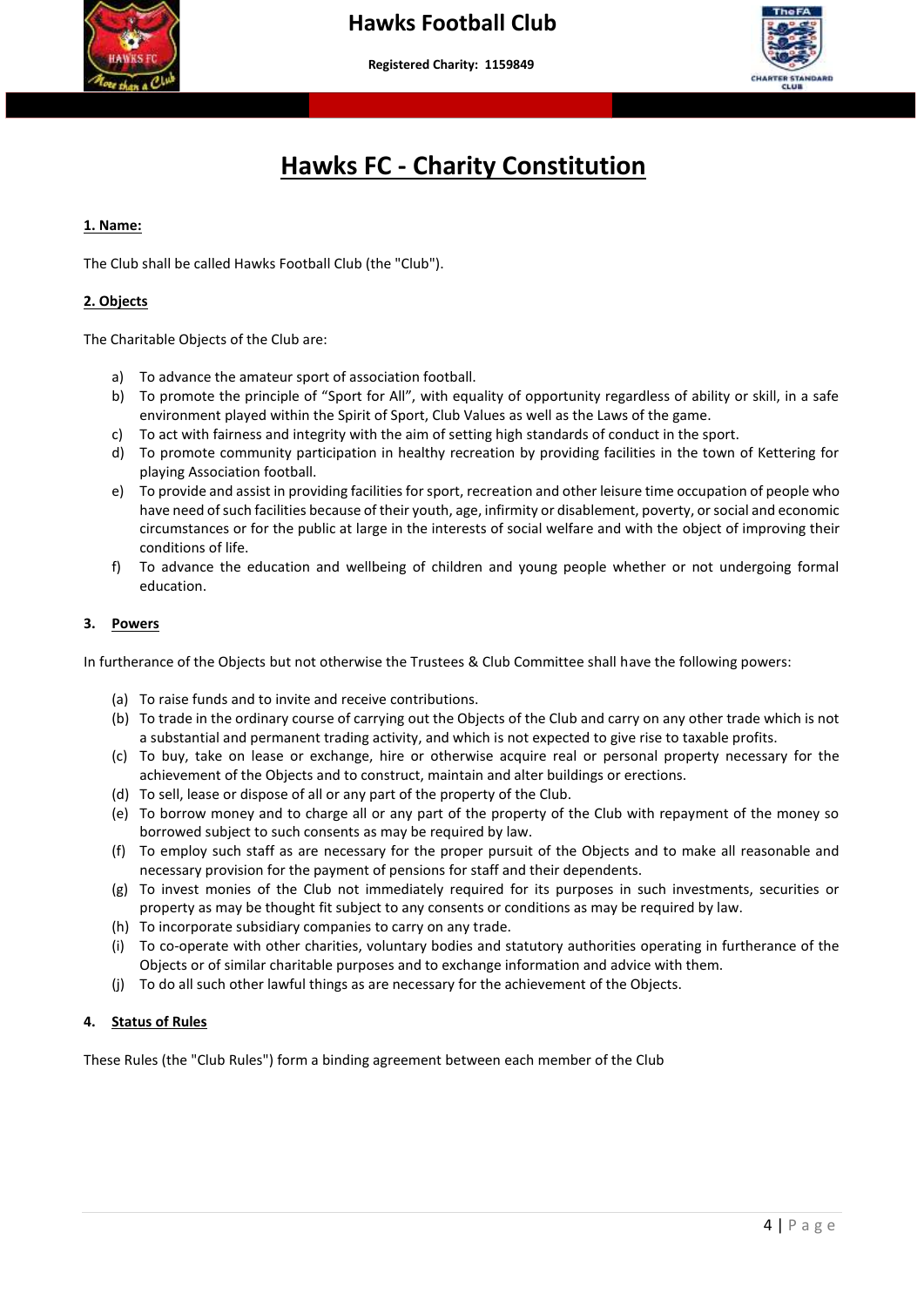# Hawks FC - Charity Constitution

## 1. Name:

The Club shall be called Hawks Football Club (the "Club").

## 2. Objects

The Charitable Objects of the Club are:

a) To advance the amateur sport of association football.
b) To promote the principle of "Sport for All", with equality of opportunity regardless of ability or skill, in a safe environment played within the Spirit of Sport, Club Values as well as the Laws of the game.
c) To act with fairness and integrity with the aim of setting high standards of conduct in the sport.
d) To promote community participation in healthy recreation by providing facilities in the town of Kettering for playing Association football.
e) To provide and assist in providing facilities for sport, recreation and other leisure time occupation of people who have need of such facilities because of their youth, age, infirmity or disablement, poverty, or social and economic circumstances or for the public at large in the interests of social welfare and with the object of improving their conditions of life.
f) To advance the education and wellbeing of children and young people whether or not undergoing formal education.

## 3. Powers

In furtherance of the Objects but not otherwise the Trustees & Club Committee shall have the following powers:

(a) To raise funds and to invite and receive contributions.
(b) To trade in the ordinary course of carrying out the Objects of the Club and carry on any other trade which is not a substantial and permanent trading activity, and which is not expected to give rise to taxable profits.
(c) To buy, take on lease or exchange, hire or otherwise acquire real or personal property necessary for the achievement of the Objects and to construct, maintain and alter buildings or erections.
(d) To sell, lease or dispose of all or any part of the property of the Club.
(e) To borrow money and to charge all or any part of the property of the Club with repayment of the money so borrowed subject to such consents as may be required by law.
(f) To employ such staff as are necessary for the proper pursuit of the Objects and to make all reasonable and necessary provision for the payment of pensions for staff and their dependents.
(g) To invest monies of the Club not immediately required for its purposes in such investments, securities or property as may be thought fit subject to any consents or conditions as may be required by law.
(h) To incorporate subsidiary companies to carry on any trade.
(i) To co-operate with other charities, voluntary bodies and statutory authorities operating in furtherance of the Objects or of similar charitable purposes and to exchange information and advice with them.
(j) To do all such other lawful things as are necessary for the achievement of the Objects.

## 4. Status of Rules

These Rules (the "Club Rules") form a binding agreement between each member of the Club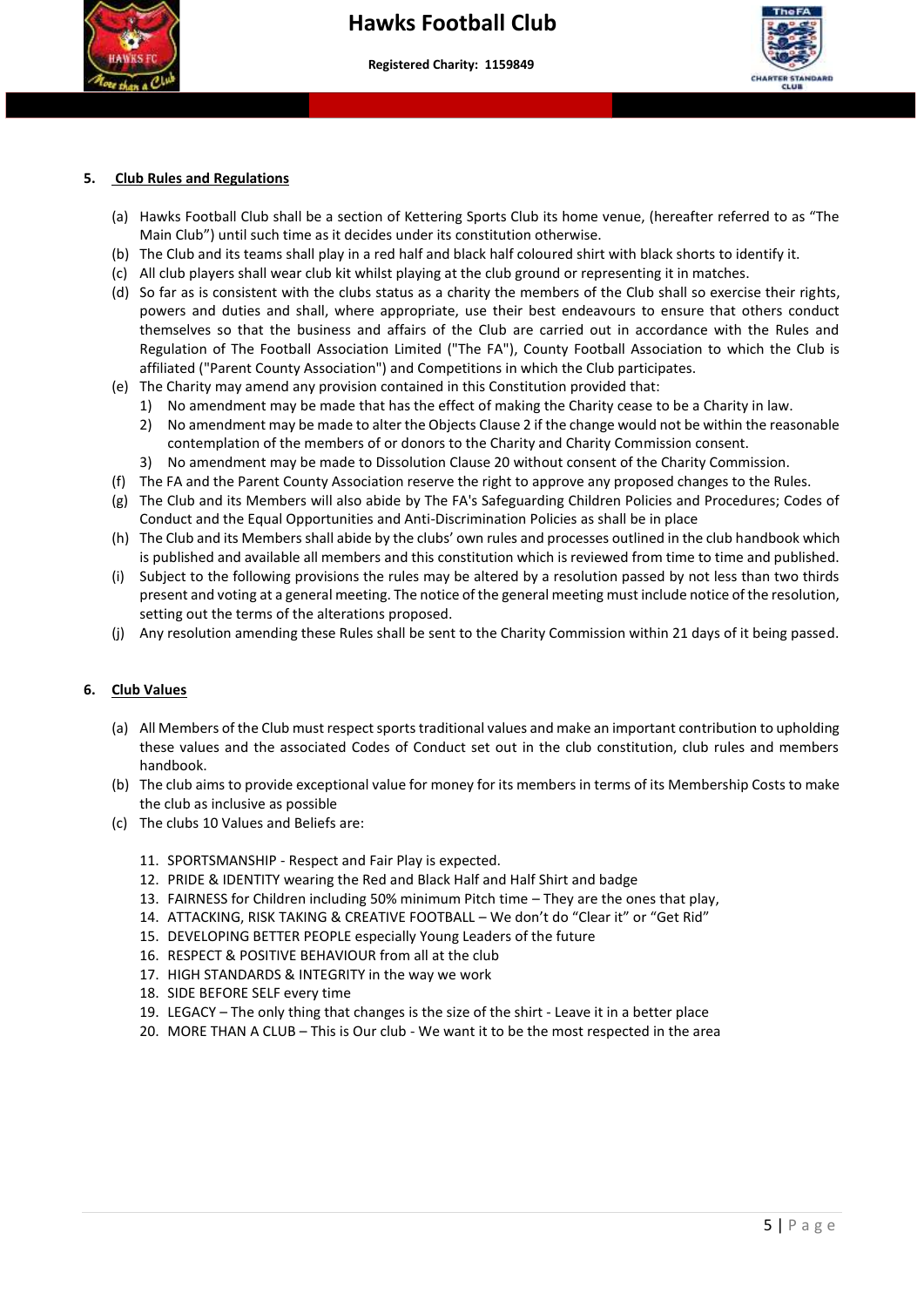## 5. Club Rules and Regulations

(a) Hawks Football Club shall be a section of Kettering Sports Club its home venue, (hereafter referred to as "The Main Club") until such time as it decides under its constitution otherwise.

(b) The Club and its teams shall play in a red half and black half coloured shirt with black shorts to identify it.

(c) All club players shall wear club kit whilst playing at the club ground or representing it in matches.

(d) So far as is consistent with the clubs status as a charity the members of the Club shall so exercise their rights, powers and duties and shall, where appropriate, use their best endeavours to ensure that others conduct themselves so that the business and affairs of the Club are carried out in accordance with the Rules and Regulation of The Football Association Limited ("The FA"), County Football Association to which the Club is affiliated ("Parent County Association") and Competitions in which the Club participates.

(e) The Charity may amend any provision contained in this Constitution provided that:
   1) No amendment may be made that has the effect of making the Charity cease to be a Charity in law.
   2) No amendment may be made to alter the Objects Clause 2 if the change would not be within the reasonable contemplation of the members of or donors to the Charity and Charity Commission consent.
   3) No amendment may be made to Dissolution Clause 20 without consent of the Charity Commission.

(f) The FA and the Parent County Association reserve the right to approve any proposed changes to the Rules.

(g) The Club and its Members will also abide by The FA's Safeguarding Children Policies and Procedures; Codes of Conduct and the Equal Opportunities and Anti-Discrimination Policies as shall be in place

(h) The Club and its Members shall abide by the clubs' own rules and processes outlined in the club handbook which is published and available all members and this constitution which is reviewed from time to time and published.

(i) Subject to the following provisions the rules may be altered by a resolution passed by not less than two thirds present and voting at a general meeting. The notice of the general meeting must include notice of the resolution, setting out the terms of the alterations proposed.

(j) Any resolution amending these Rules shall be sent to the Charity Commission within 21 days of it being passed.

## 6. Club Values

(a) All Members of the Club must respect sports traditional values and make an important contribution to upholding these values and the associated Codes of Conduct set out in the club constitution, club rules and members handbook.

(b) The club aims to provide exceptional value for money for its members in terms of its Membership Costs to make the club as inclusive as possible

(c) The clubs 10 Values and Beliefs are:

11. SPORTSMANSHIP - Respect and Fair Play is expected.
12. PRIDE & IDENTITY wearing the Red and Black Half and Half Shirt and badge
13. FAIRNESS for Children including 50% minimum Pitch time – They are the ones that play,
14. ATTACKING, RISK TAKING & CREATIVE FOOTBALL – We don't do "Clear it" or "Get Rid"
15. DEVELOPING BETTER PEOPLE especially Young Leaders of the future
16. RESPECT & POSITIVE BEHAVIOUR from all at the club
17. HIGH STANDARDS & INTEGRITY in the way we work
18. SIDE BEFORE SELF every time
19. LEGACY – The only thing that changes is the size of the shirt - Leave it in a better place
20. MORE THAN A CLUB – This is Our club - We want it to be the most respected in the area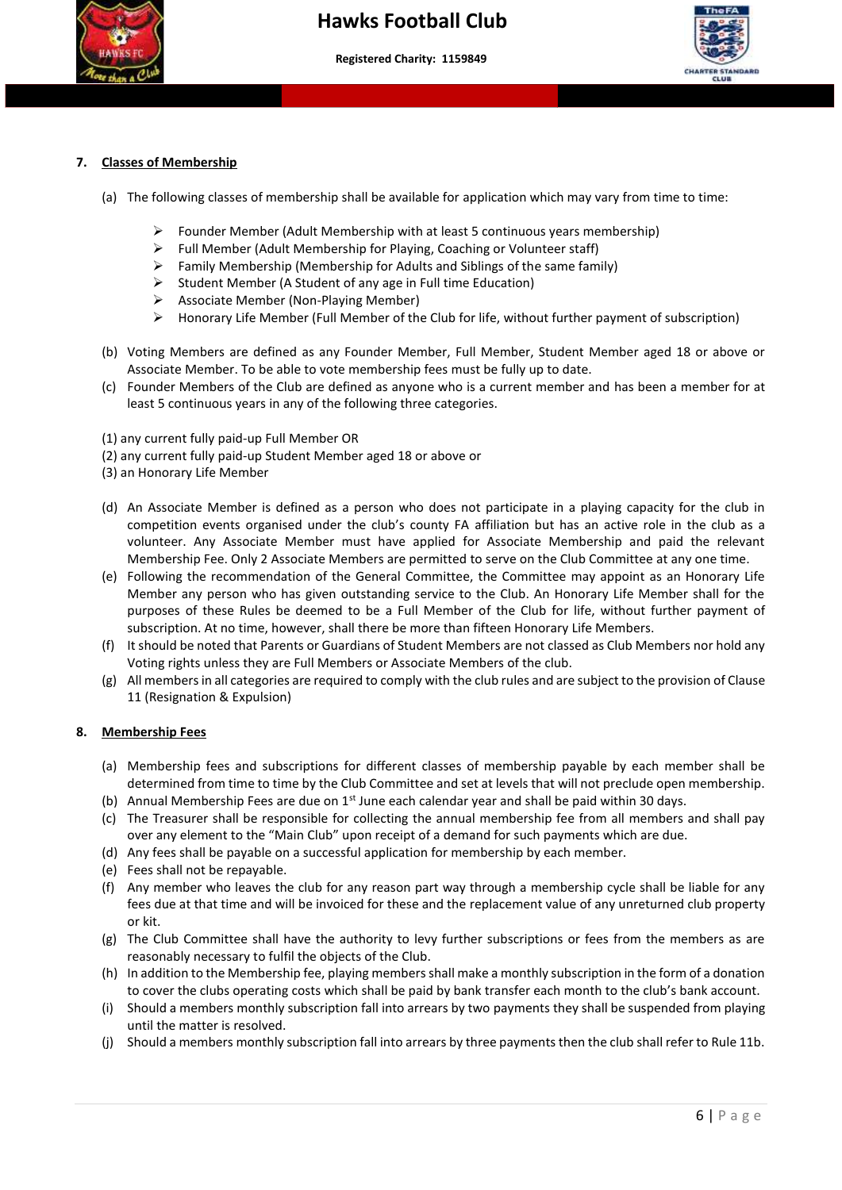## 7. Classes of Membership

(a) The following classes of membership shall be available for application which may vary from time to time:

- Founder Member (Adult Membership with at least 5 continuous years membership)
- Full Member (Adult Membership for Playing, Coaching or Volunteer staff)
- Family Membership (Membership for Adults and Siblings of the same family)
- Student Member (A Student of any age in Full time Education)
- Associate Member (Non-Playing Member)
- Honorary Life Member (Full Member of the Club for life, without further payment of subscription)

(b) Voting Members are defined as any Founder Member, Full Member, Student Member aged 18 or above or Associate Member. To be able to vote membership fees must be fully up to date.

(c) Founder Members of the Club are defined as anyone who is a current member and has been a member for at least 5 continuous years in any of the following three categories.

(1) any current fully paid-up Full Member OR
(2) any current fully paid-up Student Member aged 18 or above or
(3) an Honorary Life Member

(d) An Associate Member is defined as a person who does not participate in a playing capacity for the club in competition events organised under the club's county FA affiliation but has an active role in the club as a volunteer. Any Associate Member must have applied for Associate Membership and paid the relevant Membership Fee. Only 2 Associate Members are permitted to serve on the Club Committee at any one time.

(e) Following the recommendation of the General Committee, the Committee may appoint as an Honorary Life Member any person who has given outstanding service to the Club. An Honorary Life Member shall for the purposes of these Rules be deemed to be a Full Member of the Club for life, without further payment of subscription. At no time, however, shall there be more than fifteen Honorary Life Members.

(f) It should be noted that Parents or Guardians of Student Members are not classed as Club Members nor hold any Voting rights unless they are Full Members or Associate Members of the club.

(g) All members in all categories are required to comply with the club rules and are subject to the provision of Clause 11 (Resignation & Expulsion)

## 8. Membership Fees

(a) Membership fees and subscriptions for different classes of membership payable by each member shall be determined from time to time by the Club Committee and set at levels that will not preclude open membership.

(b) Annual Membership Fees are due on 1st June each calendar year and shall be paid within 30 days.

(c) The Treasurer shall be responsible for collecting the annual membership fee from all members and shall pay over any element to the "Main Club" upon receipt of a demand for such payments which are due.

(d) Any fees shall be payable on a successful application for membership by each member.

(e) Fees shall not be repayable.

(f) Any member who leaves the club for any reason part way through a membership cycle shall be liable for any fees due at that time and will be invoiced for these and the replacement value of any unreturned club property or kit.

(g) The Club Committee shall have the authority to levy further subscriptions or fees from the members as are reasonably necessary to fulfil the objects of the Club.

(h) In addition to the Membership fee, playing members shall make a monthly subscription in the form of a donation to cover the clubs operating costs which shall be paid by bank transfer each month to the club's bank account.

(i) Should a members monthly subscription fall into arrears by two payments they shall be suspended from playing until the matter is resolved.

(j) Should a members monthly subscription fall into arrears by three payments then the club shall refer to Rule 11b.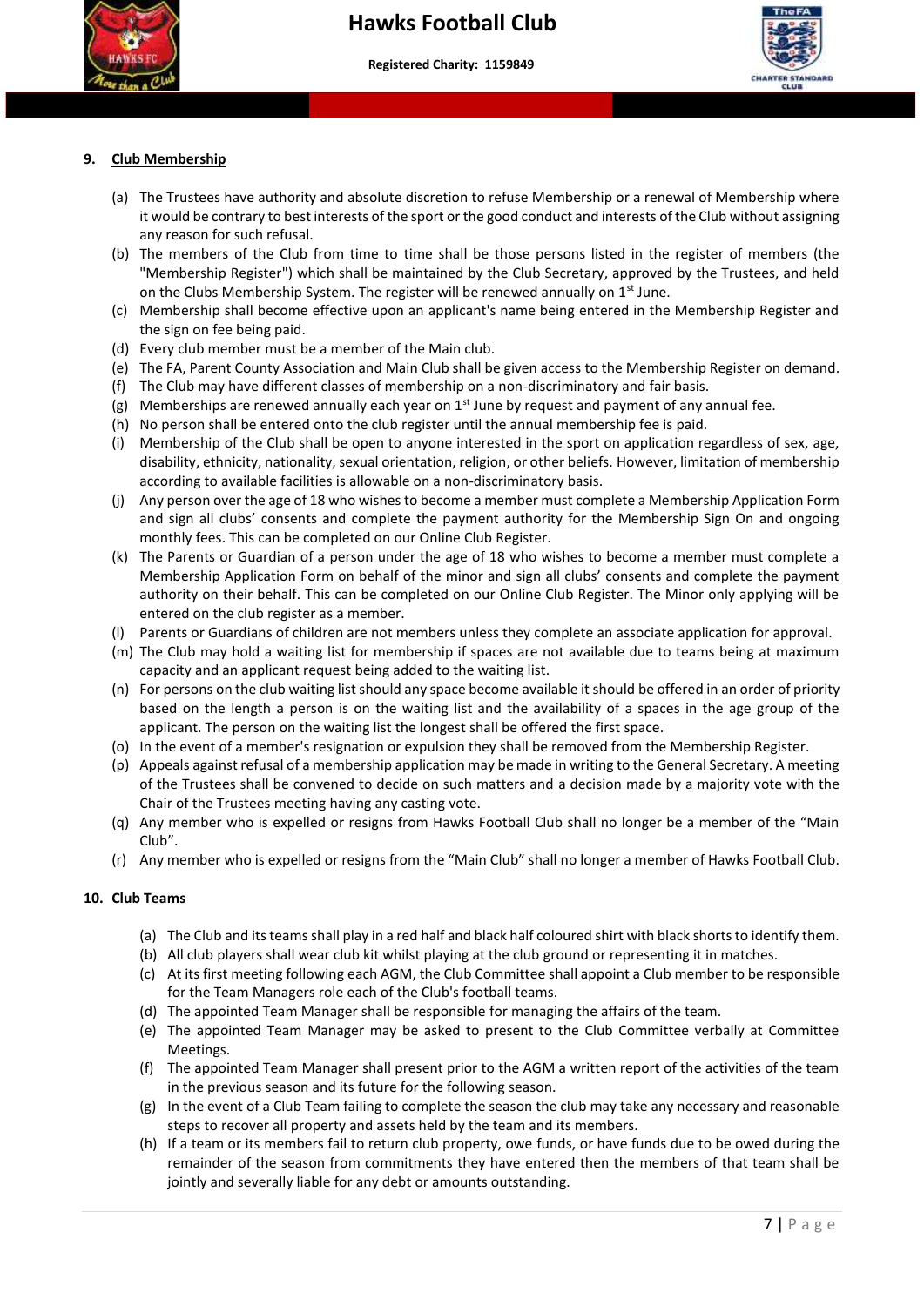## 9. Club Membership

(a) The Trustees have authority and absolute discretion to refuse Membership or a renewal of Membership where it would be contrary to best interests of the sport or the good conduct and interests of the Club without assigning any reason for such refusal.

(b) The members of the Club from time to time shall be those persons listed in the register of members (the "Membership Register") which shall be maintained by the Club Secretary, approved by the Trustees, and held on the Clubs Membership System. The register will be renewed annually on 1st June.

(c) Membership shall become effective upon an applicant's name being entered in the Membership Register and the sign on fee being paid.

(d) Every club member must be a member of the Main club.

(e) The FA, Parent County Association and Main Club shall be given access to the Membership Register on demand.

(f) The Club may have different classes of membership on a non-discriminatory and fair basis.

(g) Memberships are renewed annually each year on 1st June by request and payment of any annual fee.

(h) No person shall be entered onto the club register until the annual membership fee is paid.

(i) Membership of the Club shall be open to anyone interested in the sport on application regardless of sex, age, disability, ethnicity, nationality, sexual orientation, religion, or other beliefs. However, limitation of membership according to available facilities is allowable on a non-discriminatory basis.

(j) Any person over the age of 18 who wishes to become a member must complete a Membership Application Form and sign all clubs' consents and complete the payment authority for the Membership Sign On and ongoing monthly fees. This can be completed on our Online Club Register.

(k) The Parents or Guardian of a person under the age of 18 who wishes to become a member must complete a Membership Application Form on behalf of the minor and sign all clubs' consents and complete the payment authority on their behalf. This can be completed on our Online Club Register. The Minor only applying will be entered on the club register as a member.

(l) Parents or Guardians of children are not members unless they complete an associate application for approval.

(m) The Club may hold a waiting list for membership if spaces are not available due to teams being at maximum capacity and an applicant request being added to the waiting list.

(n) For persons on the club waiting list should any space become available it should be offered in an order of priority based on the length a person is on the waiting list and the availability of a spaces in the age group of the applicant. The person on the waiting list the longest shall be offered the first space.

(o) In the event of a member's resignation or expulsion they shall be removed from the Membership Register.

(p) Appeals against refusal of a membership application may be made in writing to the General Secretary. A meeting of the Trustees shall be convened to decide on such matters and a decision made by a majority vote with the Chair of the Trustees meeting having any casting vote.

(q) Any member who is expelled or resigns from Hawks Football Club shall no longer be a member of the "Main Club".

(r) Any member who is expelled or resigns from the "Main Club" shall no longer a member of Hawks Football Club.

## 10. Club Teams

(a) The Club and its teams shall play in a red half and black half coloured shirt with black shorts to identify them.

(b) All club players shall wear club kit whilst playing at the club ground or representing it in matches.

(c) At its first meeting following each AGM, the Club Committee shall appoint a Club member to be responsible for the Team Managers role each of the Club's football teams.

(d) The appointed Team Manager shall be responsible for managing the affairs of the team.

(e) The appointed Team Manager may be asked to present to the Club Committee verbally at Committee Meetings.

(f) The appointed Team Manager shall present prior to the AGM a written report of the activities of the team in the previous season and its future for the following season.

(g) In the event of a Club Team failing to complete the season the club may take any necessary and reasonable steps to recover all property and assets held by the team and its members.

(h) If a team or its members fail to return club property, owe funds, or have funds due to be owed during the remainder of the season from commitments they have entered then the members of that team shall be jointly and severally liable for any debt or amounts outstanding.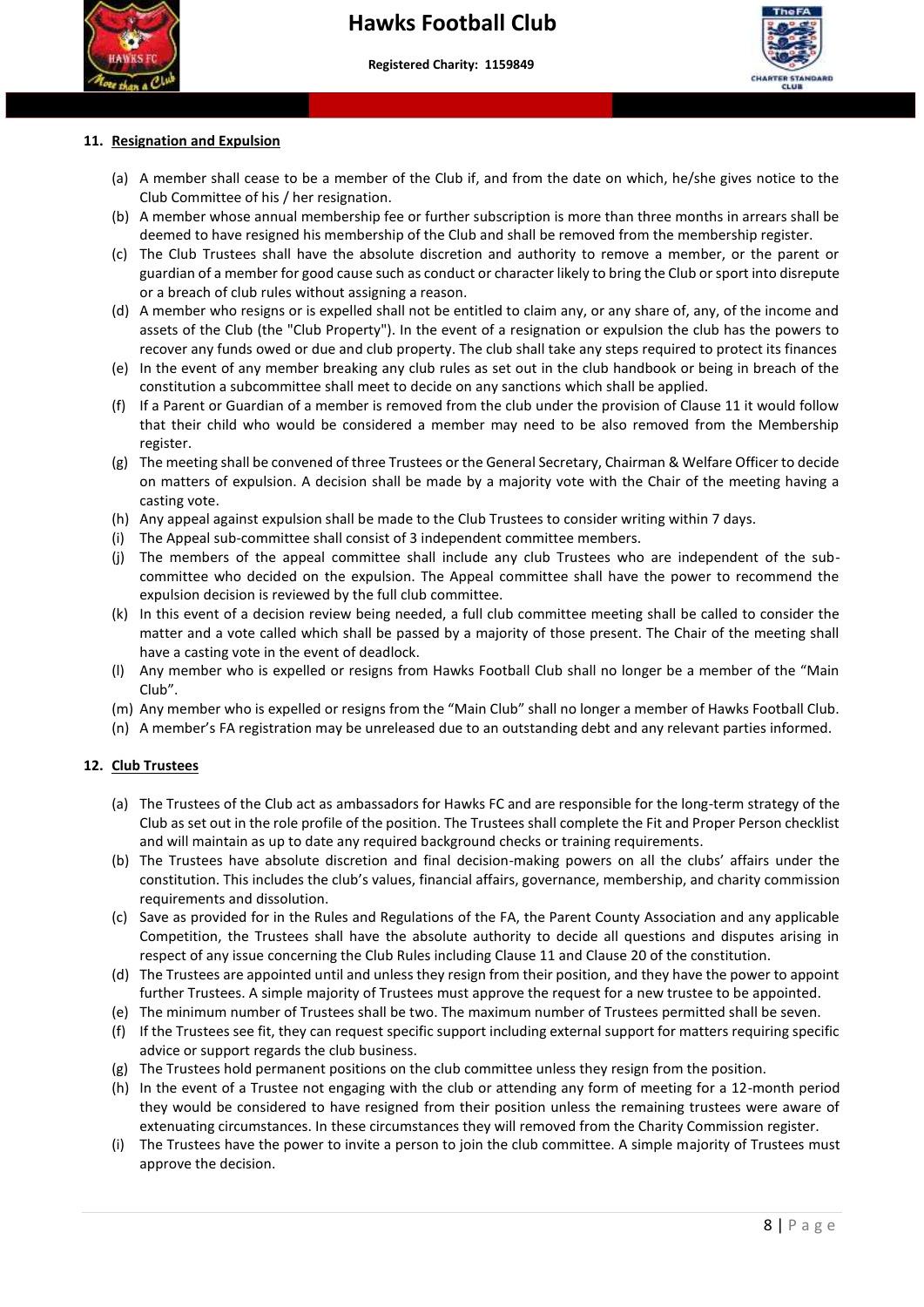## 11. Resignation and Expulsion

(a) A member shall cease to be a member of the Club if, and from the date on which, he/she gives notice to the Club Committee of his / her resignation.

(b) A member whose annual membership fee or further subscription is more than three months in arrears shall be deemed to have resigned his membership of the Club and shall be removed from the membership register.

(c) The Club Trustees shall have the absolute discretion and authority to remove a member, or the parent or guardian of a member for good cause such as conduct or character likely to bring the Club or sport into disrepute or a breach of club rules without assigning a reason.

(d) A member who resigns or is expelled shall not be entitled to claim any, or any share of, any, of the income and assets of the Club (the "Club Property"). In the event of a resignation or expulsion the club has the powers to recover any funds owed or due and club property. The club shall take any steps required to protect its finances

(e) In the event of any member breaking any club rules as set out in the club handbook or being in breach of the constitution a subcommittee shall meet to decide on any sanctions which shall be applied.

(f) If a Parent or Guardian of a member is removed from the club under the provision of Clause 11 it would follow that their child who would be considered a member may need to be also removed from the Membership register.

(g) The meeting shall be convened of three Trustees or the General Secretary, Chairman & Welfare Officer to decide on matters of expulsion. A decision shall be made by a majority vote with the Chair of the meeting having a casting vote.

(h) Any appeal against expulsion shall be made to the Club Trustees to consider writing within 7 days.

(i) The Appeal sub-committee shall consist of 3 independent committee members.

(j) The members of the appeal committee shall include any club Trustees who are independent of the sub-committee who decided on the expulsion. The Appeal committee shall have the power to recommend the expulsion decision is reviewed by the full club committee.

(k) In this event of a decision review being needed, a full club committee meeting shall be called to consider the matter and a vote called which shall be passed by a majority of those present. The Chair of the meeting shall have a casting vote in the event of deadlock.

(l) Any member who is expelled or resigns from Hawks Football Club shall no longer be a member of the "Main Club".

(m) Any member who is expelled or resigns from the "Main Club" shall no longer a member of Hawks Football Club.

(n) A member's FA registration may be unreleased due to an outstanding debt and any relevant parties informed.

## 12. Club Trustees

(a) The Trustees of the Club act as ambassadors for Hawks FC and are responsible for the long-term strategy of the Club as set out in the role profile of the position. The Trustees shall complete the Fit and Proper Person checklist and will maintain as up to date any required background checks or training requirements.

(b) The Trustees have absolute discretion and final decision-making powers on all the clubs' affairs under the constitution. This includes the club's values, financial affairs, governance, membership, and charity commission requirements and dissolution.

(c) Save as provided for in the Rules and Regulations of the FA, the Parent County Association and any applicable Competition, the Trustees shall have the absolute authority to decide all questions and disputes arising in respect of any issue concerning the Club Rules including Clause 11 and Clause 20 of the constitution.

(d) The Trustees are appointed until and unless they resign from their position, and they have the power to appoint further Trustees. A simple majority of Trustees must approve the request for a new trustee to be appointed.

(e) The minimum number of Trustees shall be two. The maximum number of Trustees permitted shall be seven.

(f) If the Trustees see fit, they can request specific support including external support for matters requiring specific advice or support regards the club business.

(g) The Trustees hold permanent positions on the club committee unless they resign from the position.

(h) In the event of a Trustee not engaging with the club or attending any form of meeting for a 12-month period they would be considered to have resigned from their position unless the remaining trustees were aware of extenuating circumstances. In these circumstances they will removed from the Charity Commission register.

(i) The Trustees have the power to invite a person to join the club committee. A simple majority of Trustees must approve the decision.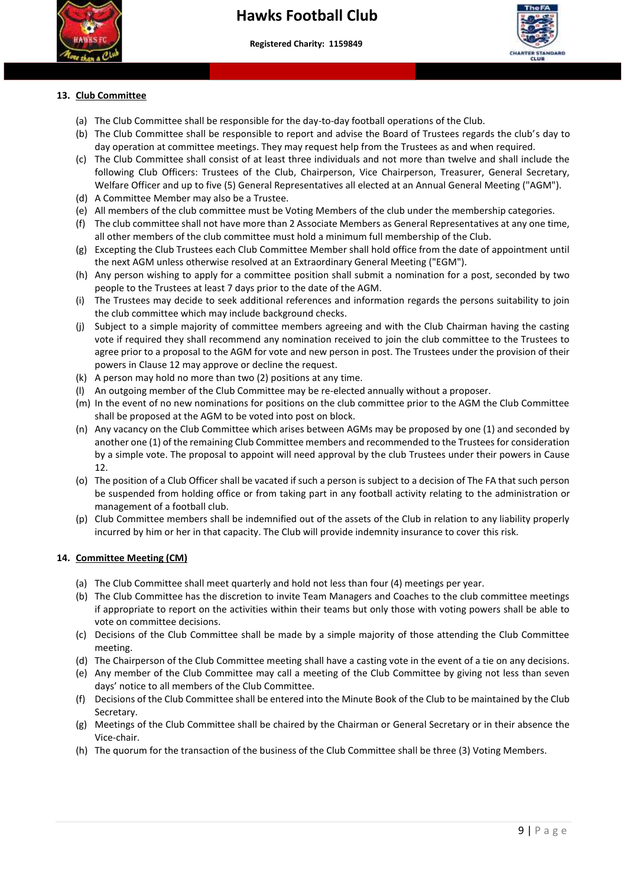## 13. Club Committee

(a) The Club Committee shall be responsible for the day-to-day football operations of the Club.
(b) The Club Committee shall be responsible to report and advise the Board of Trustees regards the club's day to day operation at committee meetings. They may request help from the Trustees as and when required.
(c) The Club Committee shall consist of at least three individuals and not more than twelve and shall include the following Club Officers: Trustees of the Club, Chairperson, Vice Chairperson, Treasurer, General Secretary, Welfare Officer and up to five (5) General Representatives all elected at an Annual General Meeting ("AGM").
(d) A Committee Member may also be a Trustee.
(e) All members of the club committee must be Voting Members of the club under the membership categories.
(f) The club committee shall not have more than 2 Associate Members as General Representatives at any one time, all other members of the club committee must hold a minimum full membership of the Club.
(g) Excepting the Club Trustees each Club Committee Member shall hold office from the date of appointment until the next AGM unless otherwise resolved at an Extraordinary General Meeting ("EGM").
(h) Any person wishing to apply for a committee position shall submit a nomination for a post, seconded by two people to the Trustees at least 7 days prior to the date of the AGM.
(i) The Trustees may decide to seek additional references and information regards the persons suitability to join the club committee which may include background checks.
(j) Subject to a simple majority of committee members agreeing and with the Club Chairman having the casting vote if required they shall recommend any nomination received to join the club committee to the Trustees to agree prior to a proposal to the AGM for vote and new person in post. The Trustees under the provision of their powers in Clause 12 may approve or decline the request.
(k) A person may hold no more than two (2) positions at any time.
(l) An outgoing member of the Club Committee may be re-elected annually without a proposer.
(m) In the event of no new nominations for positions on the club committee prior to the AGM the Club Committee shall be proposed at the AGM to be voted into post on block.
(n) Any vacancy on the Club Committee which arises between AGMs may be proposed by one (1) and seconded by another one (1) of the remaining Club Committee members and recommended to the Trustees for consideration by a simple vote. The proposal to appoint will need approval by the club Trustees under their powers in Cause 12.
(o) The position of a Club Officer shall be vacated if such a person is subject to a decision of The FA that such person be suspended from holding office or from taking part in any football activity relating to the administration or management of a football club.
(p) Club Committee members shall be indemnified out of the assets of the Club in relation to any liability properly incurred by him or her in that capacity. The Club will provide indemnity insurance to cover this risk.

## 14. Committee Meeting (CM)

(a) The Club Committee shall meet quarterly and hold not less than four (4) meetings per year.
(b) The Club Committee has the discretion to invite Team Managers and Coaches to the club committee meetings if appropriate to report on the activities within their teams but only those with voting powers shall be able to vote on committee decisions.
(c) Decisions of the Club Committee shall be made by a simple majority of those attending the Club Committee meeting.
(d) The Chairperson of the Club Committee meeting shall have a casting vote in the event of a tie on any decisions.
(e) Any member of the Club Committee may call a meeting of the Club Committee by giving not less than seven days' notice to all members of the Club Committee.
(f) Decisions of the Club Committee shall be entered into the Minute Book of the Club to be maintained by the Club Secretary.
(g) Meetings of the Club Committee shall be chaired by the Chairman or General Secretary or in their absence the Vice-chair.
(h) The quorum for the transaction of the business of the Club Committee shall be three (3) Voting Members.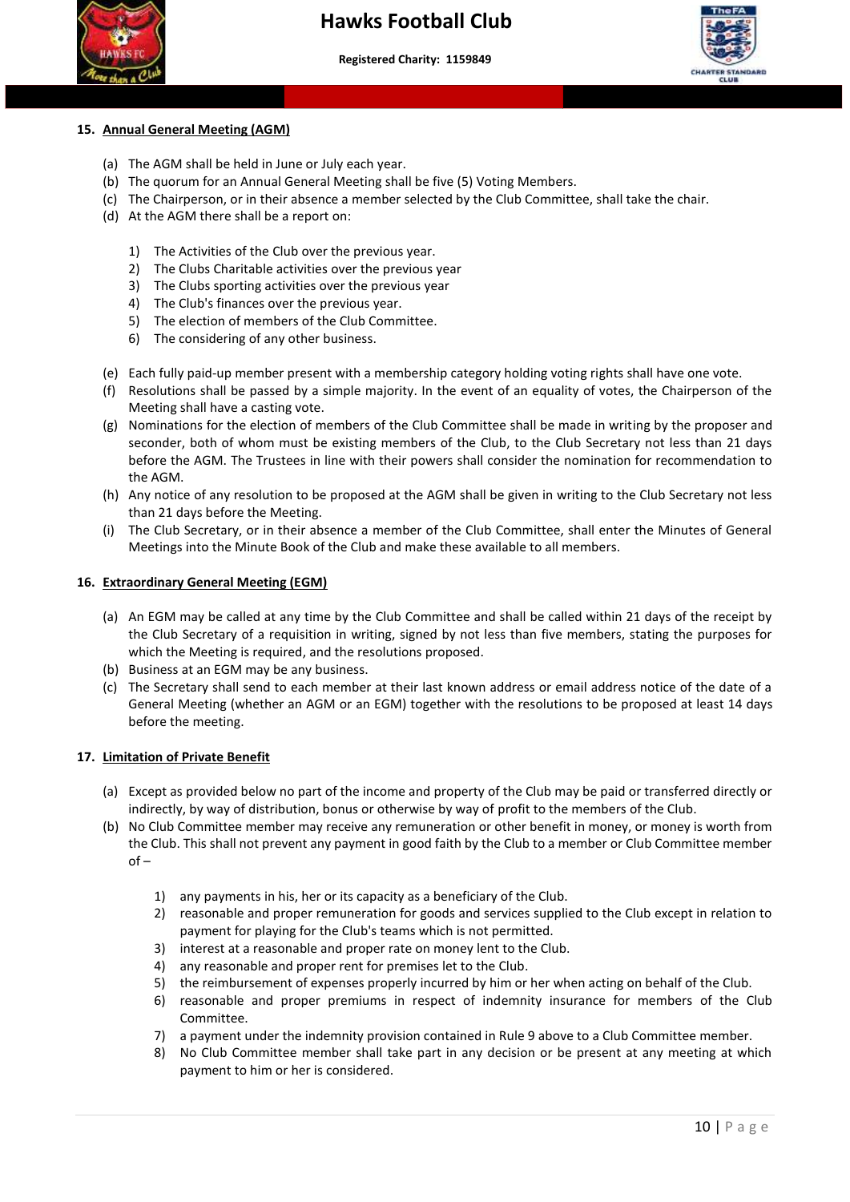## 15. Annual General Meeting (AGM)

(a) The AGM shall be held in June or July each year.
(b) The quorum for an Annual General Meeting shall be five (5) Voting Members.
(c) The Chairperson, or in their absence a member selected by the Club Committee, shall take the chair.
(d) At the AGM there shall be a report on:

1) The Activities of the Club over the previous year.
2) The Clubs Charitable activities over the previous year
3) The Clubs sporting activities over the previous year
4) The Club's finances over the previous year.
5) The election of members of the Club Committee.
6) The considering of any other business.

(e) Each fully paid-up member present with a membership category holding voting rights shall have one vote.
(f) Resolutions shall be passed by a simple majority. In the event of an equality of votes, the Chairperson of the Meeting shall have a casting vote.
(g) Nominations for the election of members of the Club Committee shall be made in writing by the proposer and seconder, both of whom must be existing members of the Club, to the Club Secretary not less than 21 days before the AGM. The Trustees in line with their powers shall consider the nomination for recommendation to the AGM.
(h) Any notice of any resolution to be proposed at the AGM shall be given in writing to the Club Secretary not less than 21 days before the Meeting.
(i) The Club Secretary, or in their absence a member of the Club Committee, shall enter the Minutes of General Meetings into the Minute Book of the Club and make these available to all members.

## 16. Extraordinary General Meeting (EGM)

(a) An EGM may be called at any time by the Club Committee and shall be called within 21 days of the receipt by the Club Secretary of a requisition in writing, signed by not less than five members, stating the purposes for which the Meeting is required, and the resolutions proposed.
(b) Business at an EGM may be any business.
(c) The Secretary shall send to each member at their last known address or email address notice of the date of a General Meeting (whether an AGM or an EGM) together with the resolutions to be proposed at least 14 days before the meeting.

## 17. Limitation of Private Benefit

(a) Except as provided below no part of the income and property of the Club may be paid or transferred directly or indirectly, by way of distribution, bonus or otherwise by way of profit to the members of the Club.
(b) No Club Committee member may receive any remuneration or other benefit in money, or money is worth from the Club. This shall not prevent any payment in good faith by the Club to a member or Club Committee member of –

1) any payments in his, her or its capacity as a beneficiary of the Club.
2) reasonable and proper remuneration for goods and services supplied to the Club except in relation to payment for playing for the Club's teams which is not permitted.
3) interest at a reasonable and proper rate on money lent to the Club.
4) any reasonable and proper rent for premises let to the Club.
5) the reimbursement of expenses properly incurred by him or her when acting on behalf of the Club.
6) reasonable and proper premiums in respect of indemnity insurance for members of the Club Committee.
7) a payment under the indemnity provision contained in Rule 9 above to a Club Committee member.
8) No Club Committee member shall take part in any decision or be present at any meeting at which payment to him or her is considered.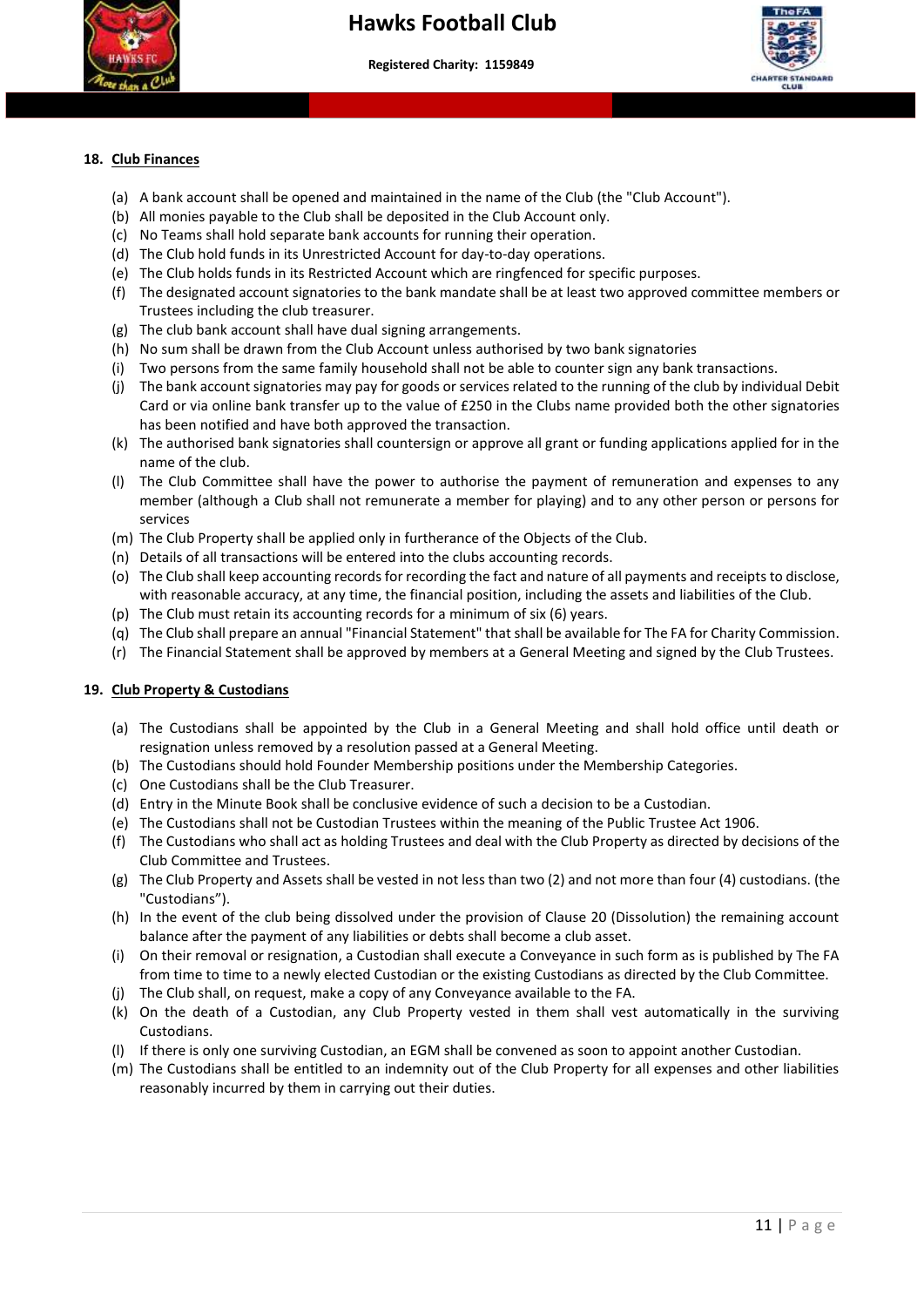**18. Club Finances**

(a) A bank account shall be opened and maintained in the name of the Club (the "Club Account").
(b) All monies payable to the Club shall be deposited in the Club Account only.
(c) No Teams shall hold separate bank accounts for running their operation.
(d) The Club hold funds in its Unrestricted Account for day-to-day operations.
(e) The Club holds funds in its Restricted Account which are ringfenced for specific purposes.
(f) The designated account signatories to the bank mandate shall be at least two approved committee members or Trustees including the club treasurer.
(g) The club bank account shall have dual signing arrangements.
(h) No sum shall be drawn from the Club Account unless authorised by two bank signatories
(i) Two persons from the same family household shall not be able to counter sign any bank transactions.
(j) The bank account signatories may pay for goods or services related to the running of the club by individual Debit Card or via online bank transfer up to the value of £250 in the Clubs name provided both the other signatories has been notified and have both approved the transaction.
(k) The authorised bank signatories shall countersign or approve all grant or funding applications applied for in the name of the club.
(l) The Club Committee shall have the power to authorise the payment of remuneration and expenses to any member (although a Club shall not remunerate a member for playing) and to any other person or persons for services
(m) The Club Property shall be applied only in furtherance of the Objects of the Club.
(n) Details of all transactions will be entered into the clubs accounting records.
(o) The Club shall keep accounting records for recording the fact and nature of all payments and receipts to disclose, with reasonable accuracy, at any time, the financial position, including the assets and liabilities of the Club.
(p) The Club must retain its accounting records for a minimum of six (6) years.
(q) The Club shall prepare an annual "Financial Statement" that shall be available for The FA for Charity Commission.
(r) The Financial Statement shall be approved by members at a General Meeting and signed by the Club Trustees.

**19. Club Property & Custodians**

(a) The Custodians shall be appointed by the Club in a General Meeting and shall hold office until death or resignation unless removed by a resolution passed at a General Meeting.
(b) The Custodians should hold Founder Membership positions under the Membership Categories.
(c) One Custodians shall be the Club Treasurer.
(d) Entry in the Minute Book shall be conclusive evidence of such a decision to be a Custodian.
(e) The Custodians shall not be Custodian Trustees within the meaning of the Public Trustee Act 1906.
(f) The Custodians who shall act as holding Trustees and deal with the Club Property as directed by decisions of the Club Committee and Trustees.
(g) The Club Property and Assets shall be vested in not less than two (2) and not more than four (4) custodians. (the "Custodians").
(h) In the event of the club being dissolved under the provision of Clause 20 (Dissolution) the remaining account balance after the payment of any liabilities or debts shall become a club asset.
(i) On their removal or resignation, a Custodian shall execute a Conveyance in such form as is published by The FA from time to time to a newly elected Custodian or the existing Custodians as directed by the Club Committee.
(j) The Club shall, on request, make a copy of any Conveyance available to the FA.
(k) On the death of a Custodian, any Club Property vested in them shall vest automatically in the surviving Custodians.
(l) If there is only one surviving Custodian, an EGM shall be convened as soon to appoint another Custodian.
(m) The Custodians shall be entitled to an indemnity out of the Club Property for all expenses and other liabilities reasonably incurred by them in carrying out their duties.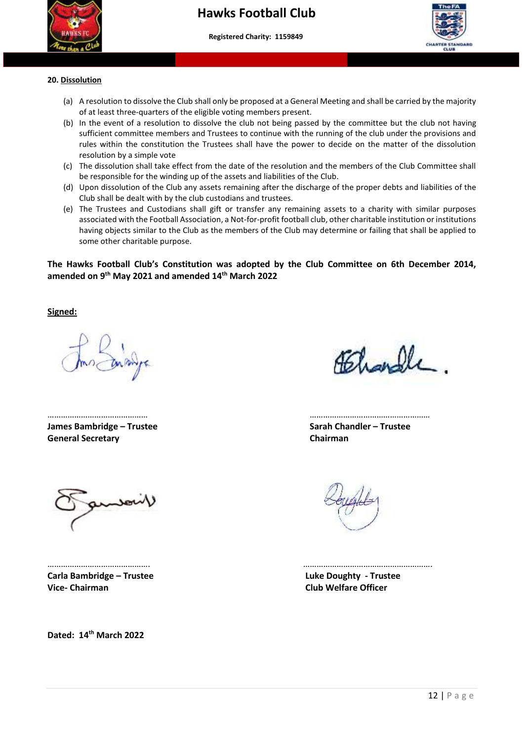**20. Dissolution**

(a) A resolution to dissolve the Club shall only be proposed at a General Meeting and shall be carried by the majority of at least three-quarters of the eligible voting members present.

(b) In the event of a resolution to dissolve the club not being passed by the committee but the club not having sufficient committee members and Trustees to continue with the running of the club under the provisions and rules within the constitution the Trustees shall have the power to decide on the matter of the dissolution resolution by a simple vote

(c) The dissolution shall take effect from the date of the resolution and the members of the Club Committee shall be responsible for the winding up of the assets and liabilities of the Club.

(d) Upon dissolution of the Club any assets remaining after the discharge of the proper debts and liabilities of the Club shall be dealt with by the club custodians and trustees.

(e) The Trustees and Custodians shall gift or transfer any remaining assets to a charity with similar purposes associated with the Football Association, a Not-for-profit football club, other charitable institution or institutions having objects similar to the Club as the members of the Club may determine or failing that shall be applied to some other charitable purpose.

**The Hawks Football Club's Constitution was adopted by the Club Committee on 6th December 2014, amended on 9th May 2021 and amended 14th March 2022**

**Signed:**

……………………………………
**James Bambridge – Trustee**
**General Secretary**

……………………………………
**Sarah Chandler – Trustee**
**Chairman**

……………………………………
**Carla Bambridge – Trustee**
**Vice- Chairman**

……………………………………
**Luke Doughty - Trustee**
**Club Welfare Officer**

**Dated: 14th March 2022**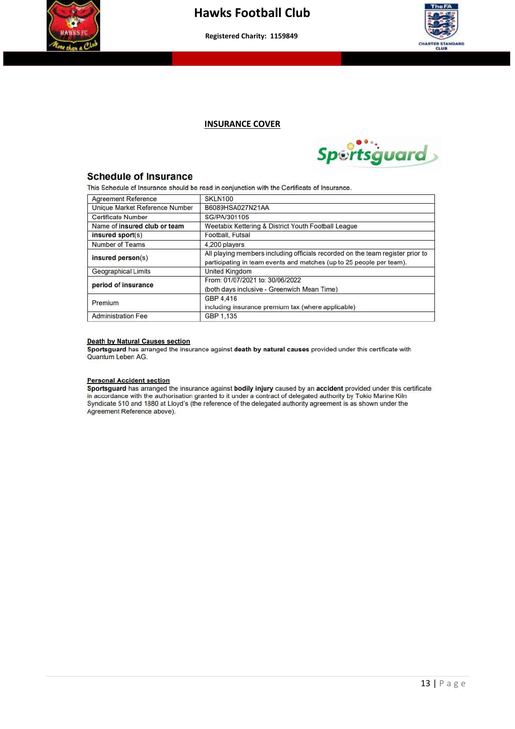## INSURANCE COVER

### Schedule of Insurance

This Schedule of Insurance should be read in conjunction with the Certificate of Insurance.

| | |
|---|---|
| Agreement Reference | SKLN100 |
| Unique Market Reference Number | B6089HSA027N21AA |
| Certificate Number | SG/PA/301105 |
| Name of **insured club or team** | Weetabix Kettering & District Youth Football League |
| **insured sport**(s) | Football, Futsal |
| Number of Teams | 4,200 players |
| **insured person**(s) | All playing members including officials recorded on the team register prior to participating in team events and matches (up to 25 people per team). |
| Geographical Limits | United Kingdom |
| **period of insurance** | From: 01/07/2021 to: 30/06/2022 (both days inclusive - Greenwich Mean Time) |
| Premium | GBP 4,416 including insurance premium tax (where applicable) |
| Administration Fee | GBP 1,135 |

**Death by Natural Causes section**

**Sportsguard** has arranged the insurance against **death by natural causes** provided under this certificate with Quantum Leben AG.

**Personal Accident section**

**Sportsguard** has arranged the insurance against **bodily injury** caused by an **accident** provided under this certificate in accordance with the authorisation granted to it under a contract of delegated authority by Tokio Marine Kiln Syndicate 510 and 1880 at Lloyd's (the reference of the delegated authority agreement is as shown under the Agreement Reference above).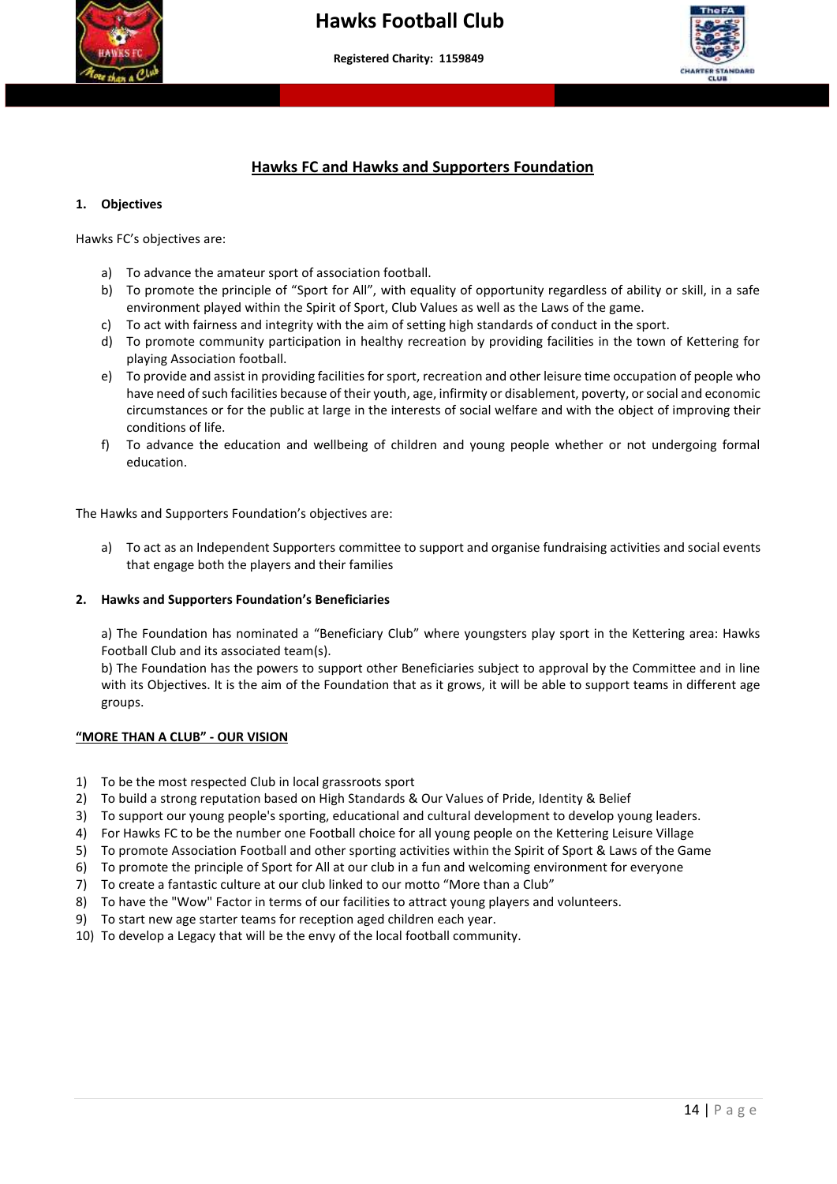## Hawks FC and Hawks and Supporters Foundation

### 1. Objectives

Hawks FC's objectives are:

a) To advance the amateur sport of association football.
b) To promote the principle of "Sport for All", with equality of opportunity regardless of ability or skill, in a safe environment played within the Spirit of Sport, Club Values as well as the Laws of the game.
c) To act with fairness and integrity with the aim of setting high standards of conduct in the sport.
d) To promote community participation in healthy recreation by providing facilities in the town of Kettering for playing Association football.
e) To provide and assist in providing facilities for sport, recreation and other leisure time occupation of people who have need of such facilities because of their youth, age, infirmity or disablement, poverty, or social and economic circumstances or for the public at large in the interests of social welfare and with the object of improving their conditions of life.
f) To advance the education and wellbeing of children and young people whether or not undergoing formal education.

The Hawks and Supporters Foundation's objectives are:

a) To act as an Independent Supporters committee to support and organise fundraising activities and social events that engage both the players and their families

### 2. Hawks and Supporters Foundation's Beneficiaries

a) The Foundation has nominated a "Beneficiary Club" where youngsters play sport in the Kettering area: Hawks Football Club and its associated team(s).
b) The Foundation has the powers to support other Beneficiaries subject to approval by the Committee and in line with its Objectives. It is the aim of the Foundation that as it grows, it will be able to support teams in different age groups.

**"MORE THAN A CLUB" - OUR VISION**

1) To be the most respected Club in local grassroots sport
2) To build a strong reputation based on High Standards & Our Values of Pride, Identity & Belief
3) To support our young people's sporting, educational and cultural development to develop young leaders.
4) For Hawks FC to be the number one Football choice for all young people on the Kettering Leisure Village
5) To promote Association Football and other sporting activities within the Spirit of Sport & Laws of the Game
6) To promote the principle of Sport for All at our club in a fun and welcoming environment for everyone
7) To create a fantastic culture at our club linked to our motto "More than a Club"
8) To have the "Wow" Factor in terms of our facilities to attract young players and volunteers.
9) To start new age starter teams for reception aged children each year.
10) To develop a Legacy that will be the envy of the local football community.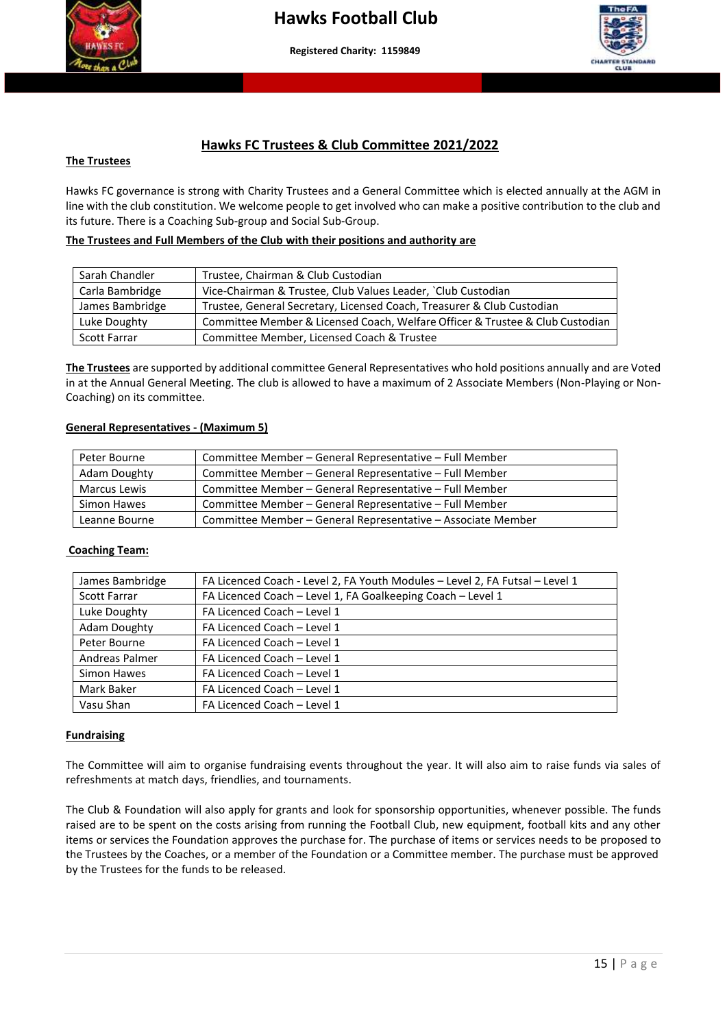# Hawks Football Club

**Registered Charity: 1159849**

## Hawks FC Trustees & Club Committee 2021/2022

**The Trustees**

Hawks FC governance is strong with Charity Trustees and a General Committee which is elected annually at the AGM in line with the club constitution. We welcome people to get involved who can make a positive contribution to the club and its future. There is a Coaching Sub-group and Social Sub-Group.

**The Trustees and Full Members of the Club with their positions and authority are**

| | |
|---|---|
| Sarah Chandler | Trustee, Chairman & Club Custodian |
| Carla Bambridge | Vice-Chairman & Trustee, Club Values Leader, `Club Custodian |
| James Bambridge | Trustee, General Secretary, Licensed Coach, Treasurer & Club Custodian |
| Luke Doughty | Committee Member & Licensed Coach, Welfare Officer & Trustee & Club Custodian |
| Scott Farrar | Committee Member, Licensed Coach & Trustee |

**The Trustees** are supported by additional committee General Representatives who hold positions annually and are Voted in at the Annual General Meeting. The club is allowed to have a maximum of 2 Associate Members (Non-Playing or Non-Coaching) on its committee.

**General Representatives - (Maximum 5)**

| | |
|---|---|
| Peter Bourne | Committee Member – General Representative – Full Member |
| Adam Doughty | Committee Member – General Representative – Full Member |
| Marcus Lewis | Committee Member – General Representative – Full Member |
| Simon Hawes | Committee Member – General Representative – Full Member |
| Leanne Bourne | Committee Member – General Representative – Associate Member |

**Coaching Team:**

| | |
|---|---|
| James Bambridge | FA Licenced Coach - Level 2, FA Youth Modules – Level 2, FA Futsal – Level 1 |
| Scott Farrar | FA Licenced Coach – Level 1, FA Goalkeeping Coach – Level 1 |
| Luke Doughty | FA Licenced Coach – Level 1 |
| Adam Doughty | FA Licenced Coach – Level 1 |
| Peter Bourne | FA Licenced Coach – Level 1 |
| Andreas Palmer | FA Licenced Coach – Level 1 |
| Simon Hawes | FA Licenced Coach – Level 1 |
| Mark Baker | FA Licenced Coach – Level 1 |
| Vasu Shan | FA Licenced Coach – Level 1 |

**Fundraising**

The Committee will aim to organise fundraising events throughout the year. It will also aim to raise funds via sales of refreshments at match days, friendlies, and tournaments.

The Club & Foundation will also apply for grants and look for sponsorship opportunities, whenever possible. The funds raised are to be spent on the costs arising from running the Football Club, new equipment, football kits and any other items or services the Foundation approves the purchase for. The purchase of items or services needs to be proposed to the Trustees by the Coaches, or a member of the Foundation or a Committee member. The purchase must be approved by the Trustees for the funds to be released.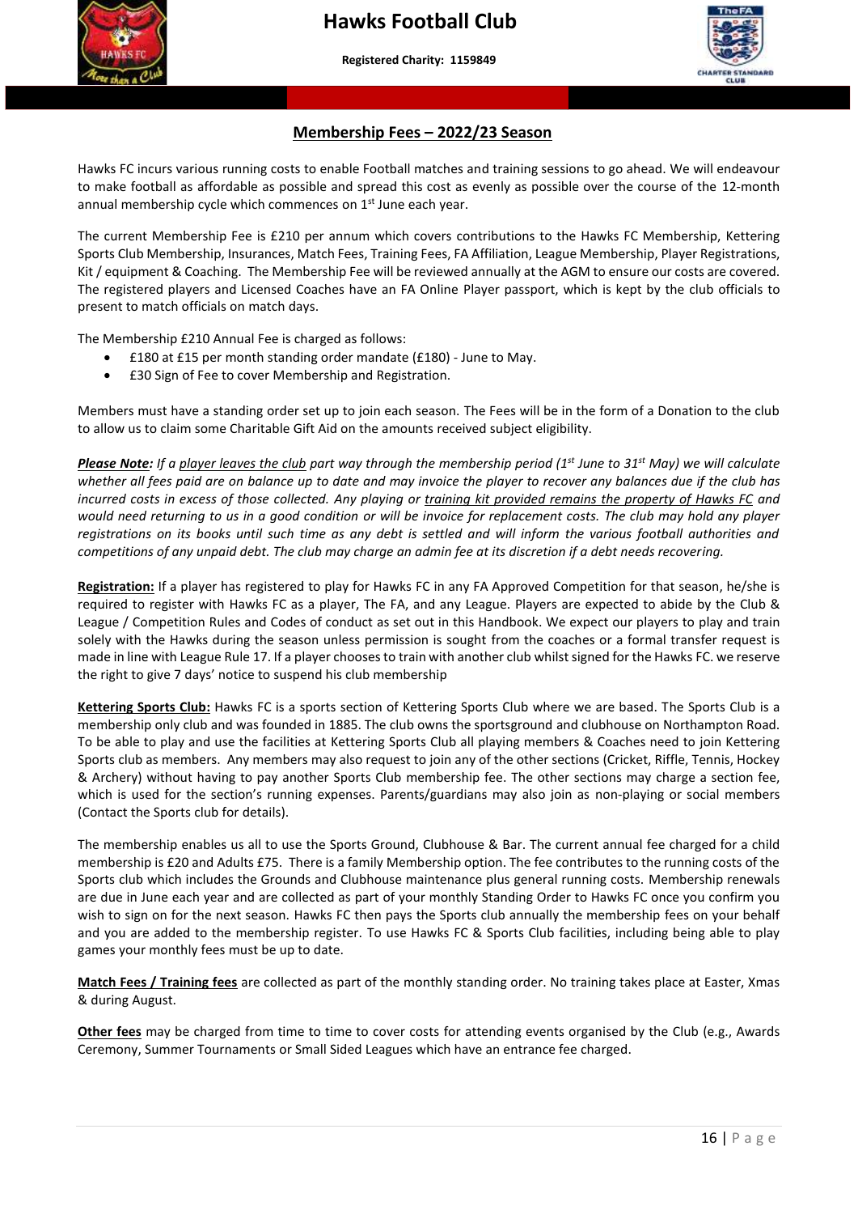# Hawks Football Club

**Registered Charity: 1159849**

## Membership Fees – 2022/23 Season

Hawks FC incurs various running costs to enable Football matches and training sessions to go ahead. We will endeavour to make football as affordable as possible and spread this cost as evenly as possible over the course of the 12-month annual membership cycle which commences on 1st June each year.

The current Membership Fee is £210 per annum which covers contributions to the Hawks FC Membership, Kettering Sports Club Membership, Insurances, Match Fees, Training Fees, FA Affiliation, League Membership, Player Registrations, Kit / equipment & Coaching. The Membership Fee will be reviewed annually at the AGM to ensure our costs are covered. The registered players and Licensed Coaches have an FA Online Player passport, which is kept by the club officials to present to match officials on match days.

The Membership £210 Annual Fee is charged as follows:

- £180 at £15 per month standing order mandate (£180) - June to May.
- £30 Sign of Fee to cover Membership and Registration.

Members must have a standing order set up to join each season. The Fees will be in the form of a Donation to the club to allow us to claim some Charitable Gift Aid on the amounts received subject eligibility.

***Please Note:*** *If a player leaves the club part way through the membership period (1st June to 31st May) we will calculate whether all fees paid are on balance up to date and may invoice the player to recover any balances due if the club has incurred costs in excess of those collected. Any playing or training kit provided remains the property of Hawks FC and would need returning to us in a good condition or will be invoice for replacement costs. The club may hold any player registrations on its books until such time as any debt is settled and will inform the various football authorities and competitions of any unpaid debt. The club may charge an admin fee at its discretion if a debt needs recovering.*

**Registration:** If a player has registered to play for Hawks FC in any FA Approved Competition for that season, he/she is required to register with Hawks FC as a player, The FA, and any League. Players are expected to abide by the Club & League / Competition Rules and Codes of conduct as set out in this Handbook. We expect our players to play and train solely with the Hawks during the season unless permission is sought from the coaches or a formal transfer request is made in line with League Rule 17. If a player chooses to train with another club whilst signed for the Hawks FC. we reserve the right to give 7 days' notice to suspend his club membership

**Kettering Sports Club:** Hawks FC is a sports section of Kettering Sports Club where we are based. The Sports Club is a membership only club and was founded in 1885. The club owns the sportsground and clubhouse on Northampton Road. To be able to play and use the facilities at Kettering Sports Club all playing members & Coaches need to join Kettering Sports club as members. Any members may also request to join any of the other sections (Cricket, Riffle, Tennis, Hockey & Archery) without having to pay another Sports Club membership fee. The other sections may charge a section fee, which is used for the section's running expenses. Parents/guardians may also join as non-playing or social members (Contact the Sports club for details).

The membership enables us all to use the Sports Ground, Clubhouse & Bar. The current annual fee charged for a child membership is £20 and Adults £75. There is a family Membership option. The fee contributes to the running costs of the Sports club which includes the Grounds and Clubhouse maintenance plus general running costs. Membership renewals are due in June each year and are collected as part of your monthly Standing Order to Hawks FC once you confirm you wish to sign on for the next season. Hawks FC then pays the Sports club annually the membership fees on your behalf and you are added to the membership register. To use Hawks FC & Sports Club facilities, including being able to play games your monthly fees must be up to date.

**Match Fees / Training fees** are collected as part of the monthly standing order. No training takes place at Easter, Xmas & during August.

**Other fees** may be charged from time to time to cover costs for attending events organised by the Club (e.g., Awards Ceremony, Summer Tournaments or Small Sided Leagues which have an entrance fee charged.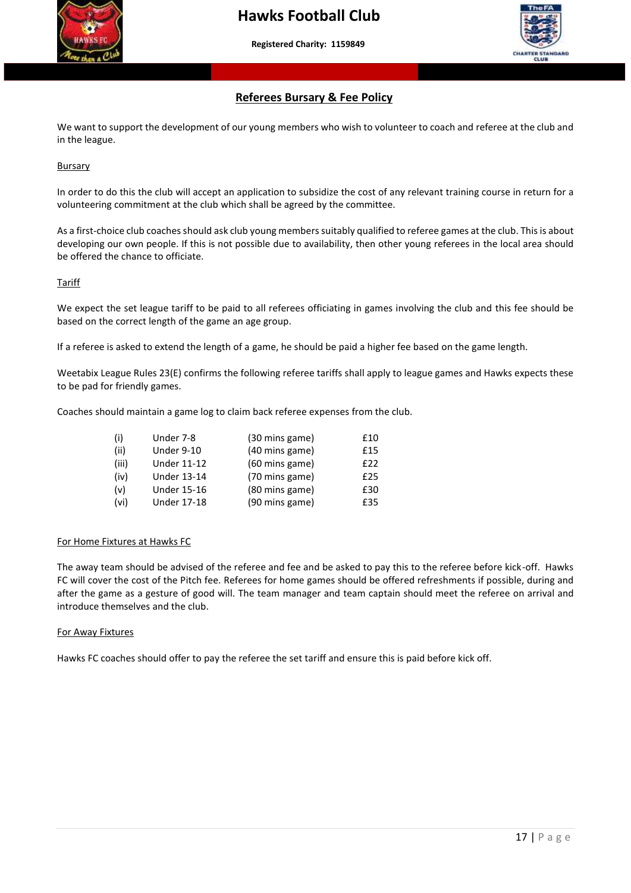## Referees Bursary & Fee Policy

We want to support the development of our young members who wish to volunteer to coach and referee at the club and in the league.

### Bursary

In order to do this the club will accept an application to subsidize the cost of any relevant training course in return for a volunteering commitment at the club which shall be agreed by the committee.

As a first-choice club coaches should ask club young members suitably qualified to referee games at the club. This is about developing our own people. If this is not possible due to availability, then other young referees in the local area should be offered the chance to officiate.

### Tariff

We expect the set league tariff to be paid to all referees officiating in games involving the club and this fee should be based on the correct length of the game an age group.

If a referee is asked to extend the length of a game, he should be paid a higher fee based on the game length.

Weetabix League Rules 23(E) confirms the following referee tariffs shall apply to league games and Hawks expects these to be pad for friendly games.

Coaches should maintain a game log to claim back referee expenses from the club.

| | | | |
|---|---|---|---|
| (i) | Under 7-8 | (30 mins game) | £10 |
| (ii) | Under 9-10 | (40 mins game) | £15 |
| (iii) | Under 11-12 | (60 mins game) | £22 |
| (iv) | Under 13-14 | (70 mins game) | £25 |
| (v) | Under 15-16 | (80 mins game) | £30 |
| (vi) | Under 17-18 | (90 mins game) | £35 |

### For Home Fixtures at Hawks FC

The away team should be advised of the referee and fee and be asked to pay this to the referee before kick-off. Hawks FC will cover the cost of the Pitch fee. Referees for home games should be offered refreshments if possible, during and after the game as a gesture of good will. The team manager and team captain should meet the referee on arrival and introduce themselves and the club.

### For Away Fixtures

Hawks FC coaches should offer to pay the referee the set tariff and ensure this is paid before kick off.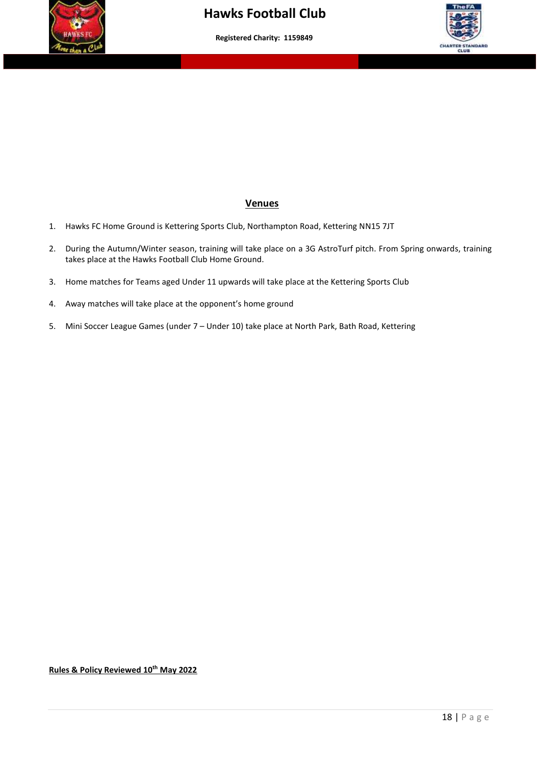## Venues

1. Hawks FC Home Ground is Kettering Sports Club, Northampton Road, Kettering NN15 7JT
2. During the Autumn/Winter season, training will take place on a 3G AstroTurf pitch. From Spring onwards, training takes place at the Hawks Football Club Home Ground.
3. Home matches for Teams aged Under 11 upwards will take place at the Kettering Sports Club
4. Away matches will take place at the opponent's home ground
5. Mini Soccer League Games (under 7 – Under 10) take place at North Park, Bath Road, Kettering

**Rules & Policy Reviewed 10th May 2022**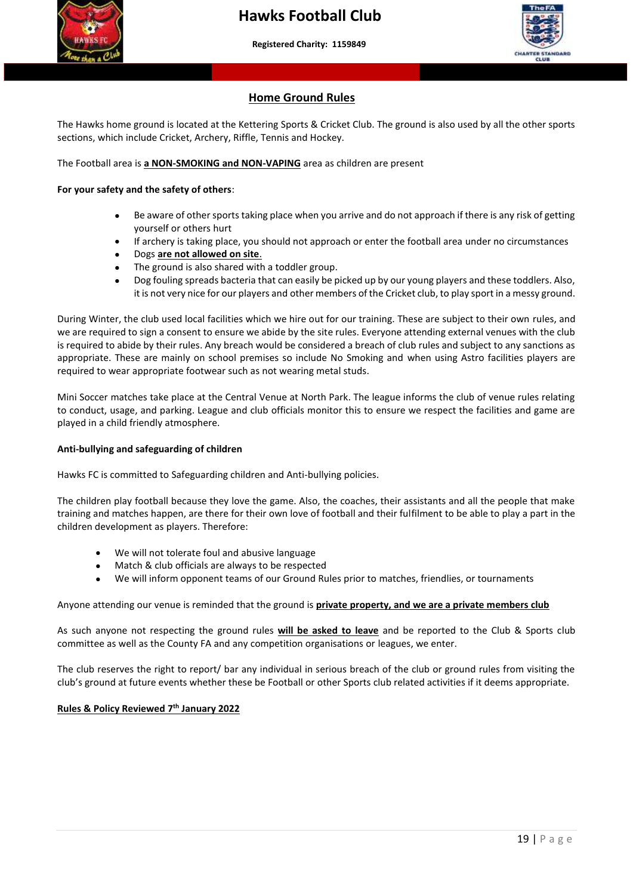## Home Ground Rules

The Hawks home ground is located at the Kettering Sports & Cricket Club. The ground is also used by all the other sports sections, which include Cricket, Archery, Riffle, Tennis and Hockey.

The Football area is **a NON-SMOKING and NON-VAPING** area as children are present

**For your safety and the safety of others**:

- Be aware of other sports taking place when you arrive and do not approach if there is any risk of getting yourself or others hurt
- If archery is taking place, you should not approach or enter the football area under no circumstances
- Dogs **are not allowed on site**.
- The ground is also shared with a toddler group.
- Dog fouling spreads bacteria that can easily be picked up by our young players and these toddlers. Also, it is not very nice for our players and other members of the Cricket club, to play sport in a messy ground.

During Winter, the club used local facilities which we hire out for our training. These are subject to their own rules, and we are required to sign a consent to ensure we abide by the site rules. Everyone attending external venues with the club is required to abide by their rules. Any breach would be considered a breach of club rules and subject to any sanctions as appropriate. These are mainly on school premises so include No Smoking and when using Astro facilities players are required to wear appropriate footwear such as not wearing metal studs.

Mini Soccer matches take place at the Central Venue at North Park. The league informs the club of venue rules relating to conduct, usage, and parking. League and club officials monitor this to ensure we respect the facilities and game are played in a child friendly atmosphere.

**Anti-bullying and safeguarding of children**

Hawks FC is committed to Safeguarding children and Anti-bullying policies.

The children play football because they love the game. Also, the coaches, their assistants and all the people that make training and matches happen, are there for their own love of football and their fulfilment to be able to play a part in the children development as players. Therefore:

- We will not tolerate foul and abusive language
- Match & club officials are always to be respected
- We will inform opponent teams of our Ground Rules prior to matches, friendlies, or tournaments

Anyone attending our venue is reminded that the ground is **private property, and we are a private members club**

As such anyone not respecting the ground rules **will be asked to leave** and be reported to the Club & Sports club committee as well as the County FA and any competition organisations or leagues, we enter.

The club reserves the right to report/ bar any individual in serious breach of the club or ground rules from visiting the club's ground at future events whether these be Football or other Sports club related activities if it deems appropriate.

**Rules & Policy Reviewed 7th January 2022**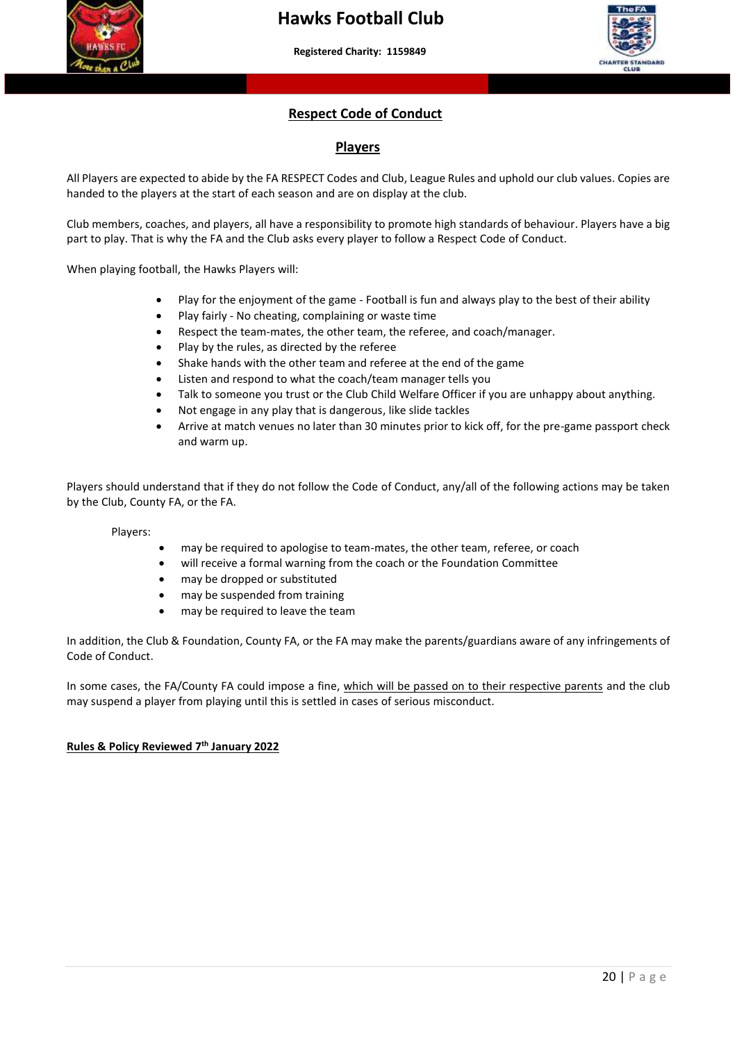## Respect Code of Conduct

### Players

All Players are expected to abide by the FA RESPECT Codes and Club, League Rules and uphold our club values. Copies are handed to the players at the start of each season and are on display at the club.

Club members, coaches, and players, all have a responsibility to promote high standards of behaviour. Players have a big part to play. That is why the FA and the Club asks every player to follow a Respect Code of Conduct.

When playing football, the Hawks Players will:

- Play for the enjoyment of the game - Football is fun and always play to the best of their ability
- Play fairly - No cheating, complaining or waste time
- Respect the team-mates, the other team, the referee, and coach/manager.
- Play by the rules, as directed by the referee
- Shake hands with the other team and referee at the end of the game
- Listen and respond to what the coach/team manager tells you
- Talk to someone you trust or the Club Child Welfare Officer if you are unhappy about anything.
- Not engage in any play that is dangerous, like slide tackles
- Arrive at match venues no later than 30 minutes prior to kick off, for the pre-game passport check and warm up.

Players should understand that if they do not follow the Code of Conduct, any/all of the following actions may be taken by the Club, County FA, or the FA.

Players:

- may be required to apologise to team-mates, the other team, referee, or coach
- will receive a formal warning from the coach or the Foundation Committee
- may be dropped or substituted
- may be suspended from training
- may be required to leave the team

In addition, the Club & Foundation, County FA, or the FA may make the parents/guardians aware of any infringements of Code of Conduct.

In some cases, the FA/County FA could impose a fine, which will be passed on to their respective parents and the club may suspend a player from playing until this is settled in cases of serious misconduct.

**Rules & Policy Reviewed 7th January 2022**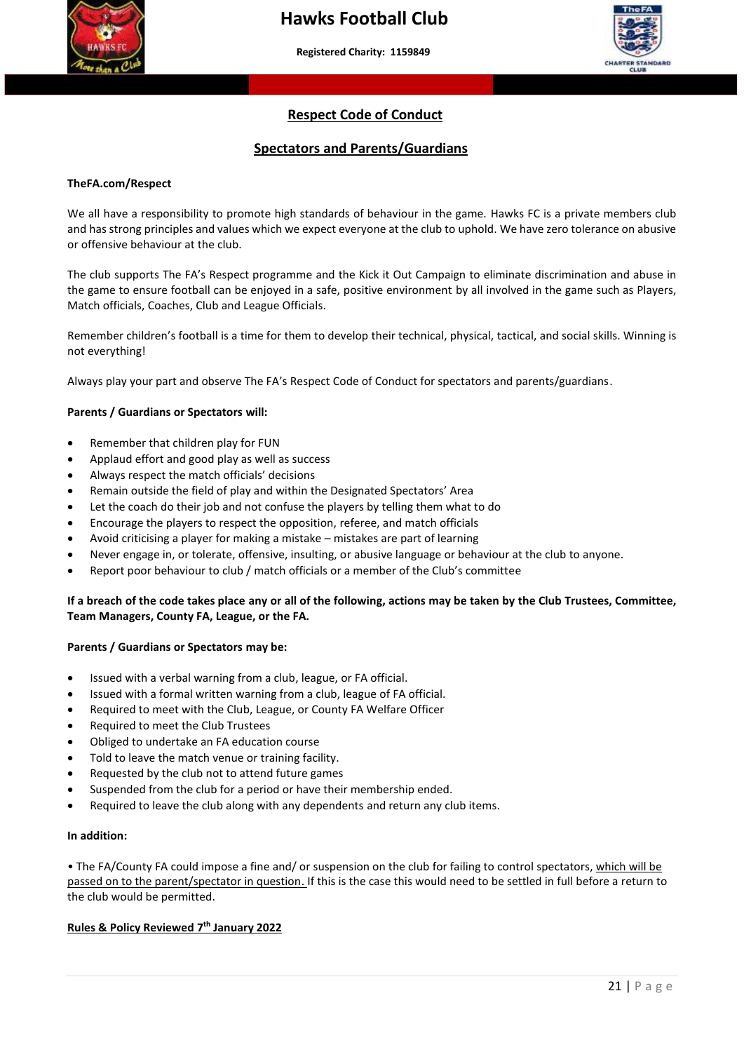# Respect Code of Conduct

## Spectators and Parents/Guardians

**TheFA.com/Respect**

We all have a responsibility to promote high standards of behaviour in the game. Hawks FC is a private members club and has strong principles and values which we expect everyone at the club to uphold. We have zero tolerance on abusive or offensive behaviour at the club.

The club supports The FA's Respect programme and the Kick it Out Campaign to eliminate discrimination and abuse in the game to ensure football can be enjoyed in a safe, positive environment by all involved in the game such as Players, Match officials, Coaches, Club and League Officials.

Remember children's football is a time for them to develop their technical, physical, tactical, and social skills. Winning is not everything!

Always play your part and observe The FA's Respect Code of Conduct for spectators and parents/guardians.

**Parents / Guardians or Spectators will:**

- Remember that children play for FUN
- Applaud effort and good play as well as success
- Always respect the match officials' decisions
- Remain outside the field of play and within the Designated Spectators' Area
- Let the coach do their job and not confuse the players by telling them what to do
- Encourage the players to respect the opposition, referee, and match officials
- Avoid criticising a player for making a mistake – mistakes are part of learning
- Never engage in, or tolerate, offensive, insulting, or abusive language or behaviour at the club to anyone.
- Report poor behaviour to club / match officials or a member of the Club's committee

**If a breach of the code takes place any or all of the following, actions may be taken by the Club Trustees, Committee, Team Managers, County FA, League, or the FA.**

**Parents / Guardians or Spectators may be:**

- Issued with a verbal warning from a club, league, or FA official.
- Issued with a formal written warning from a club, league of FA official.
- Required to meet with the Club, League, or County FA Welfare Officer
- Required to meet the Club Trustees
- Obliged to undertake an FA education course
- Told to leave the match venue or training facility.
- Requested by the club not to attend future games
- Suspended from the club for a period or have their membership ended.
- Required to leave the club along with any dependents and return any club items.

**In addition:**

• The FA/County FA could impose a fine and/ or suspension on the club for failing to control spectators, <u>which will be passed on to the parent/spectator in question.</u> If this is the case this would need to be settled in full before a return to the club would be permitted.

**<u>Rules & Policy Reviewed 7th January 2022</u>**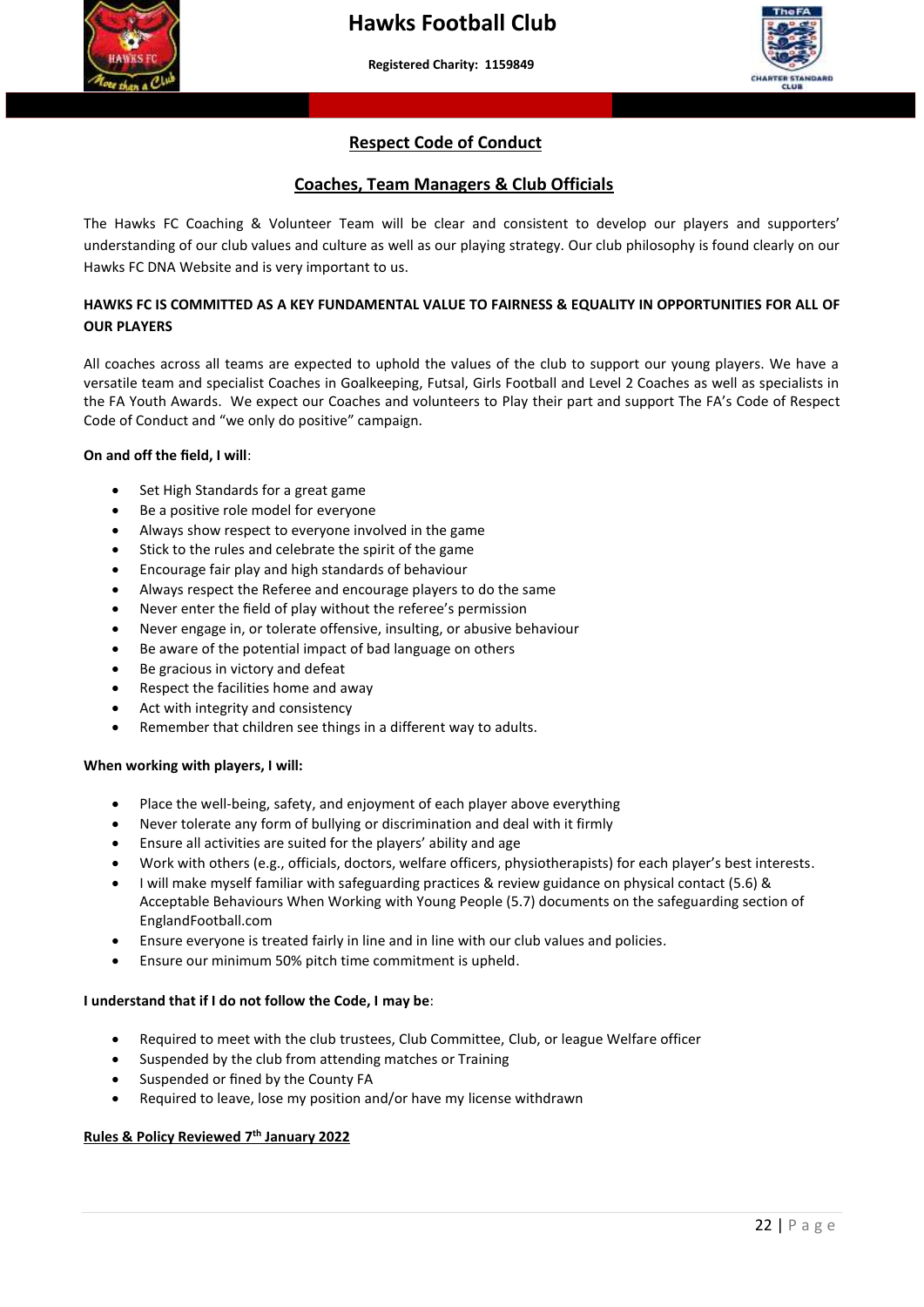# Hawks Football Club

**Registered Charity: 1159849**

## Respect Code of Conduct

## Coaches, Team Managers & Club Officials

The Hawks FC Coaching & Volunteer Team will be clear and consistent to develop our players and supporters' understanding of our club values and culture as well as our playing strategy. Our club philosophy is found clearly on our Hawks FC DNA Website and is very important to us.

**HAWKS FC IS COMMITTED AS A KEY FUNDAMENTAL VALUE TO FAIRNESS & EQUALITY IN OPPORTUNITIES FOR ALL OF OUR PLAYERS**

All coaches across all teams are expected to uphold the values of the club to support our young players. We have a versatile team and specialist Coaches in Goalkeeping, Futsal, Girls Football and Level 2 Coaches as well as specialists in the FA Youth Awards. We expect our Coaches and volunteers to Play their part and support The FA's Code of Respect Code of Conduct and "we only do positive" campaign.

**On and off the field, I will**:

- Set High Standards for a great game
- Be a positive role model for everyone
- Always show respect to everyone involved in the game
- Stick to the rules and celebrate the spirit of the game
- Encourage fair play and high standards of behaviour
- Always respect the Referee and encourage players to do the same
- Never enter the field of play without the referee's permission
- Never engage in, or tolerate offensive, insulting, or abusive behaviour
- Be aware of the potential impact of bad language on others
- Be gracious in victory and defeat
- Respect the facilities home and away
- Act with integrity and consistency
- Remember that children see things in a different way to adults.

**When working with players, I will:**

- Place the well-being, safety, and enjoyment of each player above everything
- Never tolerate any form of bullying or discrimination and deal with it firmly
- Ensure all activities are suited for the players' ability and age
- Work with others (e.g., officials, doctors, welfare officers, physiotherapists) for each player's best interests.
- I will make myself familiar with safeguarding practices & review guidance on physical contact (5.6) & Acceptable Behaviours When Working with Young People (5.7) documents on the safeguarding section of EnglandFootball.com
- Ensure everyone is treated fairly in line and in line with our club values and policies.
- Ensure our minimum 50% pitch time commitment is upheld.

**I understand that if I do not follow the Code, I may be**:

- Required to meet with the club trustees, Club Committee, Club, or league Welfare officer
- Suspended by the club from attending matches or Training
- Suspended or fined by the County FA
- Required to leave, lose my position and/or have my license withdrawn

**Rules & Policy Reviewed 7th January 2022**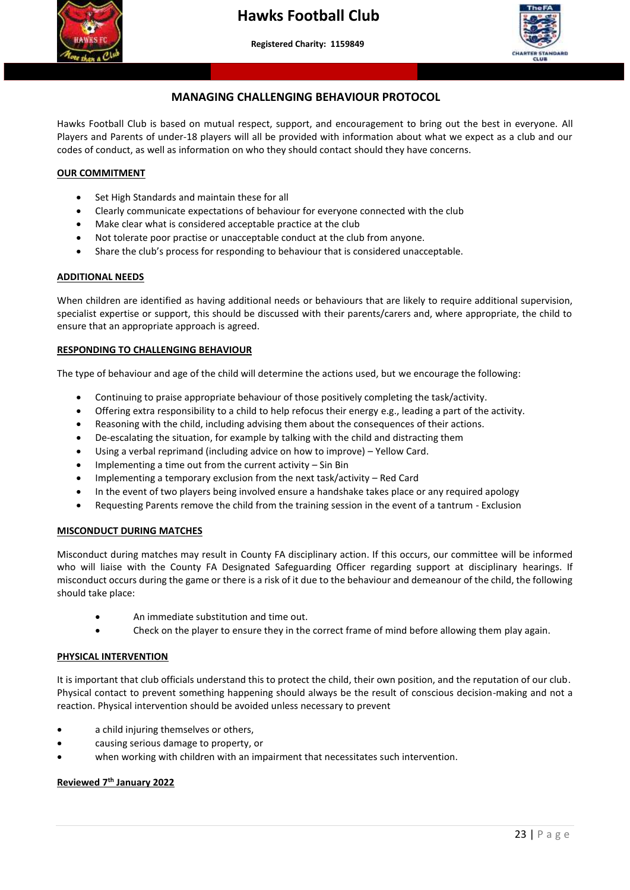# MANAGING CHALLENGING BEHAVIOUR PROTOCOL

Hawks Football Club is based on mutual respect, support, and encouragement to bring out the best in everyone. All Players and Parents of under-18 players will all be provided with information about what we expect as a club and our codes of conduct, as well as information on who they should contact should they have concerns.

## OUR COMMITMENT

- Set High Standards and maintain these for all
- Clearly communicate expectations of behaviour for everyone connected with the club
- Make clear what is considered acceptable practice at the club
- Not tolerate poor practise or unacceptable conduct at the club from anyone.
- Share the club's process for responding to behaviour that is considered unacceptable.

## ADDITIONAL NEEDS

When children are identified as having additional needs or behaviours that are likely to require additional supervision, specialist expertise or support, this should be discussed with their parents/carers and, where appropriate, the child to ensure that an appropriate approach is agreed.

## RESPONDING TO CHALLENGING BEHAVIOUR

The type of behaviour and age of the child will determine the actions used, but we encourage the following:

- Continuing to praise appropriate behaviour of those positively completing the task/activity.
- Offering extra responsibility to a child to help refocus their energy e.g., leading a part of the activity.
- Reasoning with the child, including advising them about the consequences of their actions.
- De-escalating the situation, for example by talking with the child and distracting them
- Using a verbal reprimand (including advice on how to improve) – Yellow Card.
- Implementing a time out from the current activity – Sin Bin
- Implementing a temporary exclusion from the next task/activity – Red Card
- In the event of two players being involved ensure a handshake takes place or any required apology
- Requesting Parents remove the child from the training session in the event of a tantrum - Exclusion

## MISCONDUCT DURING MATCHES

Misconduct during matches may result in County FA disciplinary action. If this occurs, our committee will be informed who will liaise with the County FA Designated Safeguarding Officer regarding support at disciplinary hearings. If misconduct occurs during the game or there is a risk of it due to the behaviour and demeanour of the child, the following should take place:

- An immediate substitution and time out.
- Check on the player to ensure they in the correct frame of mind before allowing them play again.

## PHYSICAL INTERVENTION

It is important that club officials understand this to protect the child, their own position, and the reputation of our club. Physical contact to prevent something happening should always be the result of conscious decision-making and not a reaction. Physical intervention should be avoided unless necessary to prevent

- a child injuring themselves or others,
- causing serious damage to property, or
- when working with children with an impairment that necessitates such intervention.

**Reviewed 7th January 2022**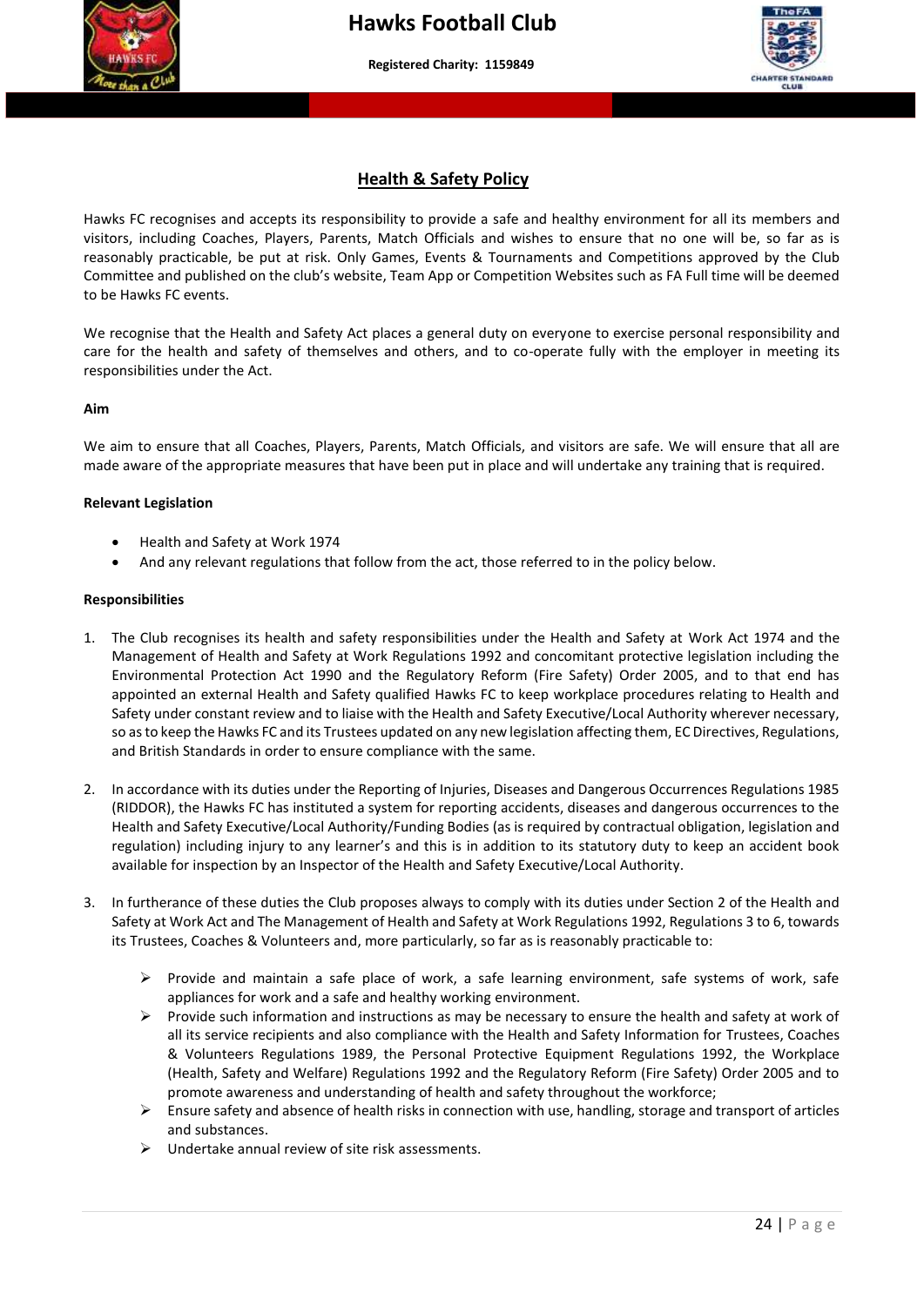## Health & Safety Policy

Hawks FC recognises and accepts its responsibility to provide a safe and healthy environment for all its members and visitors, including Coaches, Players, Parents, Match Officials and wishes to ensure that no one will be, so far as is reasonably practicable, be put at risk. Only Games, Events & Tournaments and Competitions approved by the Club Committee and published on the club's website, Team App or Competition Websites such as FA Full time will be deemed to be Hawks FC events.

We recognise that the Health and Safety Act places a general duty on everyone to exercise personal responsibility and care for the health and safety of themselves and others, and to co-operate fully with the employer in meeting its responsibilities under the Act.

**Aim**

We aim to ensure that all Coaches, Players, Parents, Match Officials, and visitors are safe. We will ensure that all are made aware of the appropriate measures that have been put in place and will undertake any training that is required.

**Relevant Legislation**

- Health and Safety at Work 1974
- And any relevant regulations that follow from the act, those referred to in the policy below.

**Responsibilities**

1. The Club recognises its health and safety responsibilities under the Health and Safety at Work Act 1974 and the Management of Health and Safety at Work Regulations 1992 and concomitant protective legislation including the Environmental Protection Act 1990 and the Regulatory Reform (Fire Safety) Order 2005, and to that end has appointed an external Health and Safety qualified Hawks FC to keep workplace procedures relating to Health and Safety under constant review and to liaise with the Health and Safety Executive/Local Authority wherever necessary, so as to keep the Hawks FC and its Trustees updated on any new legislation affecting them, EC Directives, Regulations, and British Standards in order to ensure compliance with the same.

2. In accordance with its duties under the Reporting of Injuries, Diseases and Dangerous Occurrences Regulations 1985 (RIDDOR), the Hawks FC has instituted a system for reporting accidents, diseases and dangerous occurrences to the Health and Safety Executive/Local Authority/Funding Bodies (as is required by contractual obligation, legislation and regulation) including injury to any learner's and this is in addition to its statutory duty to keep an accident book available for inspection by an Inspector of the Health and Safety Executive/Local Authority.

3. In furtherance of these duties the Club proposes always to comply with its duties under Section 2 of the Health and Safety at Work Act and The Management of Health and Safety at Work Regulations 1992, Regulations 3 to 6, towards its Trustees, Coaches & Volunteers and, more particularly, so far as is reasonably practicable to:

   - Provide and maintain a safe place of work, a safe learning environment, safe systems of work, safe appliances for work and a safe and healthy working environment.
   - Provide such information and instructions as may be necessary to ensure the health and safety at work of all its service recipients and also compliance with the Health and Safety Information for Trustees, Coaches & Volunteers Regulations 1989, the Personal Protective Equipment Regulations 1992, the Workplace (Health, Safety and Welfare) Regulations 1992 and the Regulatory Reform (Fire Safety) Order 2005 and to promote awareness and understanding of health and safety throughout the workforce;
   - Ensure safety and absence of health risks in connection with use, handling, storage and transport of articles and substances.
   - Undertake annual review of site risk assessments.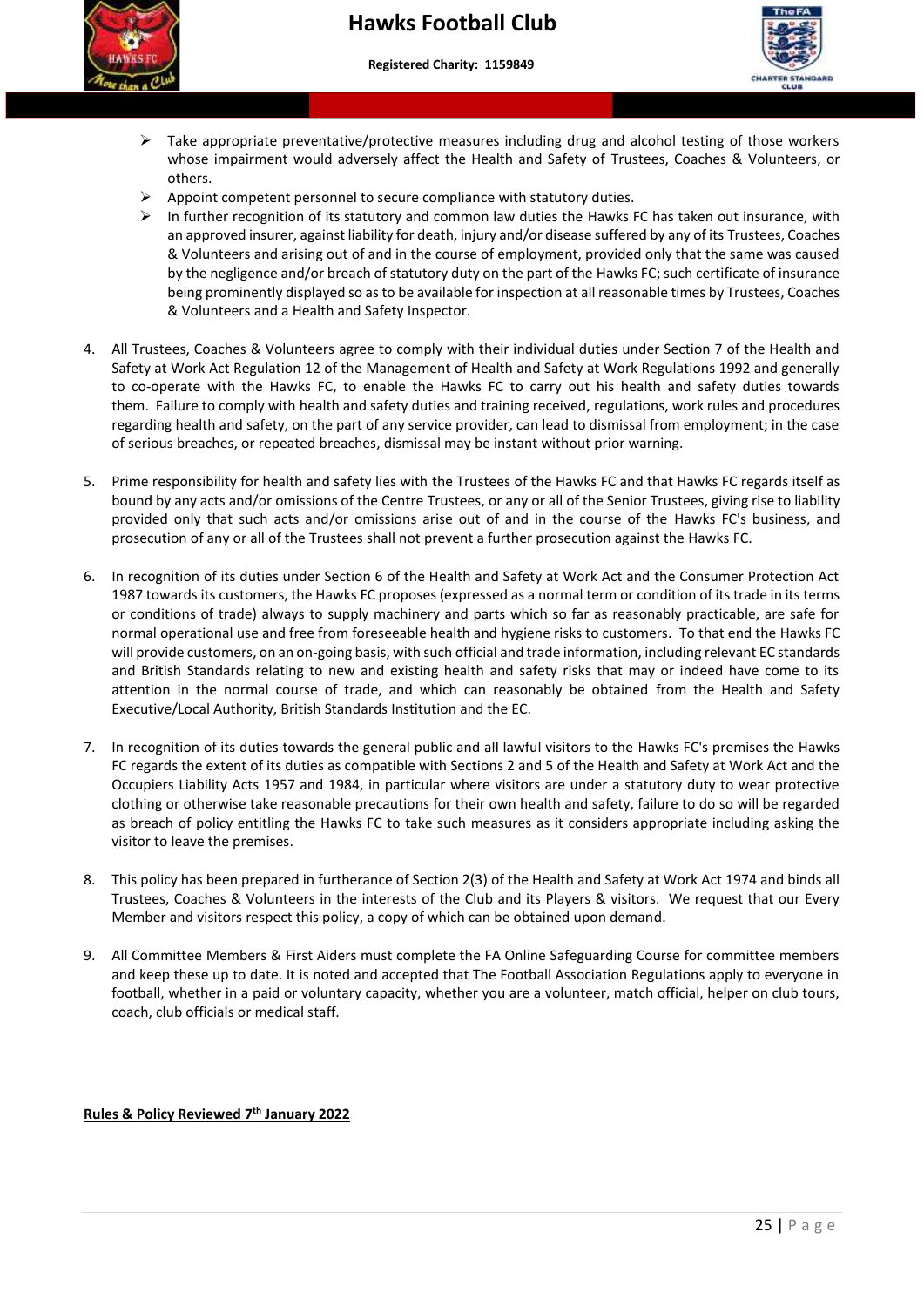- Take appropriate preventative/protective measures including drug and alcohol testing of those workers whose impairment would adversely affect the Health and Safety of Trustees, Coaches & Volunteers, or others.
- Appoint competent personnel to secure compliance with statutory duties.
- In further recognition of its statutory and common law duties the Hawks FC has taken out insurance, with an approved insurer, against liability for death, injury and/or disease suffered by any of its Trustees, Coaches & Volunteers and arising out of and in the course of employment, provided only that the same was caused by the negligence and/or breach of statutory duty on the part of the Hawks FC; such certificate of insurance being prominently displayed so as to be available for inspection at all reasonable times by Trustees, Coaches & Volunteers and a Health and Safety Inspector.

4. All Trustees, Coaches & Volunteers agree to comply with their individual duties under Section 7 of the Health and Safety at Work Act Regulation 12 of the Management of Health and Safety at Work Regulations 1992 and generally to co-operate with the Hawks FC, to enable the Hawks FC to carry out his health and safety duties towards them. Failure to comply with health and safety duties and training received, regulations, work rules and procedures regarding health and safety, on the part of any service provider, can lead to dismissal from employment; in the case of serious breaches, or repeated breaches, dismissal may be instant without prior warning.

5. Prime responsibility for health and safety lies with the Trustees of the Hawks FC and that Hawks FC regards itself as bound by any acts and/or omissions of the Centre Trustees, or any or all of the Senior Trustees, giving rise to liability provided only that such acts and/or omissions arise out of and in the course of the Hawks FC's business, and prosecution of any or all of the Trustees shall not prevent a further prosecution against the Hawks FC.

6. In recognition of its duties under Section 6 of the Health and Safety at Work Act and the Consumer Protection Act 1987 towards its customers, the Hawks FC proposes (expressed as a normal term or condition of its trade in its terms or conditions of trade) always to supply machinery and parts which so far as reasonably practicable, are safe for normal operational use and free from foreseeable health and hygiene risks to customers. To that end the Hawks FC will provide customers, on an on-going basis, with such official and trade information, including relevant EC standards and British Standards relating to new and existing health and safety risks that may or indeed have come to its attention in the normal course of trade, and which can reasonably be obtained from the Health and Safety Executive/Local Authority, British Standards Institution and the EC.

7. In recognition of its duties towards the general public and all lawful visitors to the Hawks FC's premises the Hawks FC regards the extent of its duties as compatible with Sections 2 and 5 of the Health and Safety at Work Act and the Occupiers Liability Acts 1957 and 1984, in particular where visitors are under a statutory duty to wear protective clothing or otherwise take reasonable precautions for their own health and safety, failure to do so will be regarded as breach of policy entitling the Hawks FC to take such measures as it considers appropriate including asking the visitor to leave the premises.

8. This policy has been prepared in furtherance of Section 2(3) of the Health and Safety at Work Act 1974 and binds all Trustees, Coaches & Volunteers in the interests of the Club and its Players & visitors. We request that our Every Member and visitors respect this policy, a copy of which can be obtained upon demand.

9. All Committee Members & First Aiders must complete the FA Online Safeguarding Course for committee members and keep these up to date. It is noted and accepted that The Football Association Regulations apply to everyone in football, whether in a paid or voluntary capacity, whether you are a volunteer, match official, helper on club tours, coach, club officials or medical staff.

**Rules & Policy Reviewed 7th January 2022**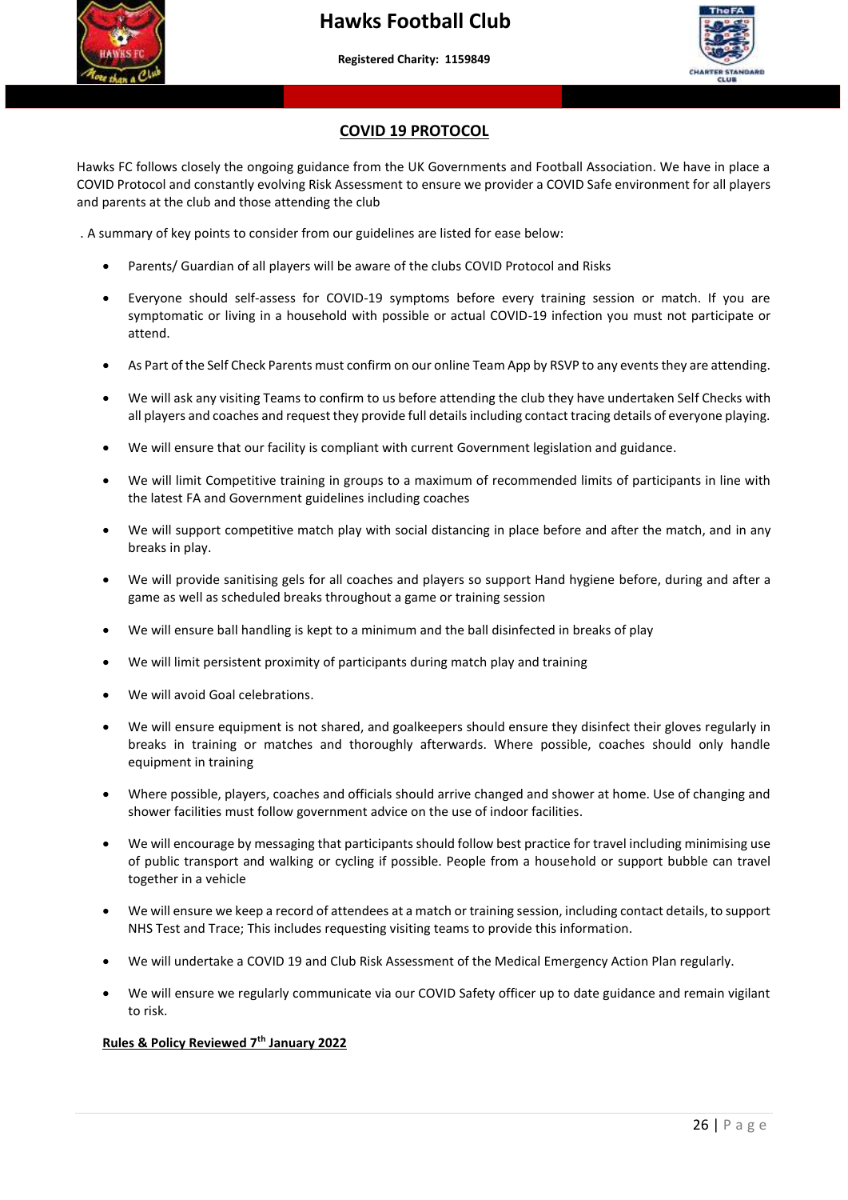## COVID 19 PROTOCOL

Hawks FC follows closely the ongoing guidance from the UK Governments and Football Association. We have in place a COVID Protocol and constantly evolving Risk Assessment to ensure we provider a COVID Safe environment for all players and parents at the club and those attending the club

. A summary of key points to consider from our guidelines are listed for ease below:

- Parents/ Guardian of all players will be aware of the clubs COVID Protocol and Risks
- Everyone should self-assess for COVID-19 symptoms before every training session or match. If you are symptomatic or living in a household with possible or actual COVID-19 infection you must not participate or attend.
- As Part of the Self Check Parents must confirm on our online Team App by RSVP to any events they are attending.
- We will ask any visiting Teams to confirm to us before attending the club they have undertaken Self Checks with all players and coaches and request they provide full details including contact tracing details of everyone playing.
- We will ensure that our facility is compliant with current Government legislation and guidance.
- We will limit Competitive training in groups to a maximum of recommended limits of participants in line with the latest FA and Government guidelines including coaches
- We will support competitive match play with social distancing in place before and after the match, and in any breaks in play.
- We will provide sanitising gels for all coaches and players so support Hand hygiene before, during and after a game as well as scheduled breaks throughout a game or training session
- We will ensure ball handling is kept to a minimum and the ball disinfected in breaks of play
- We will limit persistent proximity of participants during match play and training
- We will avoid Goal celebrations.
- We will ensure equipment is not shared, and goalkeepers should ensure they disinfect their gloves regularly in breaks in training or matches and thoroughly afterwards. Where possible, coaches should only handle equipment in training
- Where possible, players, coaches and officials should arrive changed and shower at home. Use of changing and shower facilities must follow government advice on the use of indoor facilities.
- We will encourage by messaging that participants should follow best practice for travel including minimising use of public transport and walking or cycling if possible. People from a household or support bubble can travel together in a vehicle
- We will ensure we keep a record of attendees at a match or training session, including contact details, to support NHS Test and Trace; This includes requesting visiting teams to provide this information.
- We will undertake a COVID 19 and Club Risk Assessment of the Medical Emergency Action Plan regularly.
- We will ensure we regularly communicate via our COVID Safety officer up to date guidance and remain vigilant to risk.

**Rules & Policy Reviewed 7th January 2022**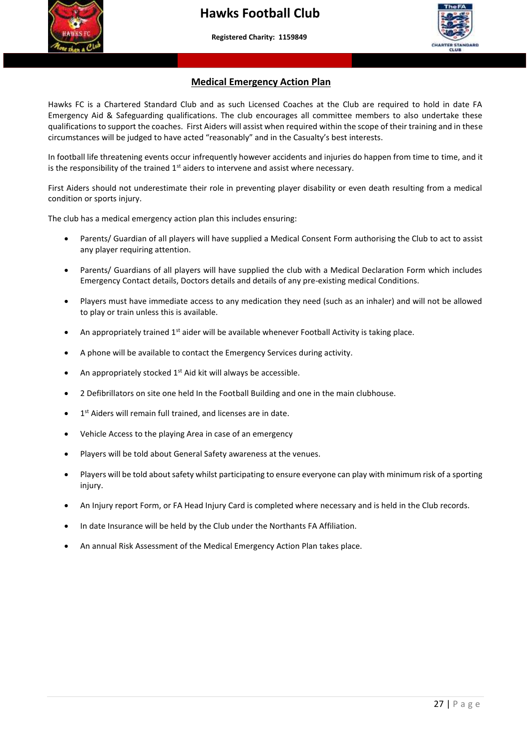## Medical Emergency Action Plan

Hawks FC is a Chartered Standard Club and as such Licensed Coaches at the Club are required to hold in date FA Emergency Aid & Safeguarding qualifications. The club encourages all committee members to also undertake these qualifications to support the coaches. First Aiders will assist when required within the scope of their training and in these circumstances will be judged to have acted "reasonably" and in the Casualty's best interests.

In football life threatening events occur infrequently however accidents and injuries do happen from time to time, and it is the responsibility of the trained 1st aiders to intervene and assist where necessary.

First Aiders should not underestimate their role in preventing player disability or even death resulting from a medical condition or sports injury.

The club has a medical emergency action plan this includes ensuring:

- Parents/ Guardian of all players will have supplied a Medical Consent Form authorising the Club to act to assist any player requiring attention.
- Parents/ Guardians of all players will have supplied the club with a Medical Declaration Form which includes Emergency Contact details, Doctors details and details of any pre-existing medical Conditions.
- Players must have immediate access to any medication they need (such as an inhaler) and will not be allowed to play or train unless this is available.
- An appropriately trained 1st aider will be available whenever Football Activity is taking place.
- A phone will be available to contact the Emergency Services during activity.
- An appropriately stocked 1st Aid kit will always be accessible.
- 2 Defibrillators on site one held In the Football Building and one in the main clubhouse.
- 1st Aiders will remain full trained, and licenses are in date.
- Vehicle Access to the playing Area in case of an emergency
- Players will be told about General Safety awareness at the venues.
- Players will be told about safety whilst participating to ensure everyone can play with minimum risk of a sporting injury.
- An Injury report Form, or FA Head Injury Card is completed where necessary and is held in the Club records.
- In date Insurance will be held by the Club under the Northants FA Affiliation.
- An annual Risk Assessment of the Medical Emergency Action Plan takes place.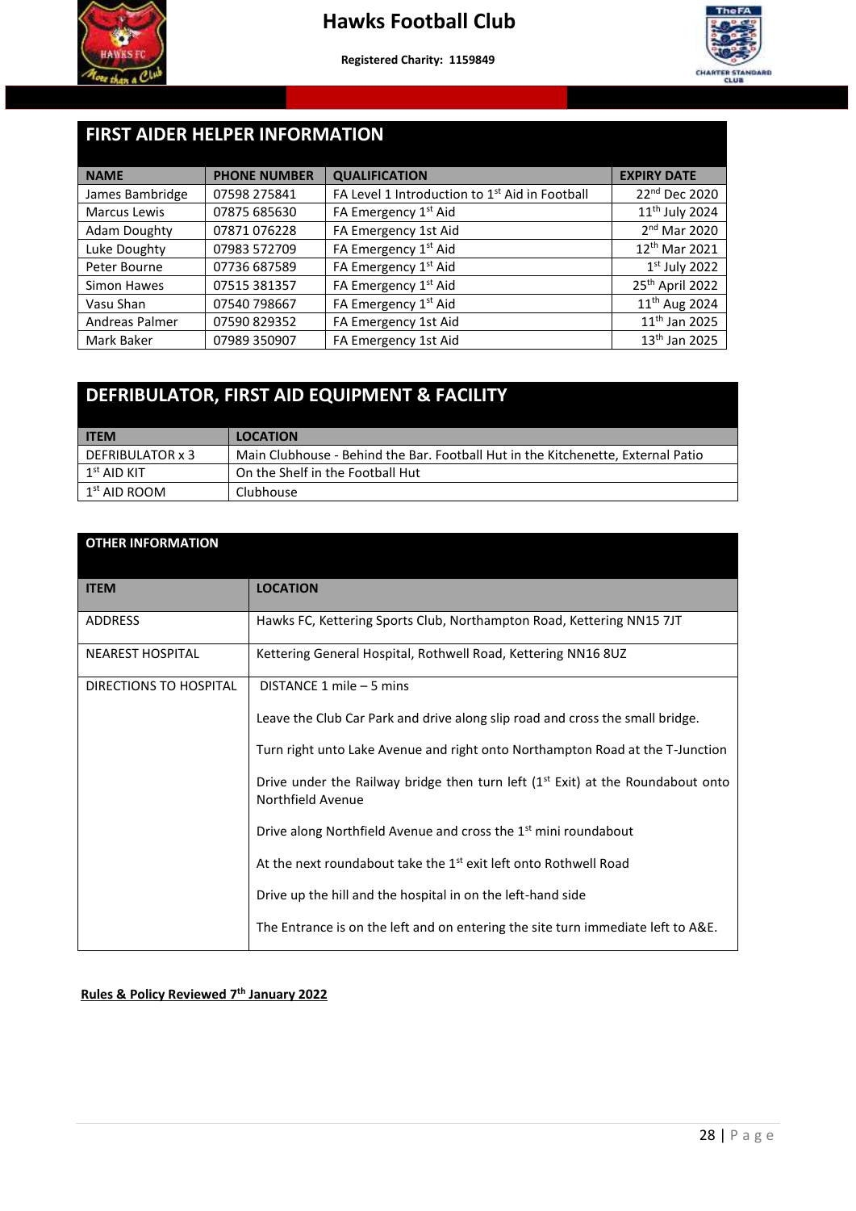# Hawks Football Club

**Registered Charity: 1159849**

## FIRST AIDER HELPER INFORMATION

| NAME | PHONE NUMBER | QUALIFICATION | EXPIRY DATE |
|---|---|---|---|
| James Bambridge | 07598 275841 | FA Level 1 Introduction to 1st Aid in Football | 22nd Dec 2020 |
| Marcus Lewis | 07875 685630 | FA Emergency 1st Aid | 11th July 2024 |
| Adam Doughty | 07871 076228 | FA Emergency 1st Aid | 2nd Mar 2020 |
| Luke Doughty | 07983 572709 | FA Emergency 1st Aid | 12th Mar 2021 |
| Peter Bourne | 07736 687589 | FA Emergency 1st Aid | 1st July 2022 |
| Simon Hawes | 07515 381357 | FA Emergency 1st Aid | 25th April 2022 |
| Vasu Shan | 07540 798667 | FA Emergency 1st Aid | 11th Aug 2024 |
| Andreas Palmer | 07590 829352 | FA Emergency 1st Aid | 11th Jan 2025 |
| Mark Baker | 07989 350907 | FA Emergency 1st Aid | 13th Jan 2025 |

## DEFRIBULATOR, FIRST AID EQUIPMENT & FACILITY

| ITEM | LOCATION |
|---|---|
| DEFRIBULATOR x 3 | Main Clubhouse - Behind the Bar. Football Hut in the Kitchenette, External Patio |
| 1st AID KIT | On the Shelf in the Football Hut |
| 1st AID ROOM | Clubhouse |

## OTHER INFORMATION

| ITEM | LOCATION |
|---|---|
| ADDRESS | Hawks FC, Kettering Sports Club, Northampton Road, Kettering NN15 7JT |
| NEAREST HOSPITAL | Kettering General Hospital, Rothwell Road, Kettering NN16 8UZ |
| DIRECTIONS TO HOSPITAL | DISTANCE 1 mile – 5 mins<br><br>Leave the Club Car Park and drive along slip road and cross the small bridge.<br><br>Turn right unto Lake Avenue and right onto Northampton Road at the T-Junction<br><br>Drive under the Railway bridge then turn left (1st Exit) at the Roundabout onto Northfield Avenue<br><br>Drive along Northfield Avenue and cross the 1st mini roundabout<br><br>At the next roundabout take the 1st exit left onto Rothwell Road<br><br>Drive up the hill and the hospital in on the left-hand side<br><br>The Entrance is on the left and on entering the site turn immediate left to A&E. |

**Rules & Policy Reviewed 7th January 2022**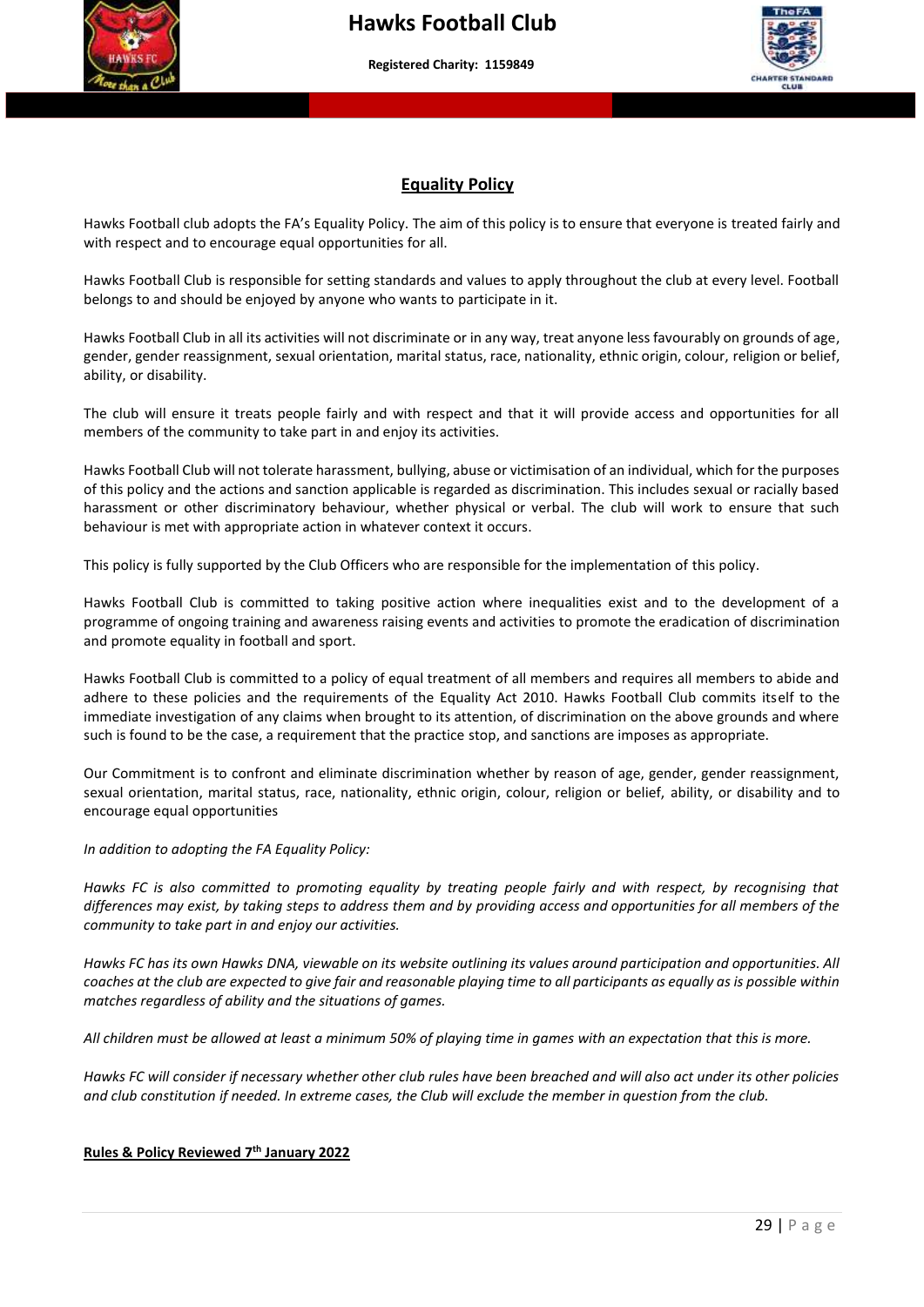## Equality Policy

Hawks Football club adopts the FA's Equality Policy. The aim of this policy is to ensure that everyone is treated fairly and with respect and to encourage equal opportunities for all.

Hawks Football Club is responsible for setting standards and values to apply throughout the club at every level. Football belongs to and should be enjoyed by anyone who wants to participate in it.

Hawks Football Club in all its activities will not discriminate or in any way, treat anyone less favourably on grounds of age, gender, gender reassignment, sexual orientation, marital status, race, nationality, ethnic origin, colour, religion or belief, ability, or disability.

The club will ensure it treats people fairly and with respect and that it will provide access and opportunities for all members of the community to take part in and enjoy its activities.

Hawks Football Club will not tolerate harassment, bullying, abuse or victimisation of an individual, which for the purposes of this policy and the actions and sanction applicable is regarded as discrimination. This includes sexual or racially based harassment or other discriminatory behaviour, whether physical or verbal. The club will work to ensure that such behaviour is met with appropriate action in whatever context it occurs.

This policy is fully supported by the Club Officers who are responsible for the implementation of this policy.

Hawks Football Club is committed to taking positive action where inequalities exist and to the development of a programme of ongoing training and awareness raising events and activities to promote the eradication of discrimination and promote equality in football and sport.

Hawks Football Club is committed to a policy of equal treatment of all members and requires all members to abide and adhere to these policies and the requirements of the Equality Act 2010. Hawks Football Club commits itself to the immediate investigation of any claims when brought to its attention, of discrimination on the above grounds and where such is found to be the case, a requirement that the practice stop, and sanctions are imposes as appropriate.

Our Commitment is to confront and eliminate discrimination whether by reason of age, gender, gender reassignment, sexual orientation, marital status, race, nationality, ethnic origin, colour, religion or belief, ability, or disability and to encourage equal opportunities

*In addition to adopting the FA Equality Policy:*

*Hawks FC is also committed to promoting equality by treating people fairly and with respect, by recognising that differences may exist, by taking steps to address them and by providing access and opportunities for all members of the community to take part in and enjoy our activities.*

*Hawks FC has its own Hawks DNA, viewable on its website outlining its values around participation and opportunities. All coaches at the club are expected to give fair and reasonable playing time to all participants as equally as is possible within matches regardless of ability and the situations of games.*

*All children must be allowed at least a minimum 50% of playing time in games with an expectation that this is more.*

*Hawks FC will consider if necessary whether other club rules have been breached and will also act under its other policies and club constitution if needed. In extreme cases, the Club will exclude the member in question from the club.*

**Rules & Policy Reviewed 7th January 2022**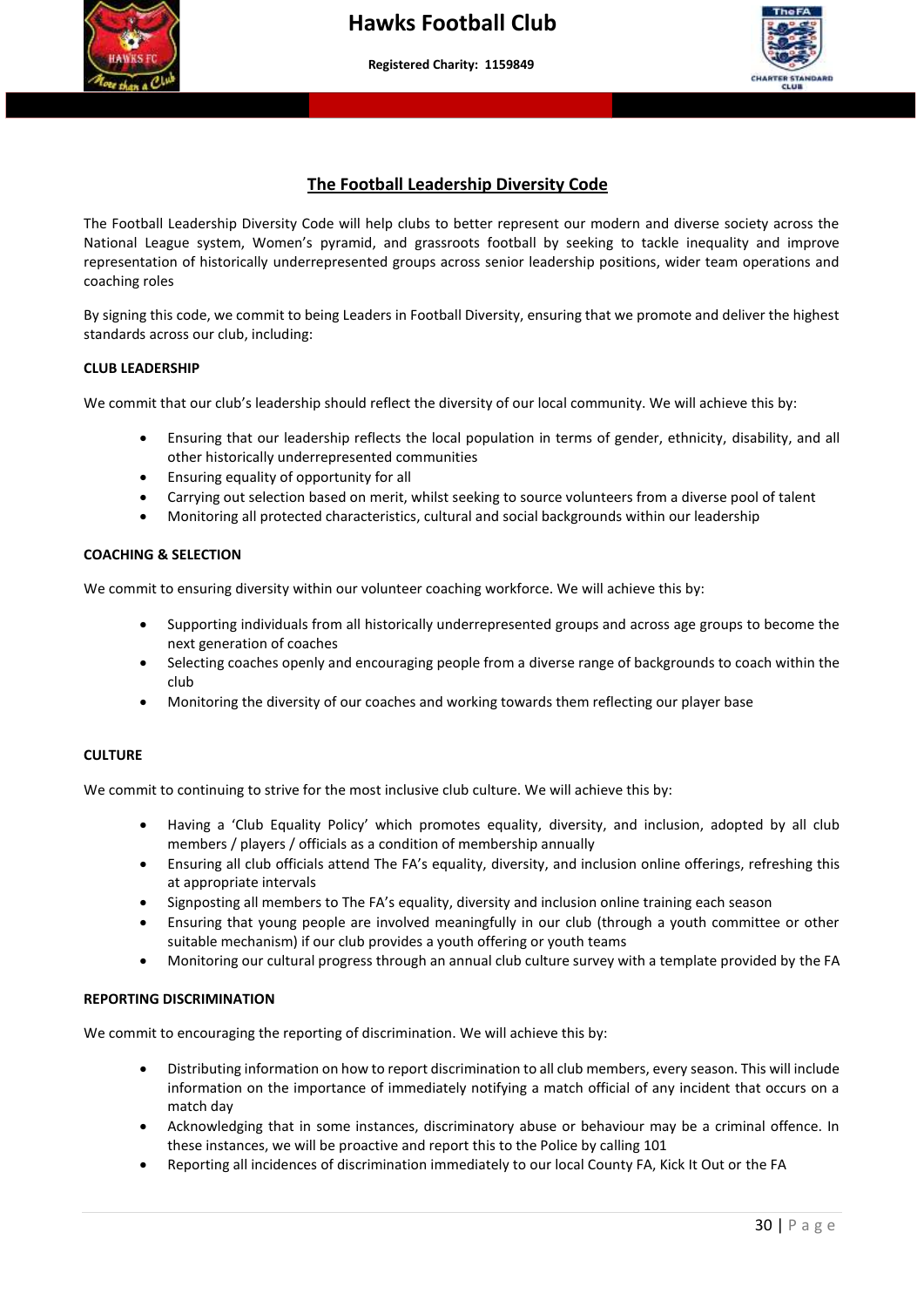## The Football Leadership Diversity Code

The Football Leadership Diversity Code will help clubs to better represent our modern and diverse society across the National League system, Women's pyramid, and grassroots football by seeking to tackle inequality and improve representation of historically underrepresented groups across senior leadership positions, wider team operations and coaching roles

By signing this code, we commit to being Leaders in Football Diversity, ensuring that we promote and deliver the highest standards across our club, including:

**CLUB LEADERSHIP**

We commit that our club's leadership should reflect the diversity of our local community. We will achieve this by:

- Ensuring that our leadership reflects the local population in terms of gender, ethnicity, disability, and all other historically underrepresented communities
- Ensuring equality of opportunity for all
- Carrying out selection based on merit, whilst seeking to source volunteers from a diverse pool of talent
- Monitoring all protected characteristics, cultural and social backgrounds within our leadership

**COACHING & SELECTION**

We commit to ensuring diversity within our volunteer coaching workforce. We will achieve this by:

- Supporting individuals from all historically underrepresented groups and across age groups to become the next generation of coaches
- Selecting coaches openly and encouraging people from a diverse range of backgrounds to coach within the club
- Monitoring the diversity of our coaches and working towards them reflecting our player base

**CULTURE**

We commit to continuing to strive for the most inclusive club culture. We will achieve this by:

- Having a 'Club Equality Policy' which promotes equality, diversity, and inclusion, adopted by all club members / players / officials as a condition of membership annually
- Ensuring all club officials attend The FA's equality, diversity, and inclusion online offerings, refreshing this at appropriate intervals
- Signposting all members to The FA's equality, diversity and inclusion online training each season
- Ensuring that young people are involved meaningfully in our club (through a youth committee or other suitable mechanism) if our club provides a youth offering or youth teams
- Monitoring our cultural progress through an annual club culture survey with a template provided by the FA

**REPORTING DISCRIMINATION**

We commit to encouraging the reporting of discrimination. We will achieve this by:

- Distributing information on how to report discrimination to all club members, every season. This will include information on the importance of immediately notifying a match official of any incident that occurs on a match day
- Acknowledging that in some instances, discriminatory abuse or behaviour may be a criminal offence. In these instances, we will be proactive and report this to the Police by calling 101
- Reporting all incidences of discrimination immediately to our local County FA, Kick It Out or the FA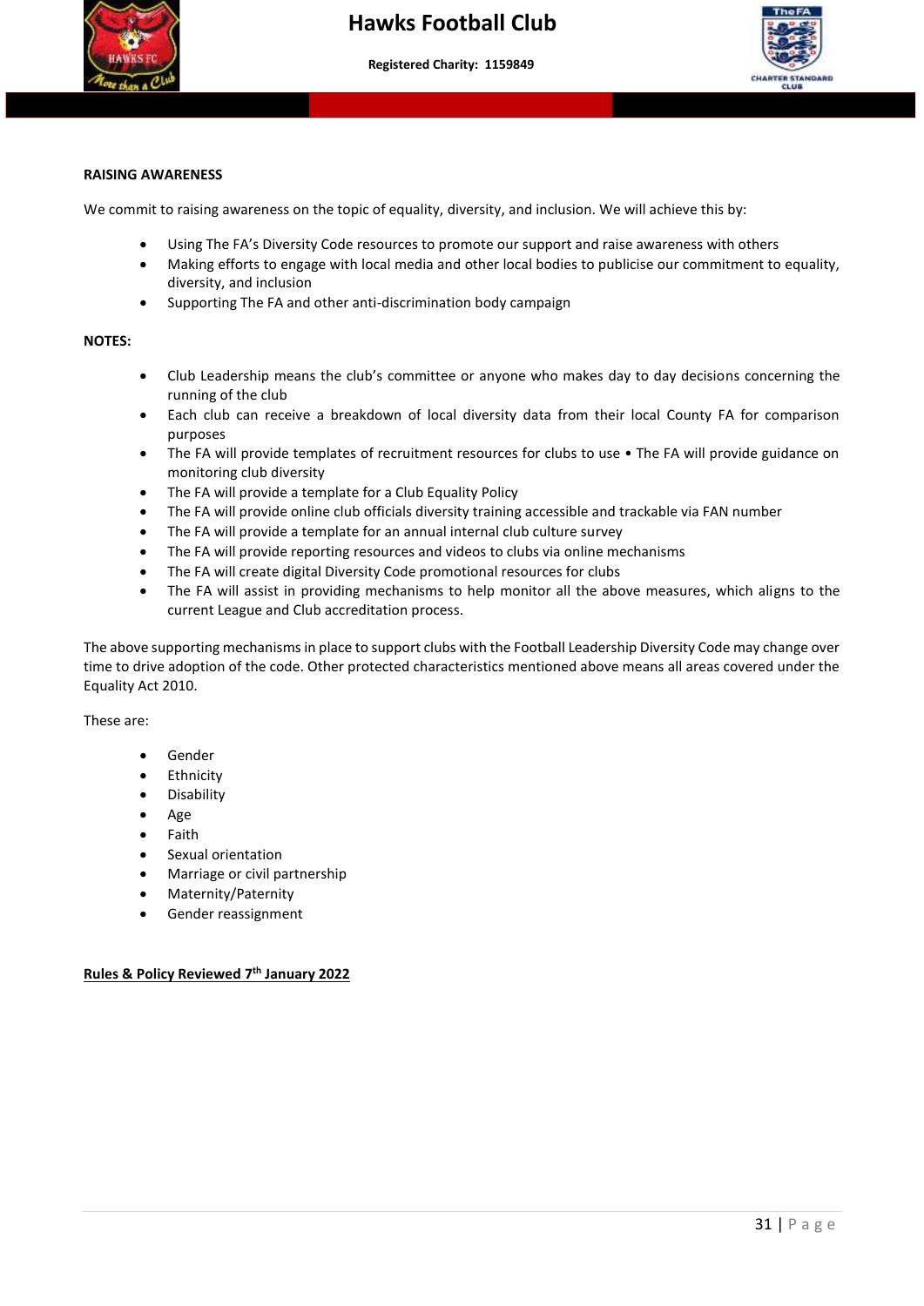**RAISING AWARENESS**

We commit to raising awareness on the topic of equality, diversity, and inclusion. We will achieve this by:

- Using The FA's Diversity Code resources to promote our support and raise awareness with others
- Making efforts to engage with local media and other local bodies to publicise our commitment to equality, diversity, and inclusion
- Supporting The FA and other anti-discrimination body campaign

**NOTES:**

- Club Leadership means the club's committee or anyone who makes day to day decisions concerning the running of the club
- Each club can receive a breakdown of local diversity data from their local County FA for comparison purposes
- The FA will provide templates of recruitment resources for clubs to use • The FA will provide guidance on monitoring club diversity
- The FA will provide a template for a Club Equality Policy
- The FA will provide online club officials diversity training accessible and trackable via FAN number
- The FA will provide a template for an annual internal club culture survey
- The FA will provide reporting resources and videos to clubs via online mechanisms
- The FA will create digital Diversity Code promotional resources for clubs
- The FA will assist in providing mechanisms to help monitor all the above measures, which aligns to the current League and Club accreditation process.

The above supporting mechanisms in place to support clubs with the Football Leadership Diversity Code may change over time to drive adoption of the code. Other protected characteristics mentioned above means all areas covered under the Equality Act 2010.

These are:

- Gender
- Ethnicity
- Disability
- Age
- Faith
- Sexual orientation
- Marriage or civil partnership
- Maternity/Paternity
- Gender reassignment

**Rules & Policy Reviewed 7th January 2022**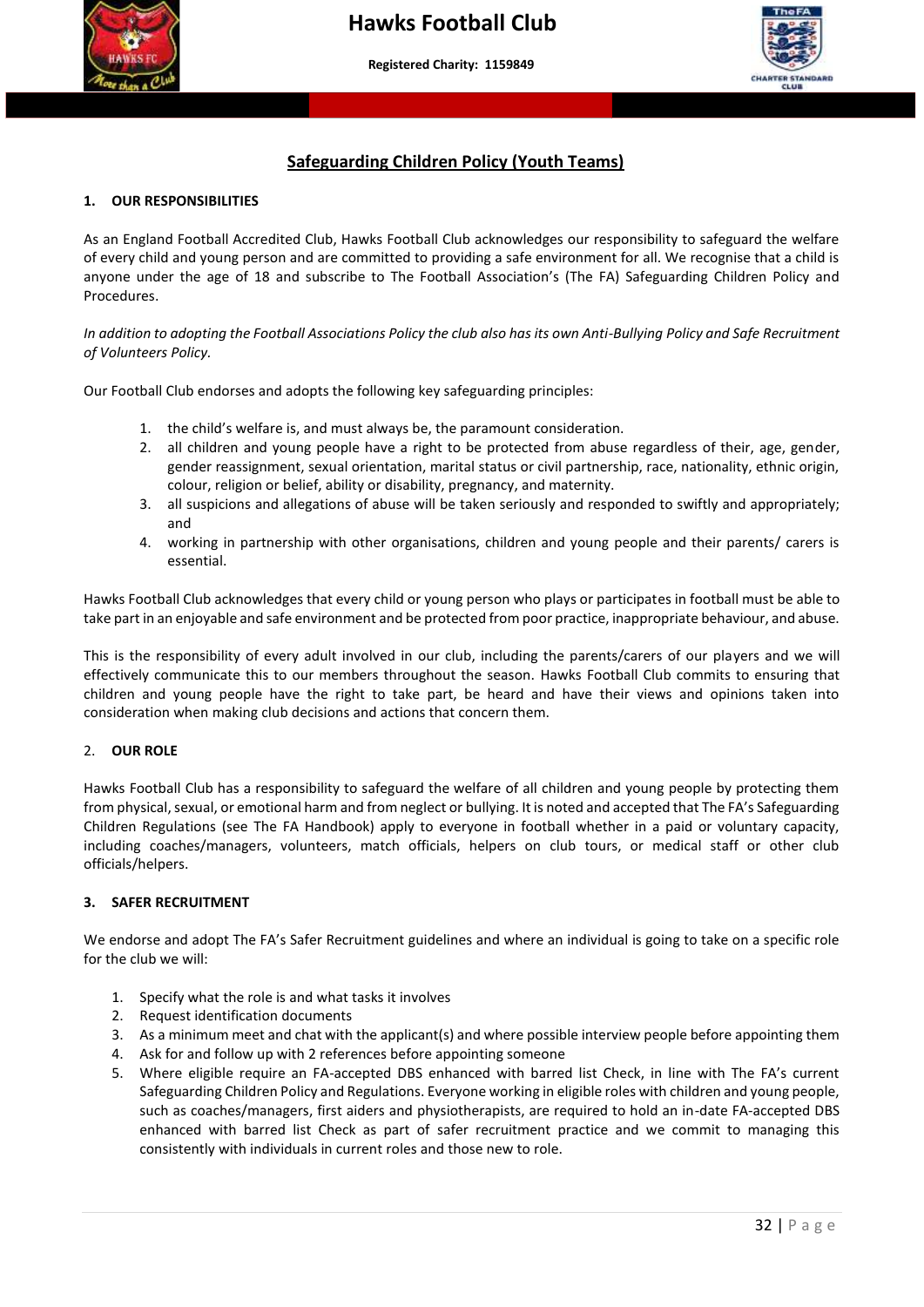## Safeguarding Children Policy (Youth Teams)

### 1. OUR RESPONSIBILITIES

As an England Football Accredited Club, Hawks Football Club acknowledges our responsibility to safeguard the welfare of every child and young person and are committed to providing a safe environment for all. We recognise that a child is anyone under the age of 18 and subscribe to The Football Association's (The FA) Safeguarding Children Policy and Procedures.

*In addition to adopting the Football Associations Policy the club also has its own Anti-Bullying Policy and Safe Recruitment of Volunteers Policy.*

Our Football Club endorses and adopts the following key safeguarding principles:

1. the child's welfare is, and must always be, the paramount consideration.
2. all children and young people have a right to be protected from abuse regardless of their, age, gender, gender reassignment, sexual orientation, marital status or civil partnership, race, nationality, ethnic origin, colour, religion or belief, ability or disability, pregnancy, and maternity.
3. all suspicions and allegations of abuse will be taken seriously and responded to swiftly and appropriately; and
4. working in partnership with other organisations, children and young people and their parents/ carers is essential.

Hawks Football Club acknowledges that every child or young person who plays or participates in football must be able to take part in an enjoyable and safe environment and be protected from poor practice, inappropriate behaviour, and abuse.

This is the responsibility of every adult involved in our club, including the parents/carers of our players and we will effectively communicate this to our members throughout the season. Hawks Football Club commits to ensuring that children and young people have the right to take part, be heard and have their views and opinions taken into consideration when making club decisions and actions that concern them.

### 2. OUR ROLE

Hawks Football Club has a responsibility to safeguard the welfare of all children and young people by protecting them from physical, sexual, or emotional harm and from neglect or bullying. It is noted and accepted that The FA's Safeguarding Children Regulations (see The FA Handbook) apply to everyone in football whether in a paid or voluntary capacity, including coaches/managers, volunteers, match officials, helpers on club tours, or medical staff or other club officials/helpers.

### 3. SAFER RECRUITMENT

We endorse and adopt The FA's Safer Recruitment guidelines and where an individual is going to take on a specific role for the club we will:

1. Specify what the role is and what tasks it involves
2. Request identification documents
3. As a minimum meet and chat with the applicant(s) and where possible interview people before appointing them
4. Ask for and follow up with 2 references before appointing someone
5. Where eligible require an FA-accepted DBS enhanced with barred list Check, in line with The FA's current Safeguarding Children Policy and Regulations. Everyone working in eligible roles with children and young people, such as coaches/managers, first aiders and physiotherapists, are required to hold an in-date FA-accepted DBS enhanced with barred list Check as part of safer recruitment practice and we commit to managing this consistently with individuals in current roles and those new to role.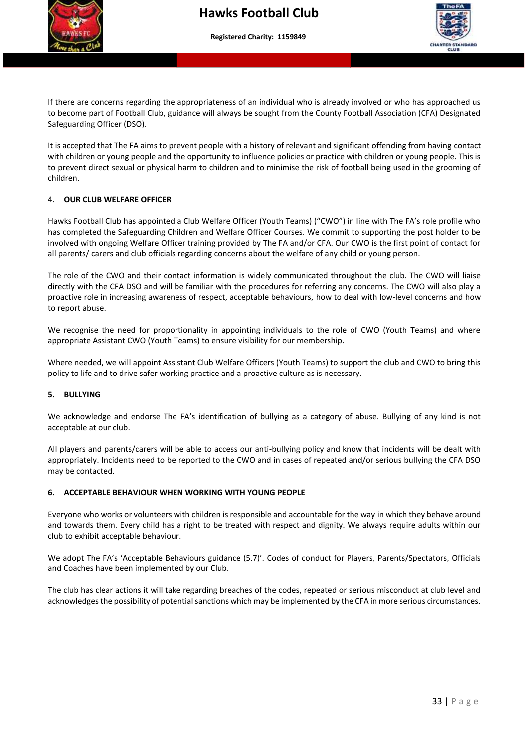If there are concerns regarding the appropriateness of an individual who is already involved or who has approached us to become part of Football Club, guidance will always be sought from the County Football Association (CFA) Designated Safeguarding Officer (DSO).

It is accepted that The FA aims to prevent people with a history of relevant and significant offending from having contact with children or young people and the opportunity to influence policies or practice with children or young people. This is to prevent direct sexual or physical harm to children and to minimise the risk of football being used in the grooming of children.

## 4. OUR CLUB WELFARE OFFICER

Hawks Football Club has appointed a Club Welfare Officer (Youth Teams) ("CWO") in line with The FA's role profile who has completed the Safeguarding Children and Welfare Officer Courses. We commit to supporting the post holder to be involved with ongoing Welfare Officer training provided by The FA and/or CFA. Our CWO is the first point of contact for all parents/ carers and club officials regarding concerns about the welfare of any child or young person.

The role of the CWO and their contact information is widely communicated throughout the club. The CWO will liaise directly with the CFA DSO and will be familiar with the procedures for referring any concerns. The CWO will also play a proactive role in increasing awareness of respect, acceptable behaviours, how to deal with low-level concerns and how to report abuse.

We recognise the need for proportionality in appointing individuals to the role of CWO (Youth Teams) and where appropriate Assistant CWO (Youth Teams) to ensure visibility for our membership.

Where needed, we will appoint Assistant Club Welfare Officers (Youth Teams) to support the club and CWO to bring this policy to life and to drive safer working practice and a proactive culture as is necessary.

## 5. BULLYING

We acknowledge and endorse The FA's identification of bullying as a category of abuse. Bullying of any kind is not acceptable at our club.

All players and parents/carers will be able to access our anti-bullying policy and know that incidents will be dealt with appropriately. Incidents need to be reported to the CWO and in cases of repeated and/or serious bullying the CFA DSO may be contacted.

## 6. ACCEPTABLE BEHAVIOUR WHEN WORKING WITH YOUNG PEOPLE

Everyone who works or volunteers with children is responsible and accountable for the way in which they behave around and towards them. Every child has a right to be treated with respect and dignity. We always require adults within our club to exhibit acceptable behaviour.

We adopt The FA's 'Acceptable Behaviours guidance (5.7)'. Codes of conduct for Players, Parents/Spectators, Officials and Coaches have been implemented by our Club.

The club has clear actions it will take regarding breaches of the codes, repeated or serious misconduct at club level and acknowledges the possibility of potential sanctions which may be implemented by the CFA in more serious circumstances.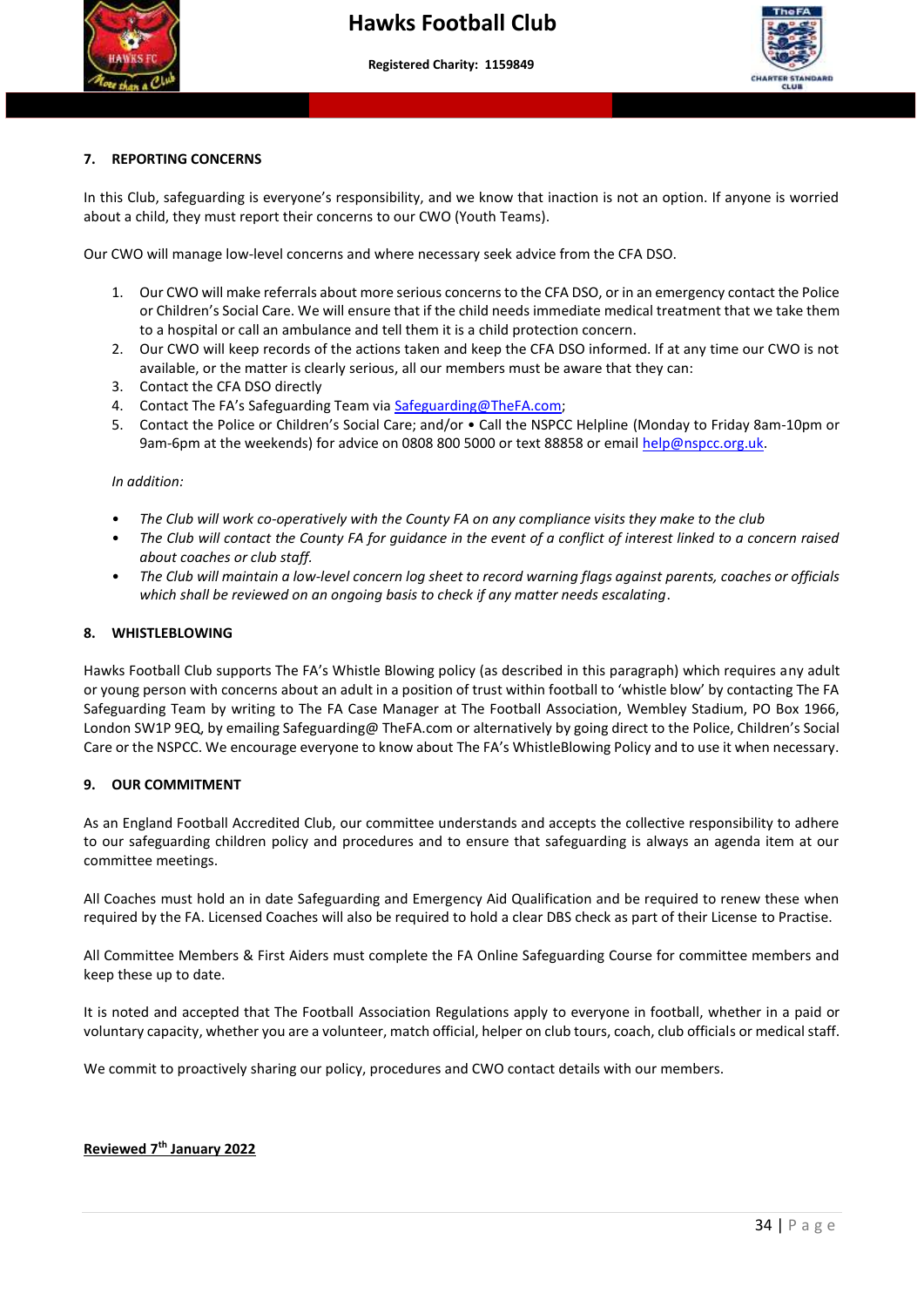## 7. REPORTING CONCERNS

In this Club, safeguarding is everyone's responsibility, and we know that inaction is not an option. If anyone is worried about a child, they must report their concerns to our CWO (Youth Teams).

Our CWO will manage low-level concerns and where necessary seek advice from the CFA DSO.

1. Our CWO will make referrals about more serious concerns to the CFA DSO, or in an emergency contact the Police or Children's Social Care. We will ensure that if the child needs immediate medical treatment that we take them to a hospital or call an ambulance and tell them it is a child protection concern.
2. Our CWO will keep records of the actions taken and keep the CFA DSO informed. If at any time our CWO is not available, or the matter is clearly serious, all our members must be aware that they can:
3. Contact the CFA DSO directly
4. Contact The FA's Safeguarding Team via Safeguarding@TheFA.com;
5. Contact the Police or Children's Social Care; and/or • Call the NSPCC Helpline (Monday to Friday 8am-10pm or 9am-6pm at the weekends) for advice on 0808 800 5000 or text 88858 or email help@nspcc.org.uk.

*In addition:*

- *The Club will work co-operatively with the County FA on any compliance visits they make to the club*
- *The Club will contact the County FA for guidance in the event of a conflict of interest linked to a concern raised about coaches or club staff.*
- *The Club will maintain a low-level concern log sheet to record warning flags against parents, coaches or officials which shall be reviewed on an ongoing basis to check if any matter needs escalating*.

## 8. WHISTLEBLOWING

Hawks Football Club supports The FA's Whistle Blowing policy (as described in this paragraph) which requires any adult or young person with concerns about an adult in a position of trust within football to 'whistle blow' by contacting The FA Safeguarding Team by writing to The FA Case Manager at The Football Association, Wembley Stadium, PO Box 1966, London SW1P 9EQ, by emailing Safeguarding@ TheFA.com or alternatively by going direct to the Police, Children's Social Care or the NSPCC. We encourage everyone to know about The FA's WhistleBlowing Policy and to use it when necessary.

## 9. OUR COMMITMENT

As an England Football Accredited Club, our committee understands and accepts the collective responsibility to adhere to our safeguarding children policy and procedures and to ensure that safeguarding is always an agenda item at our committee meetings.

All Coaches must hold an in date Safeguarding and Emergency Aid Qualification and be required to renew these when required by the FA. Licensed Coaches will also be required to hold a clear DBS check as part of their License to Practise.

All Committee Members & First Aiders must complete the FA Online Safeguarding Course for committee members and keep these up to date.

It is noted and accepted that The Football Association Regulations apply to everyone in football, whether in a paid or voluntary capacity, whether you are a volunteer, match official, helper on club tours, coach, club officials or medical staff.

We commit to proactively sharing our policy, procedures and CWO contact details with our members.

**Reviewed 7th January 2022**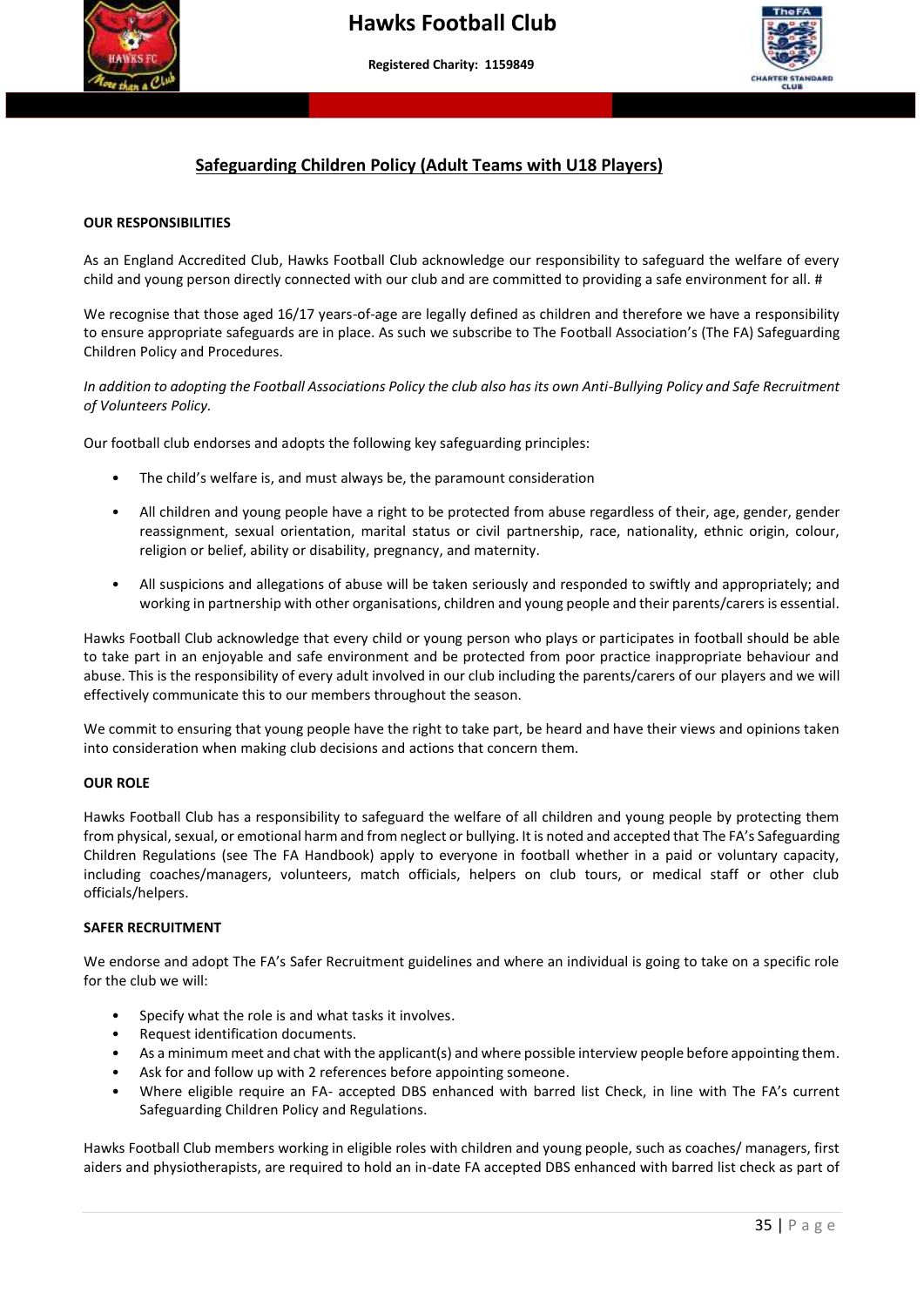## Safeguarding Children Policy (Adult Teams with U18 Players)

**OUR RESPONSIBILITIES**

As an England Accredited Club, Hawks Football Club acknowledge our responsibility to safeguard the welfare of every child and young person directly connected with our club and are committed to providing a safe environment for all. #

We recognise that those aged 16/17 years-of-age are legally defined as children and therefore we have a responsibility to ensure appropriate safeguards are in place. As such we subscribe to The Football Association's (The FA) Safeguarding Children Policy and Procedures.

*In addition to adopting the Football Associations Policy the club also has its own Anti-Bullying Policy and Safe Recruitment of Volunteers Policy.*

Our football club endorses and adopts the following key safeguarding principles:

- The child's welfare is, and must always be, the paramount consideration
- All children and young people have a right to be protected from abuse regardless of their, age, gender, gender reassignment, sexual orientation, marital status or civil partnership, race, nationality, ethnic origin, colour, religion or belief, ability or disability, pregnancy, and maternity.
- All suspicions and allegations of abuse will be taken seriously and responded to swiftly and appropriately; and working in partnership with other organisations, children and young people and their parents/carers is essential.

Hawks Football Club acknowledge that every child or young person who plays or participates in football should be able to take part in an enjoyable and safe environment and be protected from poor practice inappropriate behaviour and abuse. This is the responsibility of every adult involved in our club including the parents/carers of our players and we will effectively communicate this to our members throughout the season.

We commit to ensuring that young people have the right to take part, be heard and have their views and opinions taken into consideration when making club decisions and actions that concern them.

**OUR ROLE**

Hawks Football Club has a responsibility to safeguard the welfare of all children and young people by protecting them from physical, sexual, or emotional harm and from neglect or bullying. It is noted and accepted that The FA's Safeguarding Children Regulations (see The FA Handbook) apply to everyone in football whether in a paid or voluntary capacity, including coaches/managers, volunteers, match officials, helpers on club tours, or medical staff or other club officials/helpers.

**SAFER RECRUITMENT**

We endorse and adopt The FA's Safer Recruitment guidelines and where an individual is going to take on a specific role for the club we will:

- Specify what the role is and what tasks it involves.
- Request identification documents.
- As a minimum meet and chat with the applicant(s) and where possible interview people before appointing them.
- Ask for and follow up with 2 references before appointing someone.
- Where eligible require an FA- accepted DBS enhanced with barred list Check, in line with The FA's current Safeguarding Children Policy and Regulations.

Hawks Football Club members working in eligible roles with children and young people, such as coaches/ managers, first aiders and physiotherapists, are required to hold an in-date FA accepted DBS enhanced with barred list check as part of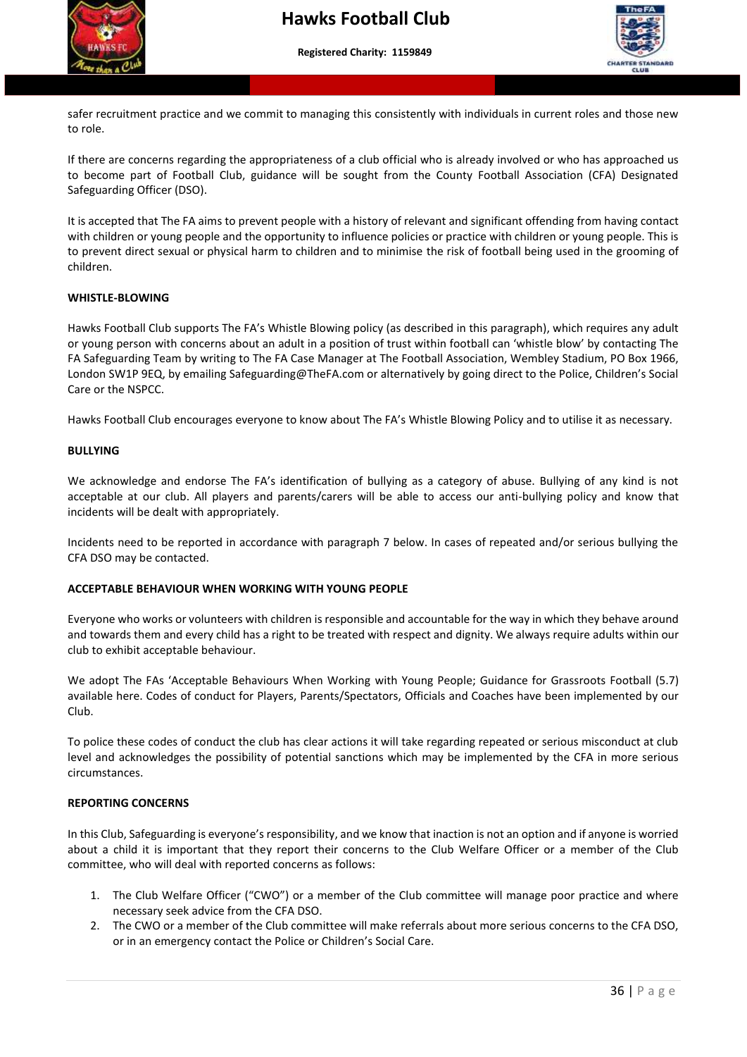safer recruitment practice and we commit to managing this consistently with individuals in current roles and those new to role.

If there are concerns regarding the appropriateness of a club official who is already involved or who has approached us to become part of Football Club, guidance will be sought from the County Football Association (CFA) Designated Safeguarding Officer (DSO).

It is accepted that The FA aims to prevent people with a history of relevant and significant offending from having contact with children or young people and the opportunity to influence policies or practice with children or young people. This is to prevent direct sexual or physical harm to children and to minimise the risk of football being used in the grooming of children.

**WHISTLE-BLOWING**

Hawks Football Club supports The FA's Whistle Blowing policy (as described in this paragraph), which requires any adult or young person with concerns about an adult in a position of trust within football can 'whistle blow' by contacting The FA Safeguarding Team by writing to The FA Case Manager at The Football Association, Wembley Stadium, PO Box 1966, London SW1P 9EQ, by emailing Safeguarding@TheFA.com or alternatively by going direct to the Police, Children's Social Care or the NSPCC.

Hawks Football Club encourages everyone to know about The FA's Whistle Blowing Policy and to utilise it as necessary.

**BULLYING**

We acknowledge and endorse The FA's identification of bullying as a category of abuse. Bullying of any kind is not acceptable at our club. All players and parents/carers will be able to access our anti-bullying policy and know that incidents will be dealt with appropriately.

Incidents need to be reported in accordance with paragraph 7 below. In cases of repeated and/or serious bullying the CFA DSO may be contacted.

**ACCEPTABLE BEHAVIOUR WHEN WORKING WITH YOUNG PEOPLE**

Everyone who works or volunteers with children is responsible and accountable for the way in which they behave around and towards them and every child has a right to be treated with respect and dignity. We always require adults within our club to exhibit acceptable behaviour.

We adopt The FAs 'Acceptable Behaviours When Working with Young People; Guidance for Grassroots Football (5.7) available here. Codes of conduct for Players, Parents/Spectators, Officials and Coaches have been implemented by our Club.

To police these codes of conduct the club has clear actions it will take regarding repeated or serious misconduct at club level and acknowledges the possibility of potential sanctions which may be implemented by the CFA in more serious circumstances.

**REPORTING CONCERNS**

In this Club, Safeguarding is everyone's responsibility, and we know that inaction is not an option and if anyone is worried about a child it is important that they report their concerns to the Club Welfare Officer or a member of the Club committee, who will deal with reported concerns as follows:

1. The Club Welfare Officer ("CWO") or a member of the Club committee will manage poor practice and where necessary seek advice from the CFA DSO.
2. The CWO or a member of the Club committee will make referrals about more serious concerns to the CFA DSO, or in an emergency contact the Police or Children's Social Care.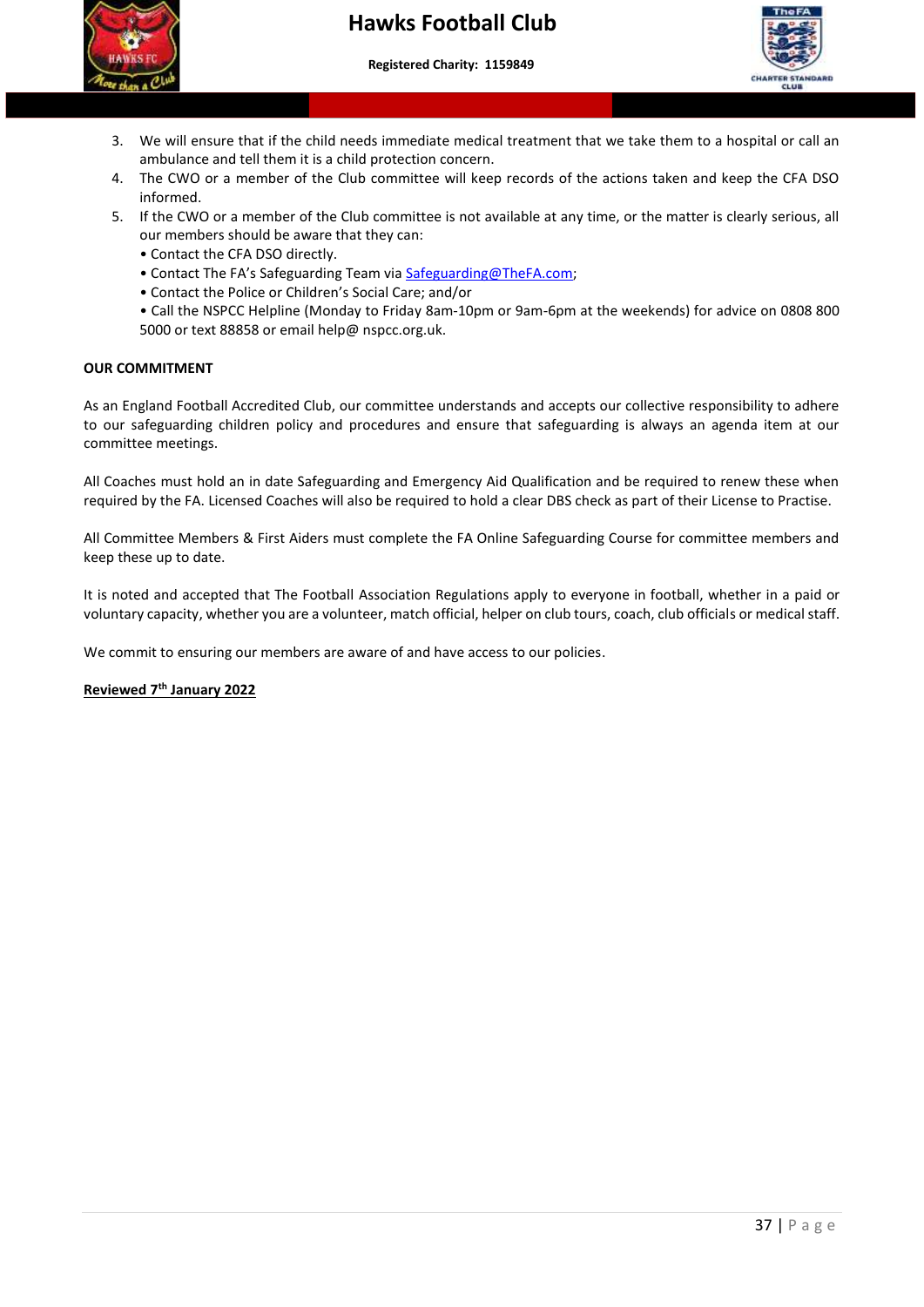3. We will ensure that if the child needs immediate medical treatment that we take them to a hospital or call an ambulance and tell them it is a child protection concern.
4. The CWO or a member of the Club committee will keep records of the actions taken and keep the CFA DSO informed.
5. If the CWO or a member of the Club committee is not available at any time, or the matter is clearly serious, all our members should be aware that they can:
   - Contact the CFA DSO directly.
   - Contact The FA's Safeguarding Team via Safeguarding@TheFA.com;
   - Contact the Police or Children's Social Care; and/or
   - Call the NSPCC Helpline (Monday to Friday 8am-10pm or 9am-6pm at the weekends) for advice on 0808 800 5000 or text 88858 or email help@ nspcc.org.uk.

**OUR COMMITMENT**

As an England Football Accredited Club, our committee understands and accepts our collective responsibility to adhere to our safeguarding children policy and procedures and ensure that safeguarding is always an agenda item at our committee meetings.

All Coaches must hold an in date Safeguarding and Emergency Aid Qualification and be required to renew these when required by the FA. Licensed Coaches will also be required to hold a clear DBS check as part of their License to Practise.

All Committee Members & First Aiders must complete the FA Online Safeguarding Course for committee members and keep these up to date.

It is noted and accepted that The Football Association Regulations apply to everyone in football, whether in a paid or voluntary capacity, whether you are a volunteer, match official, helper on club tours, coach, club officials or medical staff.

We commit to ensuring our members are aware of and have access to our policies.

**Reviewed 7th January 2022**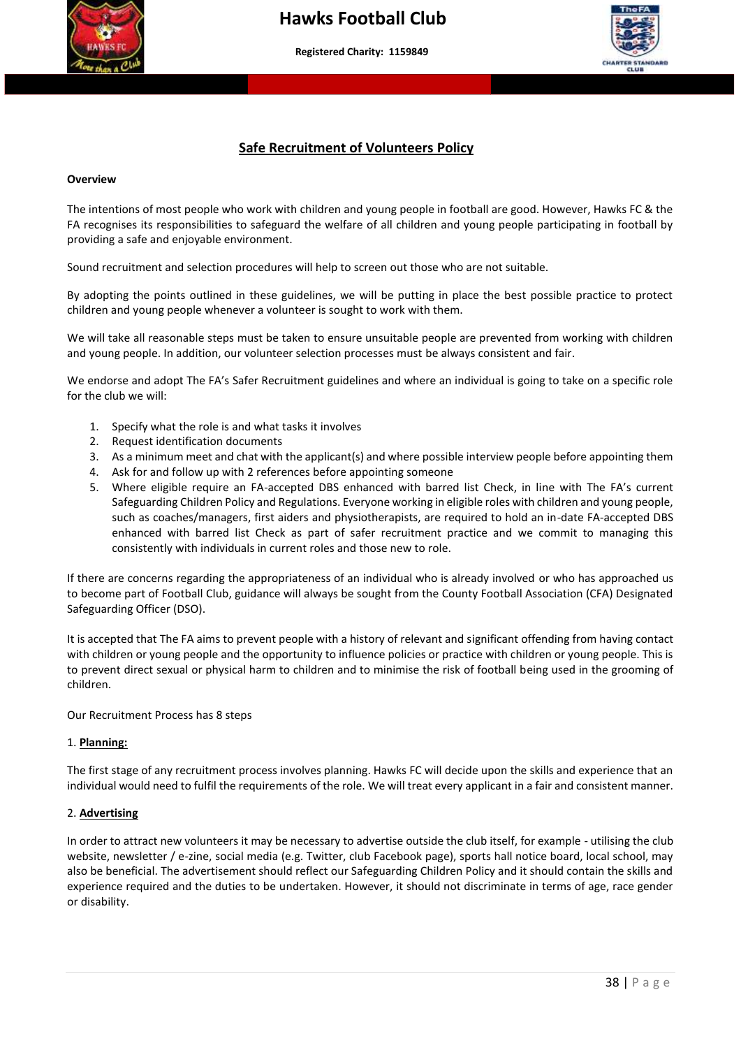# Safe Recruitment of Volunteers Policy

**Overview**

The intentions of most people who work with children and young people in football are good. However, Hawks FC & the FA recognises its responsibilities to safeguard the welfare of all children and young people participating in football by providing a safe and enjoyable environment.

Sound recruitment and selection procedures will help to screen out those who are not suitable.

By adopting the points outlined in these guidelines, we will be putting in place the best possible practice to protect children and young people whenever a volunteer is sought to work with them.

We will take all reasonable steps must be taken to ensure unsuitable people are prevented from working with children and young people. In addition, our volunteer selection processes must be always consistent and fair.

We endorse and adopt The FA's Safer Recruitment guidelines and where an individual is going to take on a specific role for the club we will:

1. Specify what the role is and what tasks it involves
2. Request identification documents
3. As a minimum meet and chat with the applicant(s) and where possible interview people before appointing them
4. Ask for and follow up with 2 references before appointing someone
5. Where eligible require an FA-accepted DBS enhanced with barred list Check, in line with The FA's current Safeguarding Children Policy and Regulations. Everyone working in eligible roles with children and young people, such as coaches/managers, first aiders and physiotherapists, are required to hold an in-date FA-accepted DBS enhanced with barred list Check as part of safer recruitment practice and we commit to managing this consistently with individuals in current roles and those new to role.

If there are concerns regarding the appropriateness of an individual who is already involved or who has approached us to become part of Football Club, guidance will always be sought from the County Football Association (CFA) Designated Safeguarding Officer (DSO).

It is accepted that The FA aims to prevent people with a history of relevant and significant offending from having contact with children or young people and the opportunity to influence policies or practice with children or young people. This is to prevent direct sexual or physical harm to children and to minimise the risk of football being used in the grooming of children.

Our Recruitment Process has 8 steps

1. **Planning:**

The first stage of any recruitment process involves planning. Hawks FC will decide upon the skills and experience that an individual would need to fulfil the requirements of the role. We will treat every applicant in a fair and consistent manner.

2. **Advertising**

In order to attract new volunteers it may be necessary to advertise outside the club itself, for example - utilising the club website, newsletter / e-zine, social media (e.g. Twitter, club Facebook page), sports hall notice board, local school, may also be beneficial. The advertisement should reflect our Safeguarding Children Policy and it should contain the skills and experience required and the duties to be undertaken. However, it should not discriminate in terms of age, race gender or disability.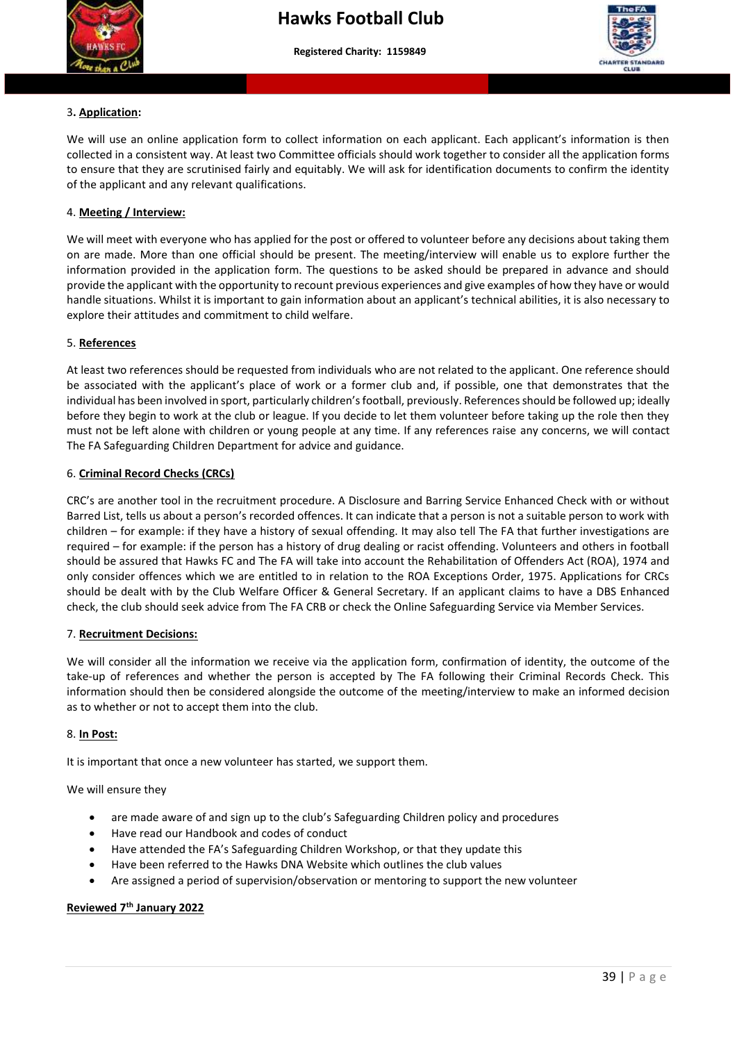3**. Application:**

We will use an online application form to collect information on each applicant. Each applicant's information is then collected in a consistent way. At least two Committee officials should work together to consider all the application forms to ensure that they are scrutinised fairly and equitably. We will ask for identification documents to confirm the identity of the applicant and any relevant qualifications.

4. **Meeting / Interview:**

We will meet with everyone who has applied for the post or offered to volunteer before any decisions about taking them on are made. More than one official should be present. The meeting/interview will enable us to explore further the information provided in the application form. The questions to be asked should be prepared in advance and should provide the applicant with the opportunity to recount previous experiences and give examples of how they have or would handle situations. Whilst it is important to gain information about an applicant's technical abilities, it is also necessary to explore their attitudes and commitment to child welfare.

5. **References**

At least two references should be requested from individuals who are not related to the applicant. One reference should be associated with the applicant's place of work or a former club and, if possible, one that demonstrates that the individual has been involved in sport, particularly children's football, previously. References should be followed up; ideally before they begin to work at the club or league. If you decide to let them volunteer before taking up the role then they must not be left alone with children or young people at any time. If any references raise any concerns, we will contact The FA Safeguarding Children Department for advice and guidance.

6. **Criminal Record Checks (CRCs)**

CRC's are another tool in the recruitment procedure. A Disclosure and Barring Service Enhanced Check with or without Barred List, tells us about a person's recorded offences. It can indicate that a person is not a suitable person to work with children – for example: if they have a history of sexual offending. It may also tell The FA that further investigations are required – for example: if the person has a history of drug dealing or racist offending. Volunteers and others in football should be assured that Hawks FC and The FA will take into account the Rehabilitation of Offenders Act (ROA), 1974 and only consider offences which we are entitled to in relation to the ROA Exceptions Order, 1975. Applications for CRCs should be dealt with by the Club Welfare Officer & General Secretary. If an applicant claims to have a DBS Enhanced check, the club should seek advice from The FA CRB or check the Online Safeguarding Service via Member Services.

7. **Recruitment Decisions:**

We will consider all the information we receive via the application form, confirmation of identity, the outcome of the take-up of references and whether the person is accepted by The FA following their Criminal Records Check. This information should then be considered alongside the outcome of the meeting/interview to make an informed decision as to whether or not to accept them into the club.

8. **In Post:**

It is important that once a new volunteer has started, we support them.

We will ensure they

- are made aware of and sign up to the club's Safeguarding Children policy and procedures
- Have read our Handbook and codes of conduct
- Have attended the FA's Safeguarding Children Workshop, or that they update this
- Have been referred to the Hawks DNA Website which outlines the club values
- Are assigned a period of supervision/observation or mentoring to support the new volunteer

**Reviewed 7th January 2022**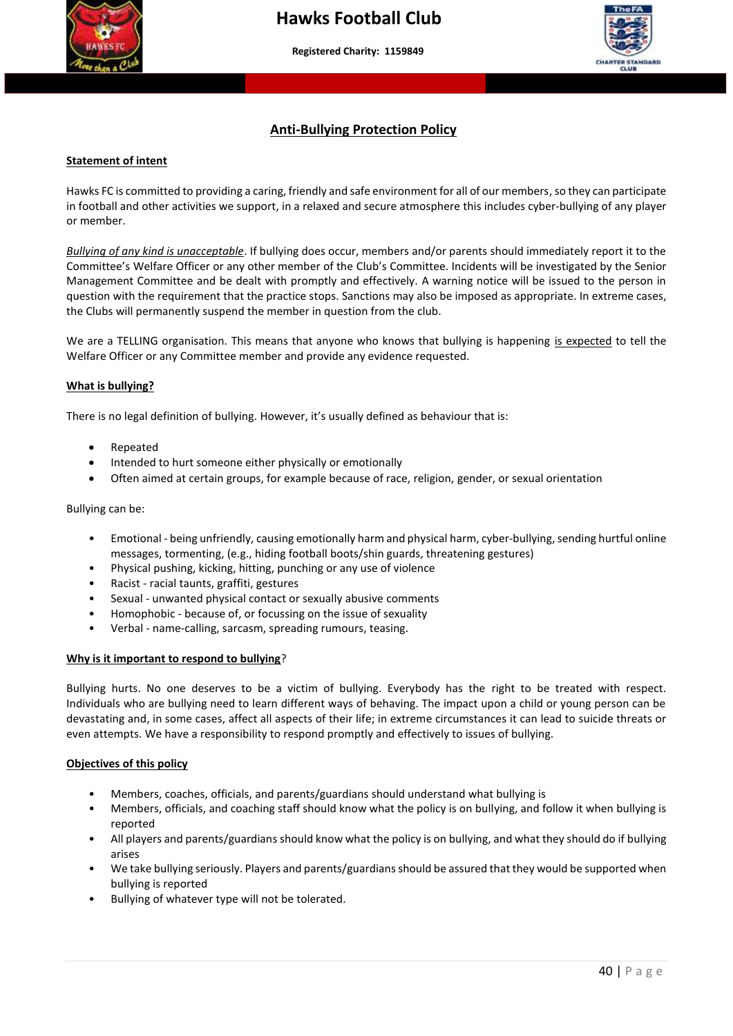# Hawks Football Club

**Registered Charity: 1159849**

## Anti-Bullying Protection Policy

**Statement of intent**

Hawks FC is committed to providing a caring, friendly and safe environment for all of our members, so they can participate in football and other activities we support, in a relaxed and secure atmosphere this includes cyber-bullying of any player or member.

*Bullying of any kind is unacceptable*. If bullying does occur, members and/or parents should immediately report it to the Committee's Welfare Officer or any other member of the Club's Committee. Incidents will be investigated by the Senior Management Committee and be dealt with promptly and effectively. A warning notice will be issued to the person in question with the requirement that the practice stops. Sanctions may also be imposed as appropriate. In extreme cases, the Clubs will permanently suspend the member in question from the club.

We are a TELLING organisation. This means that anyone who knows that bullying is happening is expected to tell the Welfare Officer or any Committee member and provide any evidence requested.

**What is bullying?**

There is no legal definition of bullying. However, it's usually defined as behaviour that is:

- Repeated
- Intended to hurt someone either physically or emotionally
- Often aimed at certain groups, for example because of race, religion, gender, or sexual orientation

Bullying can be:

- Emotional - being unfriendly, causing emotionally harm and physical harm, cyber-bullying, sending hurtful online messages, tormenting, (e.g., hiding football boots/shin guards, threatening gestures)
- Physical pushing, kicking, hitting, punching or any use of violence
- Racist - racial taunts, graffiti, gestures
- Sexual - unwanted physical contact or sexually abusive comments
- Homophobic - because of, or focussing on the issue of sexuality
- Verbal - name-calling, sarcasm, spreading rumours, teasing.

**Why is it important to respond to bullying?**

Bullying hurts. No one deserves to be a victim of bullying. Everybody has the right to be treated with respect. Individuals who are bullying need to learn different ways of behaving. The impact upon a child or young person can be devastating and, in some cases, affect all aspects of their life; in extreme circumstances it can lead to suicide threats or even attempts. We have a responsibility to respond promptly and effectively to issues of bullying.

**Objectives of this policy**

- Members, coaches, officials, and parents/guardians should understand what bullying is
- Members, officials, and coaching staff should know what the policy is on bullying, and follow it when bullying is reported
- All players and parents/guardians should know what the policy is on bullying, and what they should do if bullying arises
- We take bullying seriously. Players and parents/guardians should be assured that they would be supported when bullying is reported
- Bullying of whatever type will not be tolerated.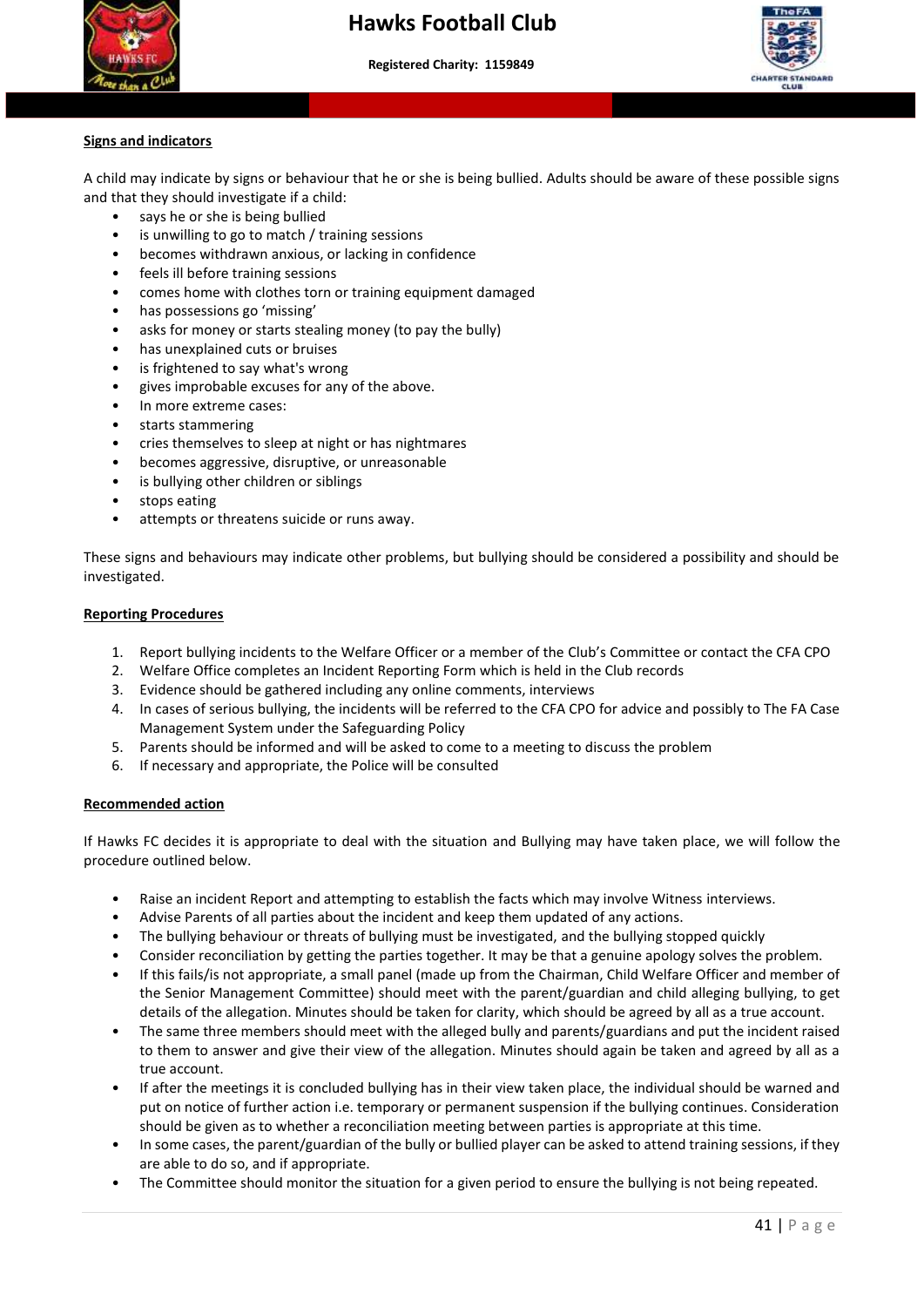## Signs and indicators

A child may indicate by signs or behaviour that he or she is being bullied. Adults should be aware of these possible signs and that they should investigate if a child:

- says he or she is being bullied
- is unwilling to go to match / training sessions
- becomes withdrawn anxious, or lacking in confidence
- feels ill before training sessions
- comes home with clothes torn or training equipment damaged
- has possessions go 'missing'
- asks for money or starts stealing money (to pay the bully)
- has unexplained cuts or bruises
- is frightened to say what's wrong
- gives improbable excuses for any of the above.
- In more extreme cases:
- starts stammering
- cries themselves to sleep at night or has nightmares
- becomes aggressive, disruptive, or unreasonable
- is bullying other children or siblings
- stops eating
- attempts or threatens suicide or runs away.

These signs and behaviours may indicate other problems, but bullying should be considered a possibility and should be investigated.

## Reporting Procedures

1. Report bullying incidents to the Welfare Officer or a member of the Club's Committee or contact the CFA CPO
2. Welfare Office completes an Incident Reporting Form which is held in the Club records
3. Evidence should be gathered including any online comments, interviews
4. In cases of serious bullying, the incidents will be referred to the CFA CPO for advice and possibly to The FA Case Management System under the Safeguarding Policy
5. Parents should be informed and will be asked to come to a meeting to discuss the problem
6. If necessary and appropriate, the Police will be consulted

## Recommended action

If Hawks FC decides it is appropriate to deal with the situation and Bullying may have taken place, we will follow the procedure outlined below.

- Raise an incident Report and attempting to establish the facts which may involve Witness interviews.
- Advise Parents of all parties about the incident and keep them updated of any actions.
- The bullying behaviour or threats of bullying must be investigated, and the bullying stopped quickly
- Consider reconciliation by getting the parties together. It may be that a genuine apology solves the problem.
- If this fails/is not appropriate, a small panel (made up from the Chairman, Child Welfare Officer and member of the Senior Management Committee) should meet with the parent/guardian and child alleging bullying, to get details of the allegation. Minutes should be taken for clarity, which should be agreed by all as a true account.
- The same three members should meet with the alleged bully and parents/guardians and put the incident raised to them to answer and give their view of the allegation. Minutes should again be taken and agreed by all as a true account.
- If after the meetings it is concluded bullying has in their view taken place, the individual should be warned and put on notice of further action i.e. temporary or permanent suspension if the bullying continues. Consideration should be given as to whether a reconciliation meeting between parties is appropriate at this time.
- In some cases, the parent/guardian of the bully or bullied player can be asked to attend training sessions, if they are able to do so, and if appropriate.
- The Committee should monitor the situation for a given period to ensure the bullying is not being repeated.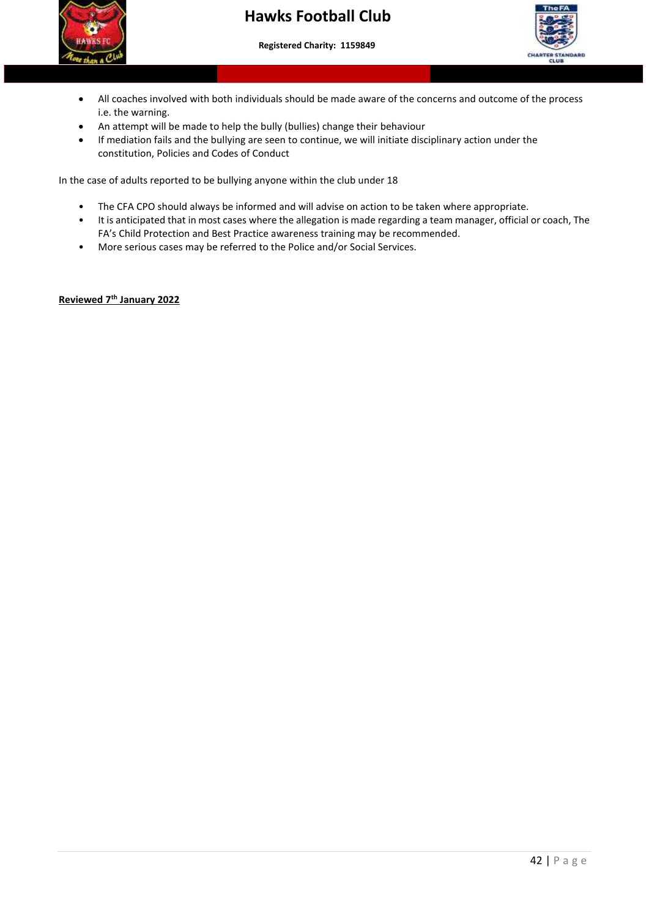- All coaches involved with both individuals should be made aware of the concerns and outcome of the process i.e. the warning.
- An attempt will be made to help the bully (bullies) change their behaviour
- If mediation fails and the bullying are seen to continue, we will initiate disciplinary action under the constitution, Policies and Codes of Conduct

In the case of adults reported to be bullying anyone within the club under 18

- The CFA CPO should always be informed and will advise on action to be taken where appropriate.
- It is anticipated that in most cases where the allegation is made regarding a team manager, official or coach, The FA's Child Protection and Best Practice awareness training may be recommended.
- More serious cases may be referred to the Police and/or Social Services.

**Reviewed 7th January 2022**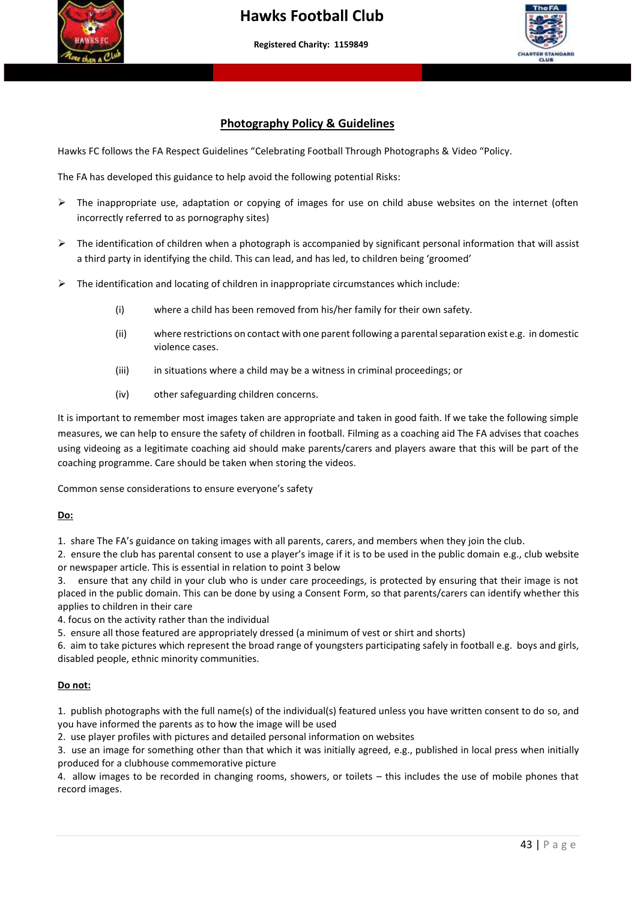## Photography Policy & Guidelines

Hawks FC follows the FA Respect Guidelines "Celebrating Football Through Photographs & Video "Policy.

The FA has developed this guidance to help avoid the following potential Risks:

- The inappropriate use, adaptation or copying of images for use on child abuse websites on the internet (often incorrectly referred to as pornography sites)
- The identification of children when a photograph is accompanied by significant personal information that will assist a third party in identifying the child. This can lead, and has led, to children being 'groomed'
- The identification and locating of children in inappropriate circumstances which include:
  - (i) where a child has been removed from his/her family for their own safety.
  - (ii) where restrictions on contact with one parent following a parental separation exist e.g. in domestic violence cases.
  - (iii) in situations where a child may be a witness in criminal proceedings; or
  - (iv) other safeguarding children concerns.

It is important to remember most images taken are appropriate and taken in good faith. If we take the following simple measures, we can help to ensure the safety of children in football. Filming as a coaching aid The FA advises that coaches using videoing as a legitimate coaching aid should make parents/carers and players aware that this will be part of the coaching programme. Care should be taken when storing the videos.

Common sense considerations to ensure everyone's safety

**Do:**

1. share The FA's guidance on taking images with all parents, carers, and members when they join the club.
2. ensure the club has parental consent to use a player's image if it is to be used in the public domain e.g., club website or newspaper article. This is essential in relation to point 3 below
3. ensure that any child in your club who is under care proceedings, is protected by ensuring that their image is not placed in the public domain. This can be done by using a Consent Form, so that parents/carers can identify whether this applies to children in their care
4. focus on the activity rather than the individual
5. ensure all those featured are appropriately dressed (a minimum of vest or shirt and shorts)
6. aim to take pictures which represent the broad range of youngsters participating safely in football e.g. boys and girls, disabled people, ethnic minority communities.

**Do not:**

1. publish photographs with the full name(s) of the individual(s) featured unless you have written consent to do so, and you have informed the parents as to how the image will be used
2. use player profiles with pictures and detailed personal information on websites
3. use an image for something other than that which it was initially agreed, e.g., published in local press when initially produced for a clubhouse commemorative picture
4. allow images to be recorded in changing rooms, showers, or toilets – this includes the use of mobile phones that record images.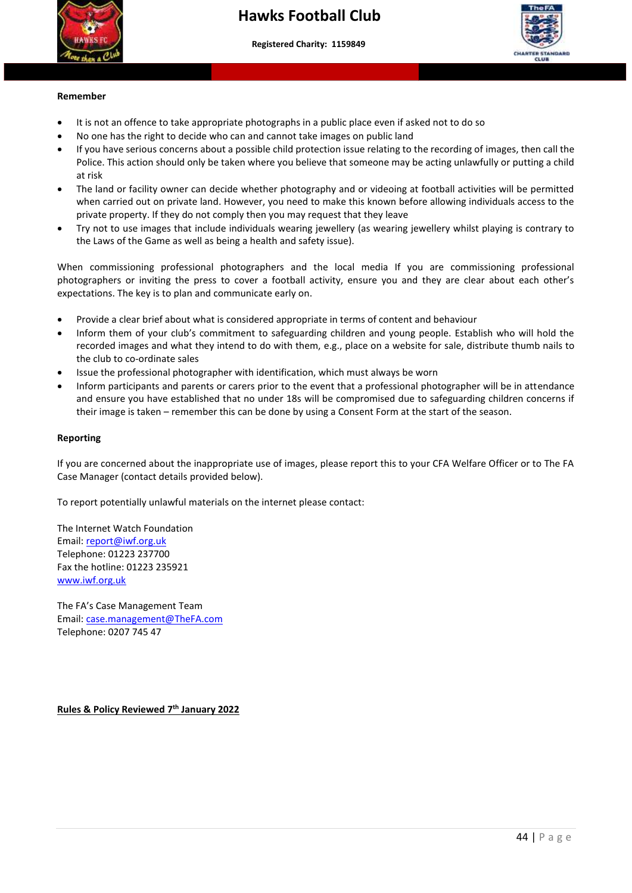**Remember**

- It is not an offence to take appropriate photographs in a public place even if asked not to do so
- No one has the right to decide who can and cannot take images on public land
- If you have serious concerns about a possible child protection issue relating to the recording of images, then call the Police. This action should only be taken where you believe that someone may be acting unlawfully or putting a child at risk
- The land or facility owner can decide whether photography and or videoing at football activities will be permitted when carried out on private land. However, you need to make this known before allowing individuals access to the private property. If they do not comply then you may request that they leave
- Try not to use images that include individuals wearing jewellery (as wearing jewellery whilst playing is contrary to the Laws of the Game as well as being a health and safety issue).

When commissioning professional photographers and the local media If you are commissioning professional photographers or inviting the press to cover a football activity, ensure you and they are clear about each other's expectations. The key is to plan and communicate early on.

- Provide a clear brief about what is considered appropriate in terms of content and behaviour
- Inform them of your club's commitment to safeguarding children and young people. Establish who will hold the recorded images and what they intend to do with them, e.g., place on a website for sale, distribute thumb nails to the club to co-ordinate sales
- Issue the professional photographer with identification, which must always be worn
- Inform participants and parents or carers prior to the event that a professional photographer will be in attendance and ensure you have established that no under 18s will be compromised due to safeguarding children concerns if their image is taken – remember this can be done by using a Consent Form at the start of the season.

**Reporting**

If you are concerned about the inappropriate use of images, please report this to your CFA Welfare Officer or to The FA Case Manager (contact details provided below).

To report potentially unlawful materials on the internet please contact:

The Internet Watch Foundation
Email: report@iwf.org.uk
Telephone: 01223 237700
Fax the hotline: 01223 235921
www.iwf.org.uk

The FA's Case Management Team
Email: case.management@TheFA.com
Telephone: 0207 745 47

**Rules & Policy Reviewed 7th January 2022**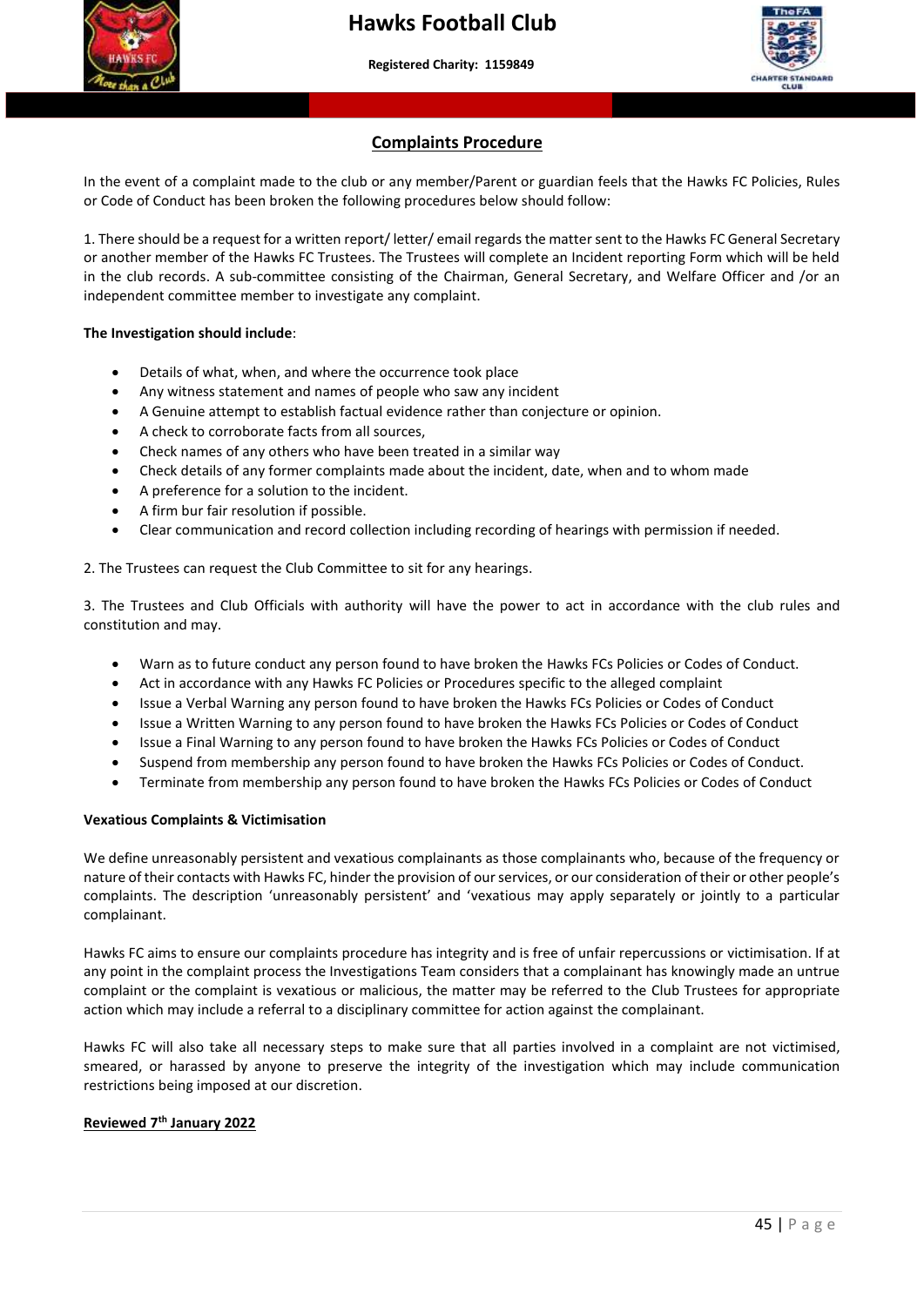## Complaints Procedure

In the event of a complaint made to the club or any member/Parent or guardian feels that the Hawks FC Policies, Rules or Code of Conduct has been broken the following procedures below should follow:

1. There should be a request for a written report/ letter/ email regards the matter sent to the Hawks FC General Secretary or another member of the Hawks FC Trustees. The Trustees will complete an Incident reporting Form which will be held in the club records. A sub-committee consisting of the Chairman, General Secretary, and Welfare Officer and /or an independent committee member to investigate any complaint.

**The Investigation should include**:

- Details of what, when, and where the occurrence took place
- Any witness statement and names of people who saw any incident
- A Genuine attempt to establish factual evidence rather than conjecture or opinion.
- A check to corroborate facts from all sources,
- Check names of any others who have been treated in a similar way
- Check details of any former complaints made about the incident, date, when and to whom made
- A preference for a solution to the incident.
- A firm bur fair resolution if possible.
- Clear communication and record collection including recording of hearings with permission if needed.

2. The Trustees can request the Club Committee to sit for any hearings.

3. The Trustees and Club Officials with authority will have the power to act in accordance with the club rules and constitution and may.

- Warn as to future conduct any person found to have broken the Hawks FCs Policies or Codes of Conduct.
- Act in accordance with any Hawks FC Policies or Procedures specific to the alleged complaint
- Issue a Verbal Warning any person found to have broken the Hawks FCs Policies or Codes of Conduct
- Issue a Written Warning to any person found to have broken the Hawks FCs Policies or Codes of Conduct
- Issue a Final Warning to any person found to have broken the Hawks FCs Policies or Codes of Conduct
- Suspend from membership any person found to have broken the Hawks FCs Policies or Codes of Conduct.
- Terminate from membership any person found to have broken the Hawks FCs Policies or Codes of Conduct

**Vexatious Complaints & Victimisation**

We define unreasonably persistent and vexatious complainants as those complainants who, because of the frequency or nature of their contacts with Hawks FC, hinder the provision of our services, or our consideration of their or other people's complaints. The description 'unreasonably persistent' and 'vexatious may apply separately or jointly to a particular complainant.

Hawks FC aims to ensure our complaints procedure has integrity and is free of unfair repercussions or victimisation. If at any point in the complaint process the Investigations Team considers that a complainant has knowingly made an untrue complaint or the complaint is vexatious or malicious, the matter may be referred to the Club Trustees for appropriate action which may include a referral to a disciplinary committee for action against the complainant.

Hawks FC will also take all necessary steps to make sure that all parties involved in a complaint are not victimised, smeared, or harassed by anyone to preserve the integrity of the investigation which may include communication restrictions being imposed at our discretion.

**Reviewed 7th January 2022**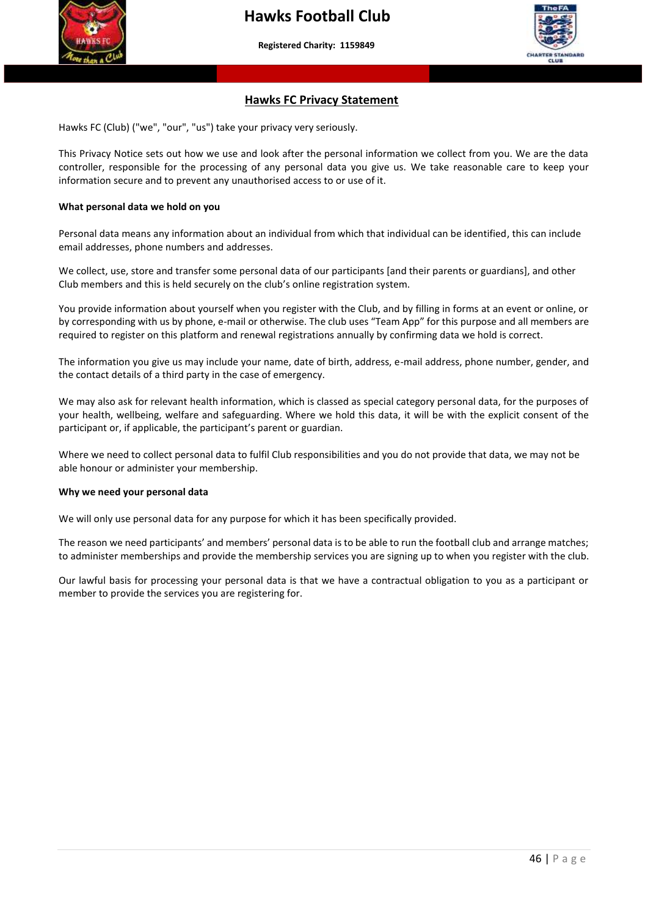## Hawks FC Privacy Statement

Hawks FC (Club) ("we", "our", "us") take your privacy very seriously.

This Privacy Notice sets out how we use and look after the personal information we collect from you. We are the data controller, responsible for the processing of any personal data you give us. We take reasonable care to keep your information secure and to prevent any unauthorised access to or use of it.

**What personal data we hold on you**

Personal data means any information about an individual from which that individual can be identified, this can include email addresses, phone numbers and addresses.

We collect, use, store and transfer some personal data of our participants [and their parents or guardians], and other Club members and this is held securely on the club's online registration system.

You provide information about yourself when you register with the Club, and by filling in forms at an event or online, or by corresponding with us by phone, e-mail or otherwise. The club uses "Team App" for this purpose and all members are required to register on this platform and renewal registrations annually by confirming data we hold is correct.

The information you give us may include your name, date of birth, address, e-mail address, phone number, gender, and the contact details of a third party in the case of emergency.

We may also ask for relevant health information, which is classed as special category personal data, for the purposes of your health, wellbeing, welfare and safeguarding. Where we hold this data, it will be with the explicit consent of the participant or, if applicable, the participant's parent or guardian.

Where we need to collect personal data to fulfil Club responsibilities and you do not provide that data, we may not be able honour or administer your membership.

**Why we need your personal data**

We will only use personal data for any purpose for which it has been specifically provided.

The reason we need participants' and members' personal data is to be able to run the football club and arrange matches; to administer memberships and provide the membership services you are signing up to when you register with the club.

Our lawful basis for processing your personal data is that we have a contractual obligation to you as a participant or member to provide the services you are registering for.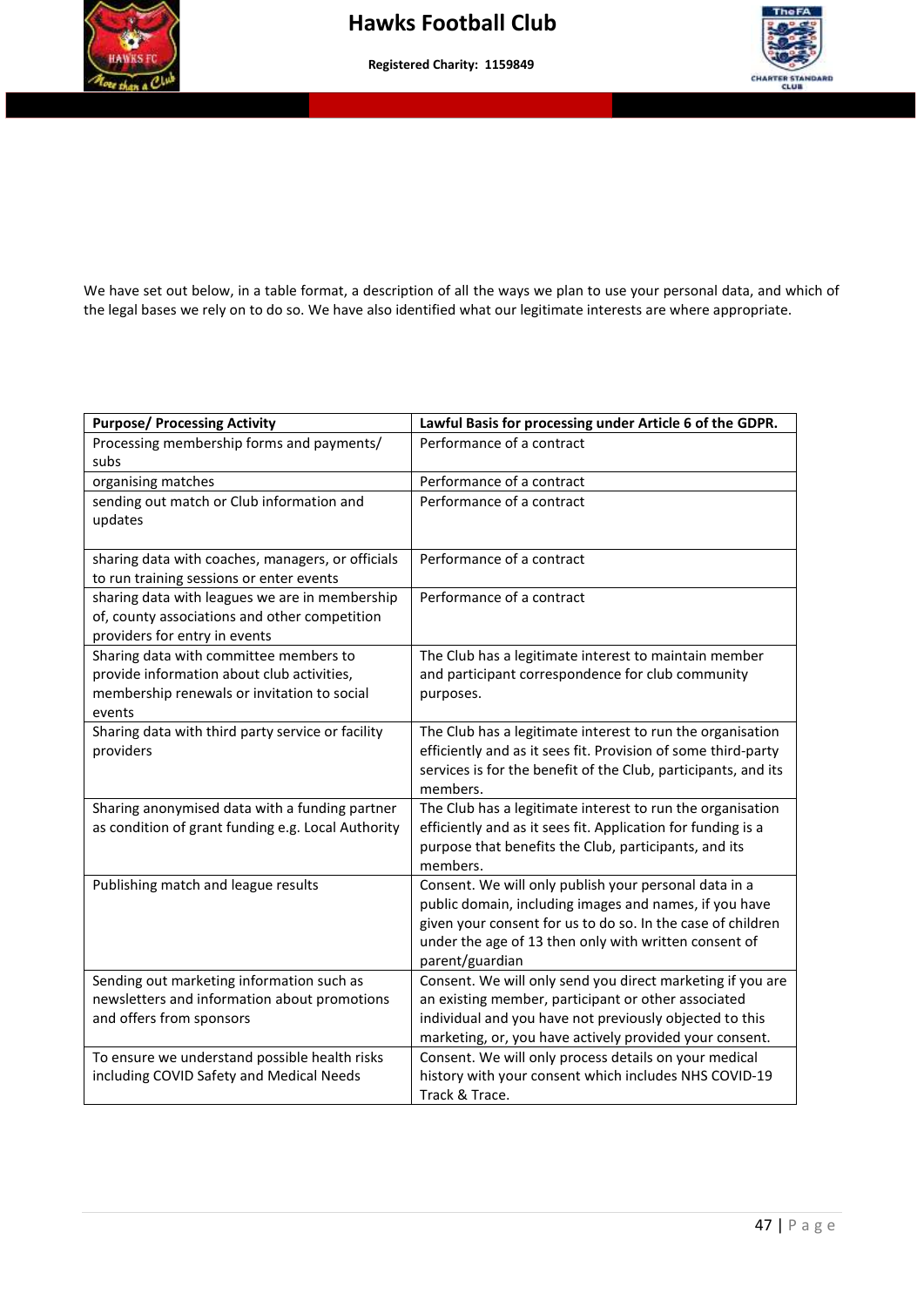We have set out below, in a table format, a description of all the ways we plan to use your personal data, and which of the legal bases we rely on to do so. We have also identified what our legitimate interests are where appropriate.

| Purpose/ Processing Activity | Lawful Basis for processing under Article 6 of the GDPR. |
|---|---|
| Processing membership forms and payments/ subs | Performance of a contract |
| organising matches | Performance of a contract |
| sending out match or Club information and updates | Performance of a contract |
| sharing data with coaches, managers, or officials to run training sessions or enter events | Performance of a contract |
| sharing data with leagues we are in membership of, county associations and other competition providers for entry in events | Performance of a contract |
| Sharing data with committee members to provide information about club activities, membership renewals or invitation to social events | The Club has a legitimate interest to maintain member and participant correspondence for club community purposes. |
| Sharing data with third party service or facility providers | The Club has a legitimate interest to run the organisation efficiently and as it sees fit. Provision of some third-party services is for the benefit of the Club, participants, and its members. |
| Sharing anonymised data with a funding partner as condition of grant funding e.g. Local Authority | The Club has a legitimate interest to run the organisation efficiently and as it sees fit. Application for funding is a purpose that benefits the Club, participants, and its members. |
| Publishing match and league results | Consent. We will only publish your personal data in a public domain, including images and names, if you have given your consent for us to do so. In the case of children under the age of 13 then only with written consent of parent/guardian |
| Sending out marketing information such as newsletters and information about promotions and offers from sponsors | Consent. We will only send you direct marketing if you are an existing member, participant or other associated individual and you have not previously objected to this marketing, or, you have actively provided your consent. |
| To ensure we understand possible health risks including COVID Safety and Medical Needs | Consent. We will only process details on your medical history with your consent which includes NHS COVID-19 Track & Trace. |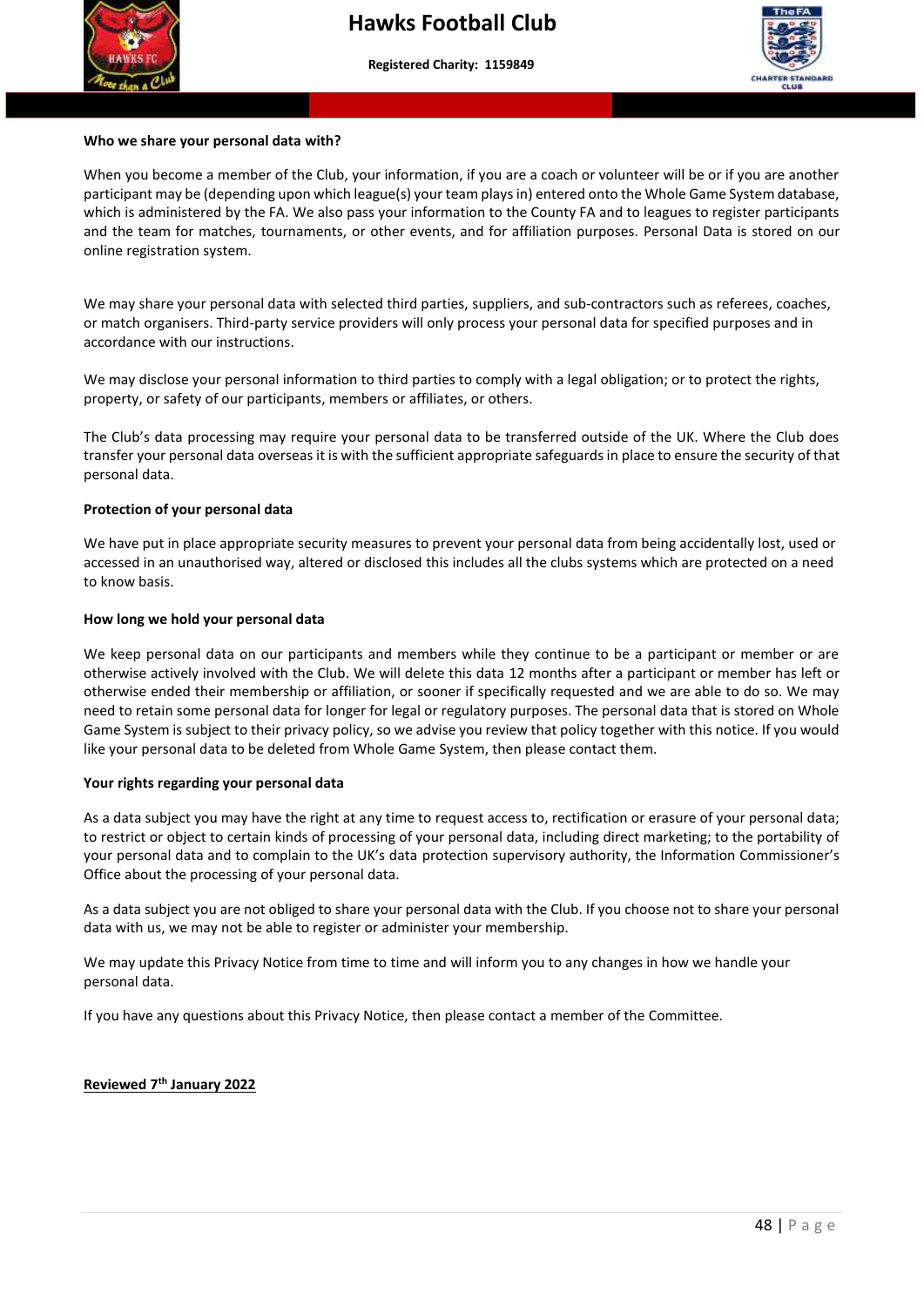**Who we share your personal data with?**

When you become a member of the Club, your information, if you are a coach or volunteer will be or if you are another participant may be (depending upon which league(s) your team plays in) entered onto the Whole Game System database, which is administered by the FA. We also pass your information to the County FA and to leagues to register participants and the team for matches, tournaments, or other events, and for affiliation purposes. Personal Data is stored on our online registration system.

We may share your personal data with selected third parties, suppliers, and sub-contractors such as referees, coaches, or match organisers. Third-party service providers will only process your personal data for specified purposes and in accordance with our instructions.

We may disclose your personal information to third parties to comply with a legal obligation; or to protect the rights, property, or safety of our participants, members or affiliates, or others.

The Club's data processing may require your personal data to be transferred outside of the UK. Where the Club does transfer your personal data overseas it is with the sufficient appropriate safeguards in place to ensure the security of that personal data.

**Protection of your personal data**

We have put in place appropriate security measures to prevent your personal data from being accidentally lost, used or accessed in an unauthorised way, altered or disclosed this includes all the clubs systems which are protected on a need to know basis.

**How long we hold your personal data**

We keep personal data on our participants and members while they continue to be a participant or member or are otherwise actively involved with the Club. We will delete this data 12 months after a participant or member has left or otherwise ended their membership or affiliation, or sooner if specifically requested and we are able to do so. We may need to retain some personal data for longer for legal or regulatory purposes. The personal data that is stored on Whole Game System is subject to their privacy policy, so we advise you review that policy together with this notice. If you would like your personal data to be deleted from Whole Game System, then please contact them.

**Your rights regarding your personal data**

As a data subject you may have the right at any time to request access to, rectification or erasure of your personal data; to restrict or object to certain kinds of processing of your personal data, including direct marketing; to the portability of your personal data and to complain to the UK's data protection supervisory authority, the Information Commissioner's Office about the processing of your personal data.

As a data subject you are not obliged to share your personal data with the Club. If you choose not to share your personal data with us, we may not be able to register or administer your membership.

We may update this Privacy Notice from time to time and will inform you to any changes in how we handle your personal data.

If you have any questions about this Privacy Notice, then please contact a member of the Committee.

**Reviewed 7th January 2022**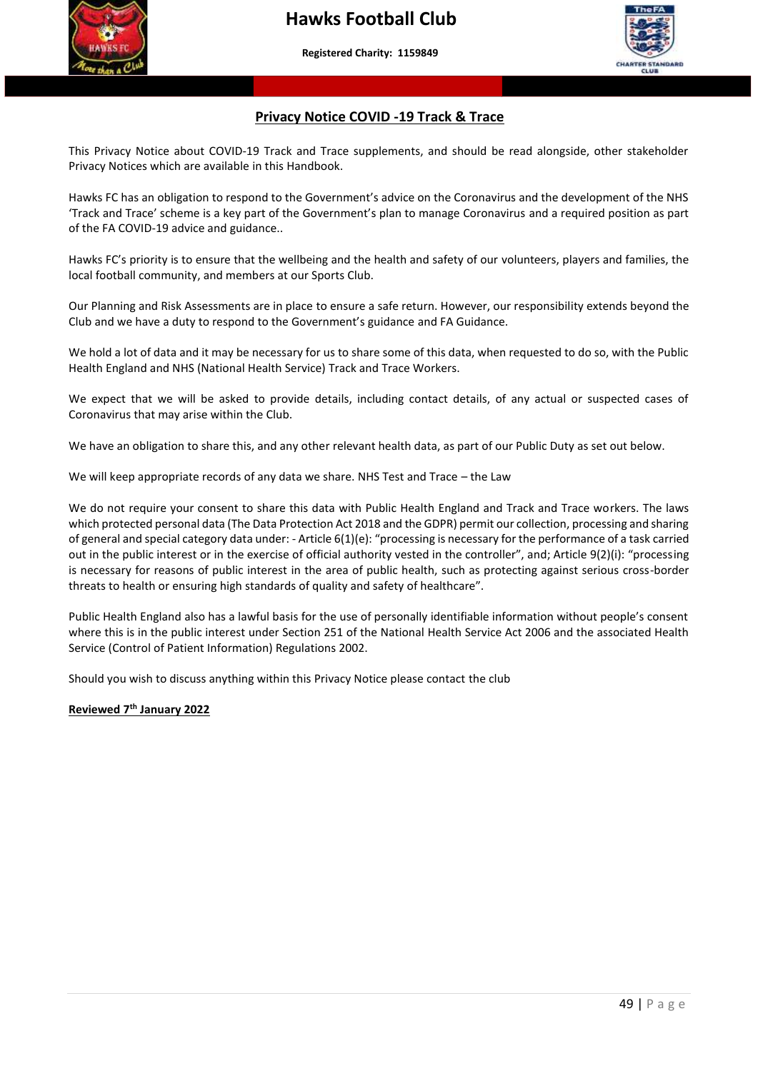# Hawks Football Club

**Registered Charity: 1159849**

## Privacy Notice COVID -19 Track & Trace

This Privacy Notice about COVID-19 Track and Trace supplements, and should be read alongside, other stakeholder Privacy Notices which are available in this Handbook.

Hawks FC has an obligation to respond to the Government's advice on the Coronavirus and the development of the NHS 'Track and Trace' scheme is a key part of the Government's plan to manage Coronavirus and a required position as part of the FA COVID-19 advice and guidance..

Hawks FC's priority is to ensure that the wellbeing and the health and safety of our volunteers, players and families, the local football community, and members at our Sports Club.

Our Planning and Risk Assessments are in place to ensure a safe return. However, our responsibility extends beyond the Club and we have a duty to respond to the Government's guidance and FA Guidance.

We hold a lot of data and it may be necessary for us to share some of this data, when requested to do so, with the Public Health England and NHS (National Health Service) Track and Trace Workers.

We expect that we will be asked to provide details, including contact details, of any actual or suspected cases of Coronavirus that may arise within the Club.

We have an obligation to share this, and any other relevant health data, as part of our Public Duty as set out below.

We will keep appropriate records of any data we share. NHS Test and Trace – the Law

We do not require your consent to share this data with Public Health England and Track and Trace workers. The laws which protected personal data (The Data Protection Act 2018 and the GDPR) permit our collection, processing and sharing of general and special category data under: - Article 6(1)(e): "processing is necessary for the performance of a task carried out in the public interest or in the exercise of official authority vested in the controller", and; Article 9(2)(i): "processing is necessary for reasons of public interest in the area of public health, such as protecting against serious cross-border threats to health or ensuring high standards of quality and safety of healthcare".

Public Health England also has a lawful basis for the use of personally identifiable information without people's consent where this is in the public interest under Section 251 of the National Health Service Act 2006 and the associated Health Service (Control of Patient Information) Regulations 2002.

Should you wish to discuss anything within this Privacy Notice please contact the club

**Reviewed 7th January 2022**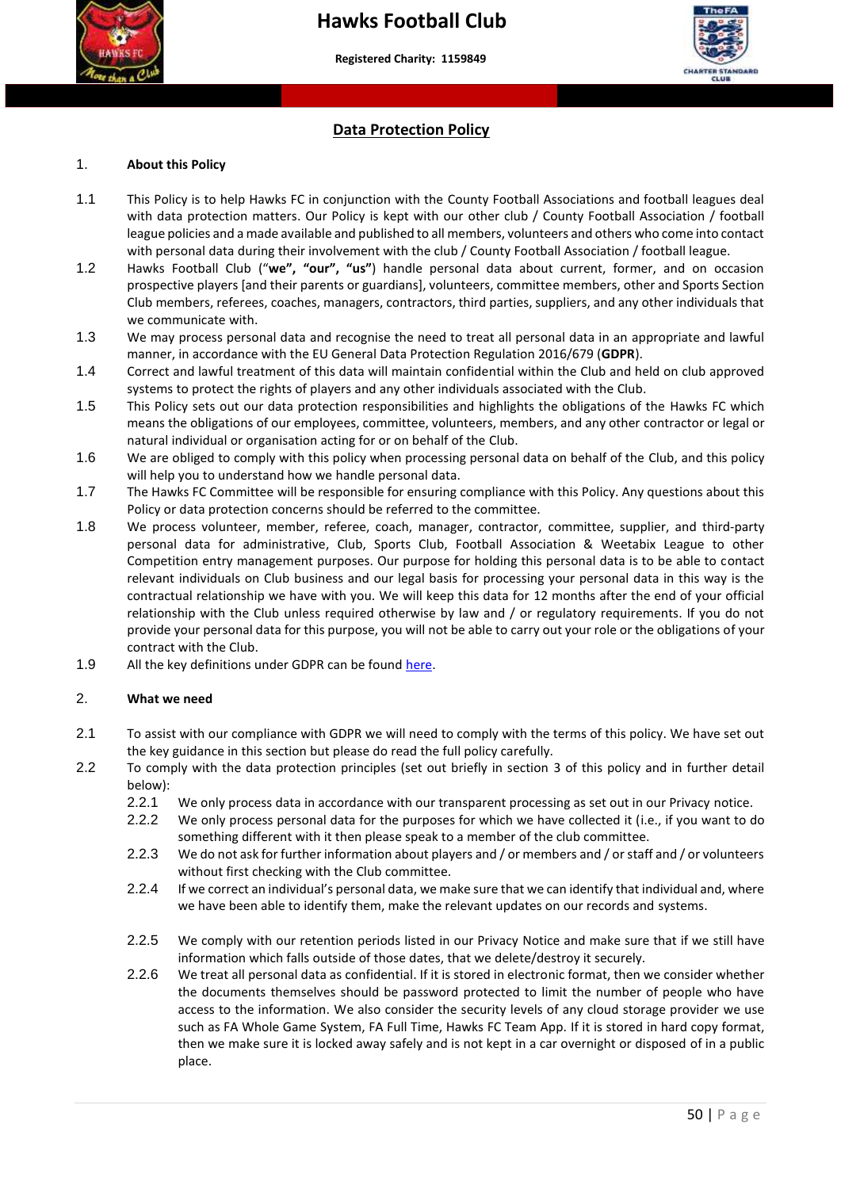# Hawks Football Club

**Registered Charity: 1159849**

## Data Protection Policy

1. **About this Policy**

1.1 This Policy is to help Hawks FC in conjunction with the County Football Associations and football leagues deal with data protection matters. Our Policy is kept with our other club / County Football Association / football league policies and a made available and published to all members, volunteers and others who come into contact with personal data during their involvement with the club / County Football Association / football league.

1.2 Hawks Football Club (“**we”, “our”, “us”**) handle personal data about current, former, and on occasion prospective players [and their parents or guardians], volunteers, committee members, other and Sports Section Club members, referees, coaches, managers, contractors, third parties, suppliers, and any other individuals that we communicate with.

1.3 We may process personal data and recognise the need to treat all personal data in an appropriate and lawful manner, in accordance with the EU General Data Protection Regulation 2016/679 (**GDPR**).

1.4 Correct and lawful treatment of this data will maintain confidential within the Club and held on club approved systems to protect the rights of players and any other individuals associated with the Club.

1.5 This Policy sets out our data protection responsibilities and highlights the obligations of the Hawks FC which means the obligations of our employees, committee, volunteers, members, and any other contractor or legal or natural individual or organisation acting for or on behalf of the Club.

1.6 We are obliged to comply with this policy when processing personal data on behalf of the Club, and this policy will help you to understand how we handle personal data.

1.7 The Hawks FC Committee will be responsible for ensuring compliance with this Policy. Any questions about this Policy or data protection concerns should be referred to the committee.

1.8 We process volunteer, member, referee, coach, manager, contractor, committee, supplier, and third-party personal data for administrative, Club, Sports Club, Football Association & Weetabix League to other Competition entry management purposes. Our purpose for holding this personal data is to be able to contact relevant individuals on Club business and our legal basis for processing your personal data in this way is the contractual relationship we have with you. We will keep this data for 12 months after the end of your official relationship with the Club unless required otherwise by law and / or regulatory requirements. If you do not provide your personal data for this purpose, you will not be able to carry out your role or the obligations of your contract with the Club.

1.9 All the key definitions under GDPR can be found here.

2. **What we need**

2.1 To assist with our compliance with GDPR we will need to comply with the terms of this policy. We have set out the key guidance in this section but please do read the full policy carefully.

2.2 To comply with the data protection principles (set out briefly in section 3 of this policy and in further detail below):

2.2.1 We only process data in accordance with our transparent processing as set out in our Privacy notice.

2.2.2 We only process personal data for the purposes for which we have collected it (i.e., if you want to do something different with it then please speak to a member of the club committee.

2.2.3 We do not ask for further information about players and / or members and / or staff and / or volunteers without first checking with the Club committee.

2.2.4 If we correct an individual’s personal data, we make sure that we can identify that individual and, where we have been able to identify them, make the relevant updates on our records and systems.

2.2.5 We comply with our retention periods listed in our Privacy Notice and make sure that if we still have information which falls outside of those dates, that we delete/destroy it securely.

2.2.6 We treat all personal data as confidential. If it is stored in electronic format, then we consider whether the documents themselves should be password protected to limit the number of people who have access to the information. We also consider the security levels of any cloud storage provider we use such as FA Whole Game System, FA Full Time, Hawks FC Team App. If it is stored in hard copy format, then we make sure it is locked away safely and is not kept in a car overnight or disposed of in a public place.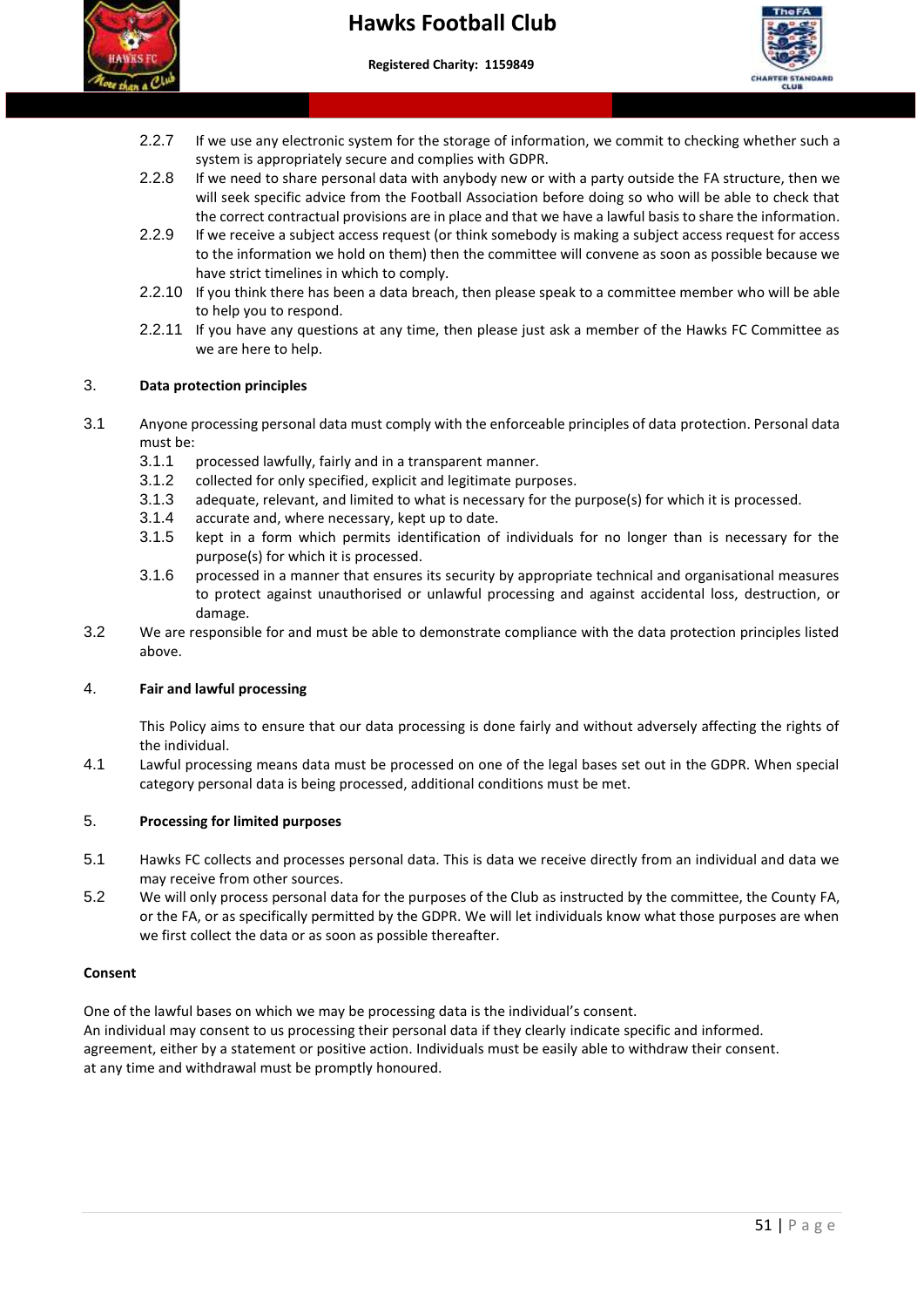2.2.7 If we use any electronic system for the storage of information, we commit to checking whether such a system is appropriately secure and complies with GDPR.

2.2.8 If we need to share personal data with anybody new or with a party outside the FA structure, then we will seek specific advice from the Football Association before doing so who will be able to check that the correct contractual provisions are in place and that we have a lawful basis to share the information.

2.2.9 If we receive a subject access request (or think somebody is making a subject access request for access to the information we hold on them) then the committee will convene as soon as possible because we have strict timelines in which to comply.

2.2.10 If you think there has been a data breach, then please speak to a committee member who will be able to help you to respond.

2.2.11 If you have any questions at any time, then please just ask a member of the Hawks FC Committee as we are here to help.

## 3. Data protection principles

3.1 Anyone processing personal data must comply with the enforceable principles of data protection. Personal data must be:

3.1.1 processed lawfully, fairly and in a transparent manner.

3.1.2 collected for only specified, explicit and legitimate purposes.

3.1.3 adequate, relevant, and limited to what is necessary for the purpose(s) for which it is processed.

3.1.4 accurate and, where necessary, kept up to date.

3.1.5 kept in a form which permits identification of individuals for no longer than is necessary for the purpose(s) for which it is processed.

3.1.6 processed in a manner that ensures its security by appropriate technical and organisational measures to protect against unauthorised or unlawful processing and against accidental loss, destruction, or damage.

3.2 We are responsible for and must be able to demonstrate compliance with the data protection principles listed above.

## 4. Fair and lawful processing

This Policy aims to ensure that our data processing is done fairly and without adversely affecting the rights of the individual.

4.1 Lawful processing means data must be processed on one of the legal bases set out in the GDPR. When special category personal data is being processed, additional conditions must be met.

## 5. Processing for limited purposes

5.1 Hawks FC collects and processes personal data. This is data we receive directly from an individual and data we may receive from other sources.

5.2 We will only process personal data for the purposes of the Club as instructed by the committee, the County FA, or the FA, or as specifically permitted by the GDPR. We will let individuals know what those purposes are when we first collect the data or as soon as possible thereafter.

**Consent**

One of the lawful bases on which we may be processing data is the individual's consent.
An individual may consent to us processing their personal data if they clearly indicate specific and informed.
agreement, either by a statement or positive action. Individuals must be easily able to withdraw their consent.
at any time and withdrawal must be promptly honoured.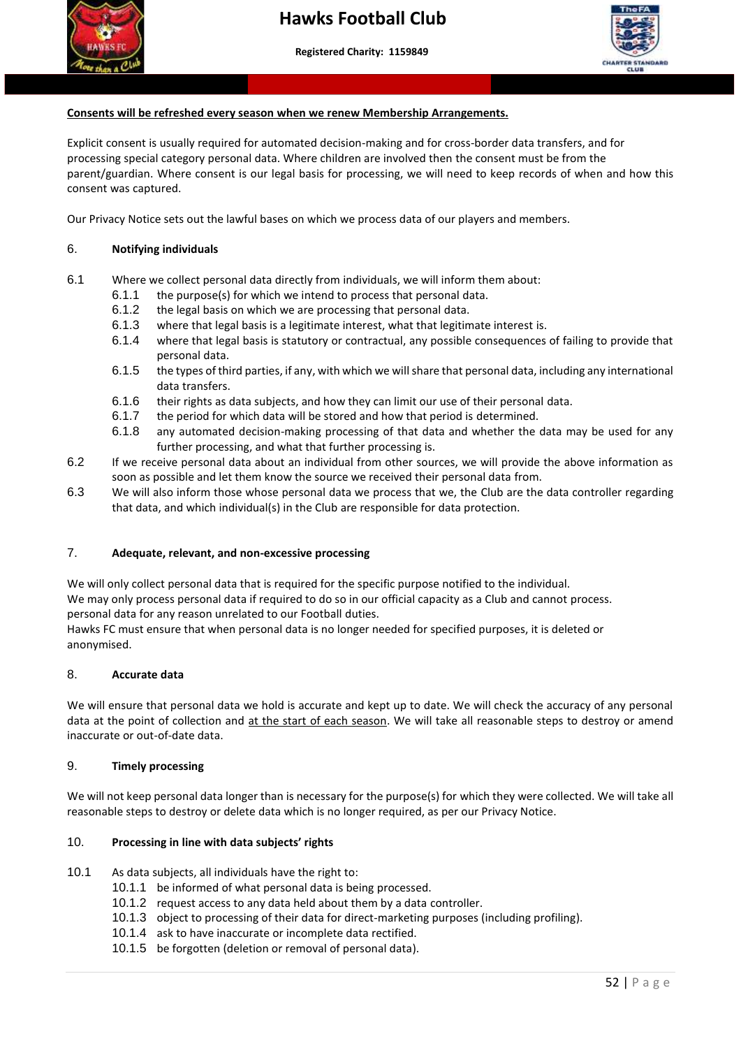**Consents will be refreshed every season when we renew Membership Arrangements.**

Explicit consent is usually required for automated decision-making and for cross-border data transfers, and for processing special category personal data. Where children are involved then the consent must be from the parent/guardian. Where consent is our legal basis for processing, we will need to keep records of when and how this consent was captured.

Our Privacy Notice sets out the lawful bases on which we process data of our players and members.

## 6. Notifying individuals

6.1 Where we collect personal data directly from individuals, we will inform them about:

- 6.1.1 the purpose(s) for which we intend to process that personal data.
- 6.1.2 the legal basis on which we are processing that personal data.
- 6.1.3 where that legal basis is a legitimate interest, what that legitimate interest is.
- 6.1.4 where that legal basis is statutory or contractual, any possible consequences of failing to provide that personal data.
- 6.1.5 the types of third parties, if any, with which we will share that personal data, including any international data transfers.
- 6.1.6 their rights as data subjects, and how they can limit our use of their personal data.
- 6.1.7 the period for which data will be stored and how that period is determined.
- 6.1.8 any automated decision-making processing of that data and whether the data may be used for any further processing, and what that further processing is.

6.2 If we receive personal data about an individual from other sources, we will provide the above information as soon as possible and let them know the source we received their personal data from.

6.3 We will also inform those whose personal data we process that we, the Club are the data controller regarding that data, and which individual(s) in the Club are responsible for data protection.

## 7. Adequate, relevant, and non-excessive processing

We will only collect personal data that is required for the specific purpose notified to the individual.
We may only process personal data if required to do so in our official capacity as a Club and cannot process. personal data for any reason unrelated to our Football duties.
Hawks FC must ensure that when personal data is no longer needed for specified purposes, it is deleted or anonymised.

## 8. Accurate data

We will ensure that personal data we hold is accurate and kept up to date. We will check the accuracy of any personal data at the point of collection and at the start of each season. We will take all reasonable steps to destroy or amend inaccurate or out-of-date data.

## 9. Timely processing

We will not keep personal data longer than is necessary for the purpose(s) for which they were collected. We will take all reasonable steps to destroy or delete data which is no longer required, as per our Privacy Notice.

## 10. Processing in line with data subjects' rights

10.1 As data subjects, all individuals have the right to:

- 10.1.1 be informed of what personal data is being processed.
- 10.1.2 request access to any data held about them by a data controller.
- 10.1.3 object to processing of their data for direct-marketing purposes (including profiling).
- 10.1.4 ask to have inaccurate or incomplete data rectified.
- 10.1.5 be forgotten (deletion or removal of personal data).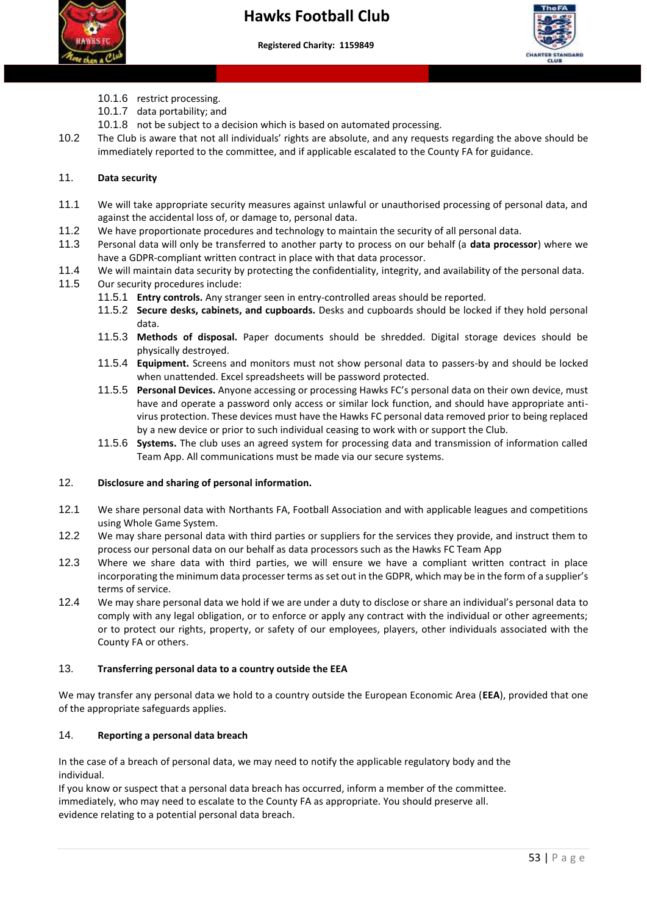10.1.6 restrict processing.

10.1.7 data portability; and

10.1.8 not be subject to a decision which is based on automated processing.

10.2 The Club is aware that not all individuals' rights are absolute, and any requests regarding the above should be immediately reported to the committee, and if applicable escalated to the County FA for guidance.

## 11. Data security

11.1 We will take appropriate security measures against unlawful or unauthorised processing of personal data, and against the accidental loss of, or damage to, personal data.

11.2 We have proportionate procedures and technology to maintain the security of all personal data.

11.3 Personal data will only be transferred to another party to process on our behalf (a **data processor**) where we have a GDPR-compliant written contract in place with that data processor.

11.4 We will maintain data security by protecting the confidentiality, integrity, and availability of the personal data.

11.5 Our security procedures include:

11.5.1 **Entry controls.** Any stranger seen in entry-controlled areas should be reported.

11.5.2 **Secure desks, cabinets, and cupboards.** Desks and cupboards should be locked if they hold personal data.

11.5.3 **Methods of disposal.** Paper documents should be shredded. Digital storage devices should be physically destroyed.

11.5.4 **Equipment.** Screens and monitors must not show personal data to passers-by and should be locked when unattended. Excel spreadsheets will be password protected.

11.5.5 **Personal Devices.** Anyone accessing or processing Hawks FC's personal data on their own device, must have and operate a password only access or similar lock function, and should have appropriate anti-virus protection. These devices must have the Hawks FC personal data removed prior to being replaced by a new device or prior to such individual ceasing to work with or support the Club.

11.5.6 **Systems.** The club uses an agreed system for processing data and transmission of information called Team App. All communications must be made via our secure systems.

## 12. Disclosure and sharing of personal information.

12.1 We share personal data with Northants FA, Football Association and with applicable leagues and competitions using Whole Game System.

12.2 We may share personal data with third parties or suppliers for the services they provide, and instruct them to process our personal data on our behalf as data processors such as the Hawks FC Team App

12.3 Where we share data with third parties, we will ensure we have a compliant written contract in place incorporating the minimum data processer terms as set out in the GDPR, which may be in the form of a supplier's terms of service.

12.4 We may share personal data we hold if we are under a duty to disclose or share an individual's personal data to comply with any legal obligation, or to enforce or apply any contract with the individual or other agreements; or to protect our rights, property, or safety of our employees, players, other individuals associated with the County FA or others.

## 13. Transferring personal data to a country outside the EEA

We may transfer any personal data we hold to a country outside the European Economic Area (**EEA**), provided that one of the appropriate safeguards applies.

## 14. Reporting a personal data breach

In the case of a breach of personal data, we may need to notify the applicable regulatory body and the individual.

If you know or suspect that a personal data breach has occurred, inform a member of the committee. immediately, who may need to escalate to the County FA as appropriate. You should preserve all. evidence relating to a potential personal data breach.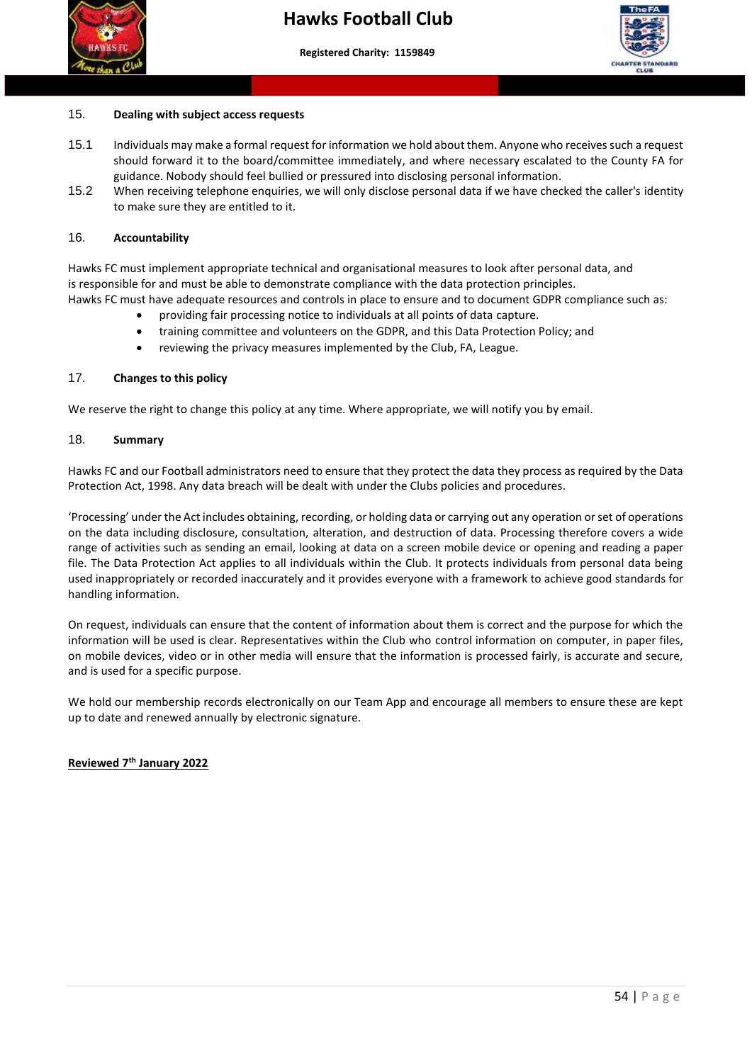## 15. Dealing with subject access requests

15.1 Individuals may make a formal request for information we hold about them. Anyone who receives such a request should forward it to the board/committee immediately, and where necessary escalated to the County FA for guidance. Nobody should feel bullied or pressured into disclosing personal information.

15.2 When receiving telephone enquiries, we will only disclose personal data if we have checked the caller's identity to make sure they are entitled to it.

## 16. Accountability

Hawks FC must implement appropriate technical and organisational measures to look after personal data, and is responsible for and must be able to demonstrate compliance with the data protection principles.
Hawks FC must have adequate resources and controls in place to ensure and to document GDPR compliance such as:

- providing fair processing notice to individuals at all points of data capture.
- training committee and volunteers on the GDPR, and this Data Protection Policy; and
- reviewing the privacy measures implemented by the Club, FA, League.

## 17. Changes to this policy

We reserve the right to change this policy at any time. Where appropriate, we will notify you by email.

## 18. Summary

Hawks FC and our Football administrators need to ensure that they protect the data they process as required by the Data Protection Act, 1998. Any data breach will be dealt with under the Clubs policies and procedures.

'Processing' under the Act includes obtaining, recording, or holding data or carrying out any operation or set of operations on the data including disclosure, consultation, alteration, and destruction of data. Processing therefore covers a wide range of activities such as sending an email, looking at data on a screen mobile device or opening and reading a paper file. The Data Protection Act applies to all individuals within the Club. It protects individuals from personal data being used inappropriately or recorded inaccurately and it provides everyone with a framework to achieve good standards for handling information.

On request, individuals can ensure that the content of information about them is correct and the purpose for which the information will be used is clear. Representatives within the Club who control information on computer, in paper files, on mobile devices, video or in other media will ensure that the information is processed fairly, is accurate and secure, and is used for a specific purpose.

We hold our membership records electronically on our Team App and encourage all members to ensure these are kept up to date and renewed annually by electronic signature.

**Reviewed 7th January 2022**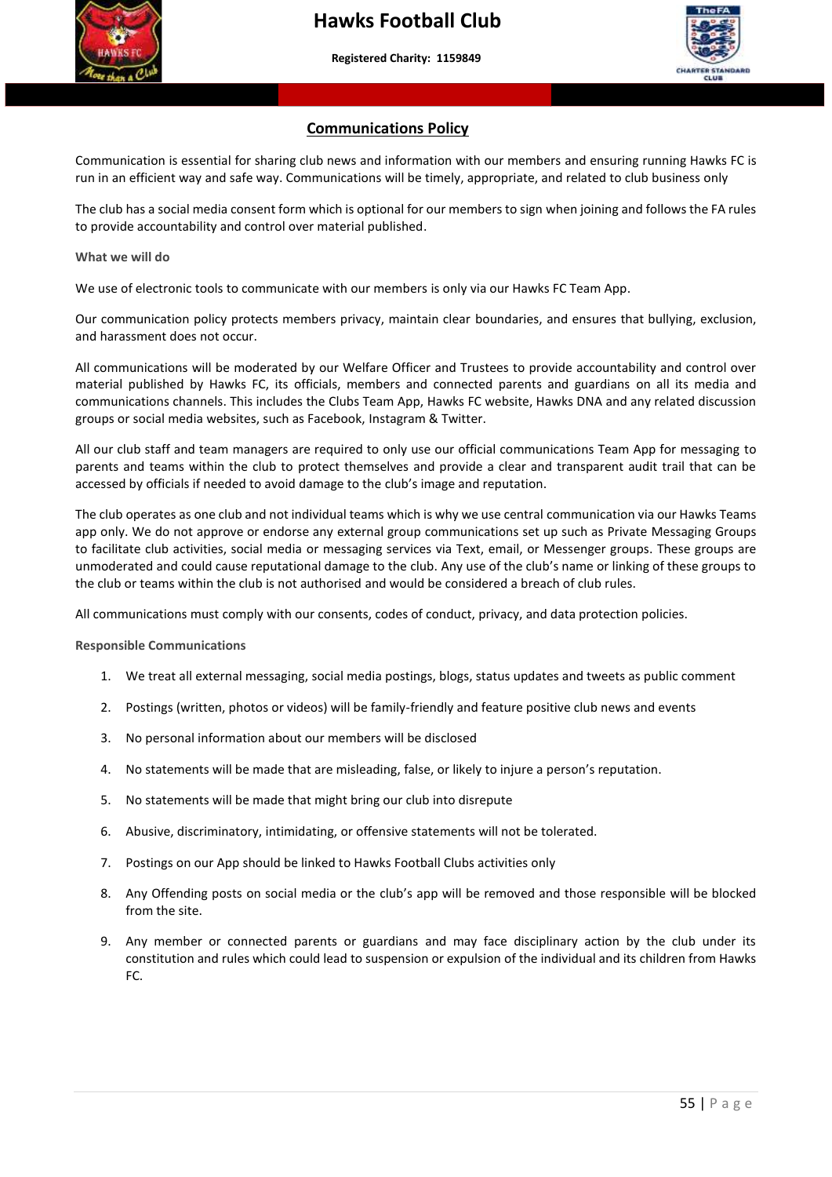# Communications Policy

Communication is essential for sharing club news and information with our members and ensuring running Hawks FC is run in an efficient way and safe way. Communications will be timely, appropriate, and related to club business only

The club has a social media consent form which is optional for our members to sign when joining and follows the FA rules to provide accountability and control over material published.

## What we will do

We use of electronic tools to communicate with our members is only via our Hawks FC Team App.

Our communication policy protects members privacy, maintain clear boundaries, and ensures that bullying, exclusion, and harassment does not occur.

All communications will be moderated by our Welfare Officer and Trustees to provide accountability and control over material published by Hawks FC, its officials, members and connected parents and guardians on all its media and communications channels. This includes the Clubs Team App, Hawks FC website, Hawks DNA and any related discussion groups or social media websites, such as Facebook, Instagram & Twitter.

All our club staff and team managers are required to only use our official communications Team App for messaging to parents and teams within the club to protect themselves and provide a clear and transparent audit trail that can be accessed by officials if needed to avoid damage to the club's image and reputation.

The club operates as one club and not individual teams which is why we use central communication via our Hawks Teams app only. We do not approve or endorse any external group communications set up such as Private Messaging Groups to facilitate club activities, social media or messaging services via Text, email, or Messenger groups. These groups are unmoderated and could cause reputational damage to the club. Any use of the club's name or linking of these groups to the club or teams within the club is not authorised and would be considered a breach of club rules.

All communications must comply with our consents, codes of conduct, privacy, and data protection policies.

## Responsible Communications

1. We treat all external messaging, social media postings, blogs, status updates and tweets as public comment
2. Postings (written, photos or videos) will be family-friendly and feature positive club news and events
3. No personal information about our members will be disclosed
4. No statements will be made that are misleading, false, or likely to injure a person's reputation.
5. No statements will be made that might bring our club into disrepute
6. Abusive, discriminatory, intimidating, or offensive statements will not be tolerated.
7. Postings on our App should be linked to Hawks Football Clubs activities only
8. Any Offending posts on social media or the club's app will be removed and those responsible will be blocked from the site.
9. Any member or connected parents or guardians and may face disciplinary action by the club under its constitution and rules which could lead to suspension or expulsion of the individual and its children from Hawks FC.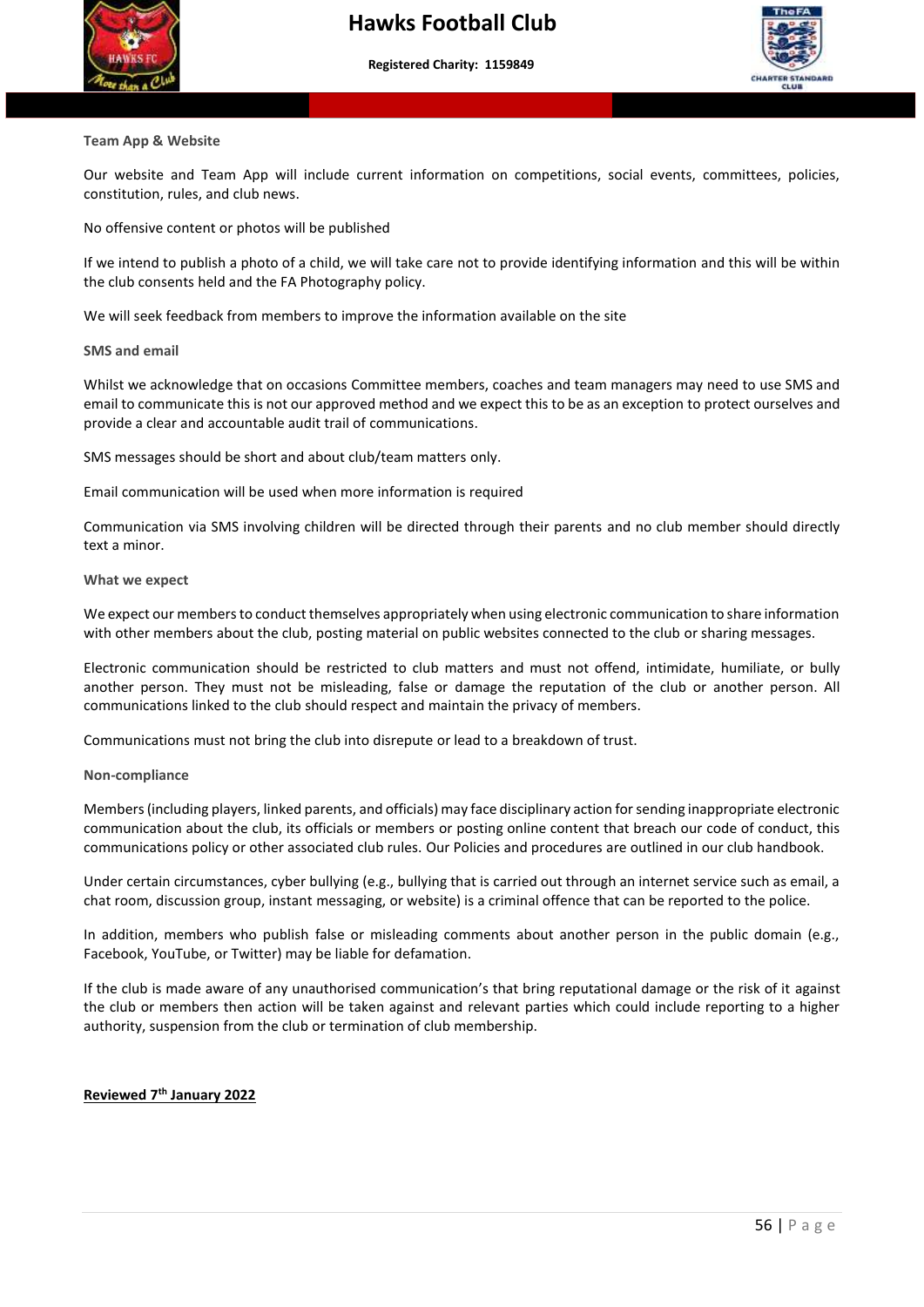### Team App & Website

Our website and Team App will include current information on competitions, social events, committees, policies, constitution, rules, and club news.

No offensive content or photos will be published

If we intend to publish a photo of a child, we will take care not to provide identifying information and this will be within the club consents held and the FA Photography policy.

We will seek feedback from members to improve the information available on the site

### SMS and email

Whilst we acknowledge that on occasions Committee members, coaches and team managers may need to use SMS and email to communicate this is not our approved method and we expect this to be as an exception to protect ourselves and provide a clear and accountable audit trail of communications.

SMS messages should be short and about club/team matters only.

Email communication will be used when more information is required

Communication via SMS involving children will be directed through their parents and no club member should directly text a minor.

### What we expect

We expect our members to conduct themselves appropriately when using electronic communication to share information with other members about the club, posting material on public websites connected to the club or sharing messages.

Electronic communication should be restricted to club matters and must not offend, intimidate, humiliate, or bully another person. They must not be misleading, false or damage the reputation of the club or another person. All communications linked to the club should respect and maintain the privacy of members.

Communications must not bring the club into disrepute or lead to a breakdown of trust.

### Non-compliance

Members (including players, linked parents, and officials) may face disciplinary action for sending inappropriate electronic communication about the club, its officials or members or posting online content that breach our code of conduct, this communications policy or other associated club rules. Our Policies and procedures are outlined in our club handbook.

Under certain circumstances, cyber bullying (e.g., bullying that is carried out through an internet service such as email, a chat room, discussion group, instant messaging, or website) is a criminal offence that can be reported to the police.

In addition, members who publish false or misleading comments about another person in the public domain (e.g., Facebook, YouTube, or Twitter) may be liable for defamation.

If the club is made aware of any unauthorised communication's that bring reputational damage or the risk of it against the club or members then action will be taken against and relevant parties which could include reporting to a higher authority, suspension from the club or termination of club membership.

**Reviewed 7th January 2022**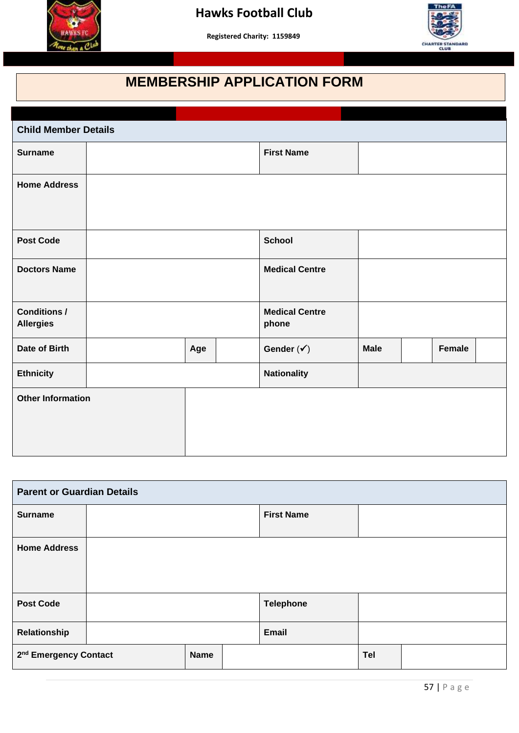# Hawks Football Club

**Registered Charity: 1159849**

## MEMBERSHIP APPLICATION FORM

| Child Member Details | | | | | | | |
|---|---|---|---|---|---|---|---|
| **Surname** | | | | **First Name** | | | |
| **Home Address** | | | | | | | |
| **Post Code** | | | | **School** | | | |
| **Doctors Name** | | | | **Medical Centre** | | | |
| **Conditions / Allergies** | | | | **Medical Centre phone** | | | |
| **Date of Birth** | | **Age** | | **Gender (✓)** | **Male** | | **Female** |
| **Ethnicity** | | | | **Nationality** | | | |
| **Other Information** | | | | | | | |

| Parent or Guardian Details | | | | | |
|---|---|---|---|---|---|
| **Surname** | | | **First Name** | | |
| **Home Address** | | | | | |
| **Post Code** | | | **Telephone** | | |
| **Relationship** | | | **Email** | | |
| **2nd Emergency Contact** | **Name** | | | **Tel** | |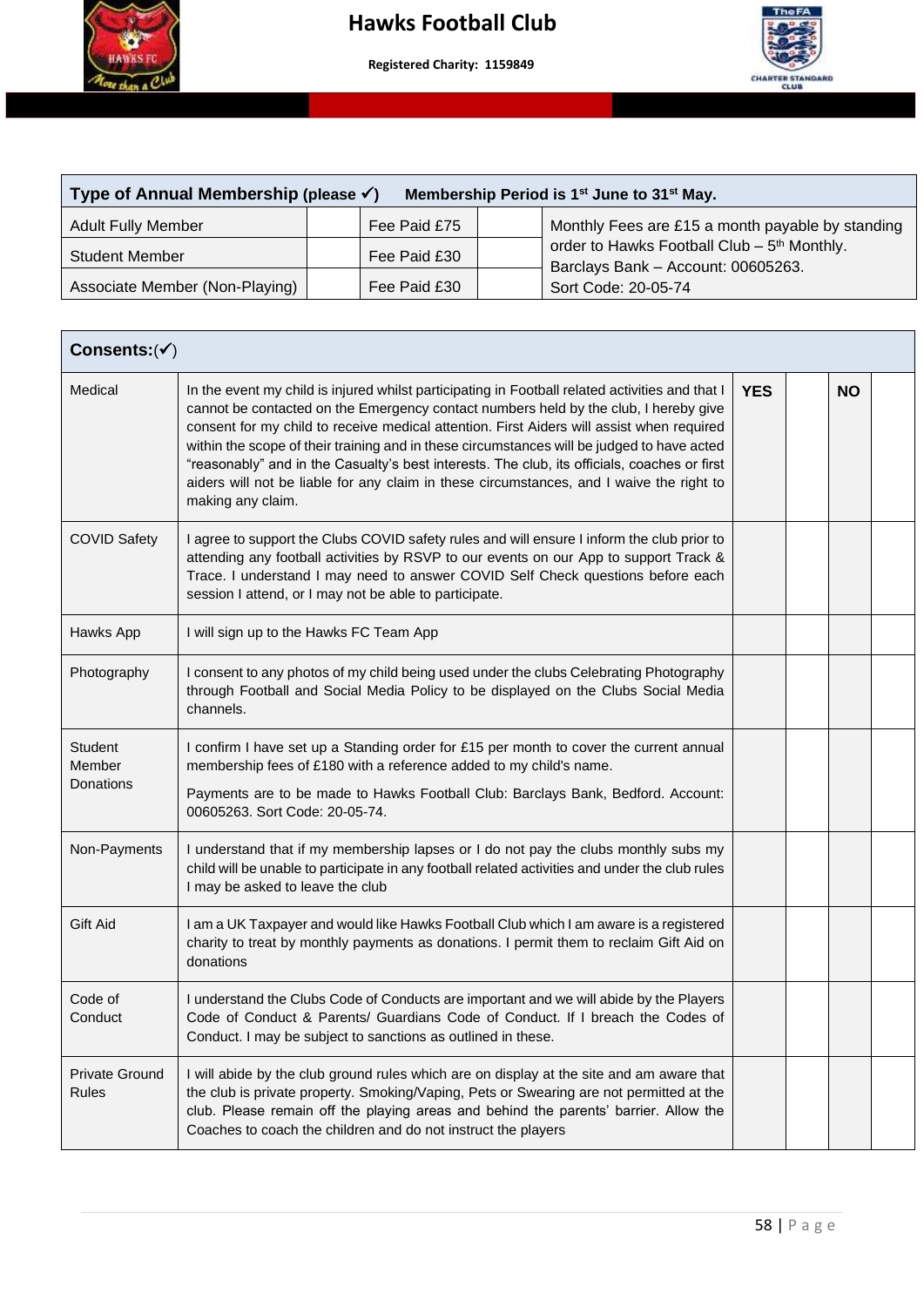# Hawks Football Club

**Registered Charity: 1159849**

| **Type of Annual Membership (please ✓)** | | **Membership Period is 1st June to 31st May.** | | |
|---|---|---|---|---|
| Adult Fully Member | | Fee Paid £75 | | Monthly Fees are £15 a month payable by standing order to Hawks Football Club – 5th Monthly. Barclays Bank – Account: 00605263. Sort Code: 20-05-74 |
| Student Member | | Fee Paid £30 | | |
| Associate Member (Non-Playing) | | Fee Paid £30 | | |

| **Consents:(✓)** | | | | | |
|---|---|---|---|---|---|
| Medical | In the event my child is injured whilst participating in Football related activities and that I cannot be contacted on the Emergency contact numbers held by the club, I hereby give consent for my child to receive medical attention. First Aiders will assist when required within the scope of their training and in these circumstances will be judged to have acted "reasonably" and in the Casualty's best interests. The club, its officials, coaches or first aiders will not be liable for any claim in these circumstances, and I waive the right to making any claim. | **YES** | | **NO** | |
| COVID Safety | I agree to support the Clubs COVID safety rules and will ensure I inform the club prior to attending any football activities by RSVP to our events on our App to support Track & Trace. I understand I may need to answer COVID Self Check questions before each session I attend, or I may not be able to participate. | | | | |
| Hawks App | I will sign up to the Hawks FC Team App | | | | |
| Photography | I consent to any photos of my child being used under the clubs Celebrating Photography through Football and Social Media Policy to be displayed on the Clubs Social Media channels. | | | | |
| Student Member Donations | I confirm I have set up a Standing order for £15 per month to cover the current annual membership fees of £180 with a reference added to my child's name.<br><br>Payments are to be made to Hawks Football Club: Barclays Bank, Bedford. Account: 00605263. Sort Code: 20-05-74. | | | | |
| Non-Payments | I understand that if my membership lapses or I do not pay the clubs monthly subs my child will be unable to participate in any football related activities and under the club rules I may be asked to leave the club | | | | |
| Gift Aid | I am a UK Taxpayer and would like Hawks Football Club which I am aware is a registered charity to treat by monthly payments as donations. I permit them to reclaim Gift Aid on donations | | | | |
| Code of Conduct | I understand the Clubs Code of Conducts are important and we will abide by the Players Code of Conduct & Parents/ Guardians Code of Conduct. If I breach the Codes of Conduct. I may be subject to sanctions as outlined in these. | | | | |
| Private Ground Rules | I will abide by the club ground rules which are on display at the site and am aware that the club is private property. Smoking/Vaping, Pets or Swearing are not permitted at the club. Please remain off the playing areas and behind the parents' barrier. Allow the Coaches to coach the children and do not instruct the players | | | | |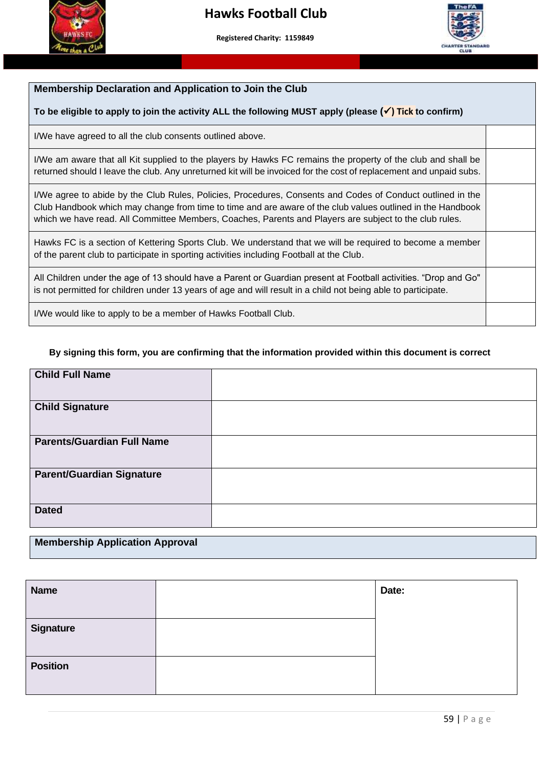# Hawks Football Club

**Registered Charity: 1159849**

| **Membership Declaration and Application to Join the Club**<br><br>**To be eligible to apply to join the activity ALL the following MUST apply (please (✓) Tick to confirm)** | |
|---|---|
| I/We have agreed to all the club consents outlined above. | |
| I/We am aware that all Kit supplied to the players by Hawks FC remains the property of the club and shall be returned should I leave the club. Any unreturned kit will be invoiced for the cost of replacement and unpaid subs. | |
| I/We agree to abide by the Club Rules, Policies, Procedures, Consents and Codes of Conduct outlined in the Club Handbook which may change from time to time and are aware of the club values outlined in the Handbook which we have read. All Committee Members, Coaches, Parents and Players are subject to the club rules. | |
| Hawks FC is a section of Kettering Sports Club. We understand that we will be required to become a member of the parent club to participate in sporting activities including Football at the Club. | |
| All Children under the age of 13 should have a Parent or Guardian present at Football activities. "Drop and Go" is not permitted for children under 13 years of age and will result in a child not being able to participate. | |
| I/We would like to apply to be a member of Hawks Football Club. | |

**By signing this form, you are confirming that the information provided within this document is correct**

| | |
|---|---|
| **Child Full Name** | |
| **Child Signature** | |
| **Parents/Guardian Full Name** | |
| **Parent/Guardian Signature** | |
| **Dated** | |

**Membership Application Approval**

| | | |
|---|---|---|
| **Name** | | **Date:** |
| **Signature** | | |
| **Position** | | |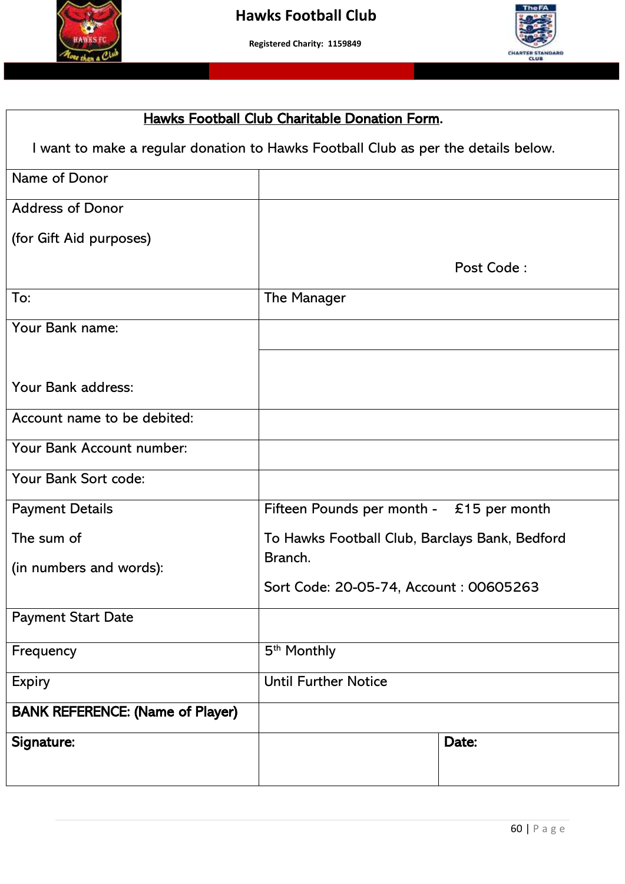# Hawks Football Club

**Registered Charity: 1159849**

## Hawks Football Club Charitable Donation Form.

I want to make a regular donation to Hawks Football Club as per the details below.

| | | |
|---|---|---|
| Name of Donor | | |
| Address of Donor<br><br>(for Gift Aid purposes) | Post Code : | |
| To: | The Manager | |
| Your Bank name:<br><br>Your Bank address: | | |
| Account name to be debited: | | |
| Your Bank Account number: | | |
| Your Bank Sort code: | | |
| Payment Details<br><br>The sum of<br><br>(in numbers and words): | Fifteen Pounds per month - £15 per month<br><br>To Hawks Football Club, Barclays Bank, Bedford Branch.<br><br>Sort Code: 20-05-74, Account : 00605263 | |
| Payment Start Date | | |
| Frequency | 5th Monthly | |
| Expiry | Until Further Notice | |
| **BANK REFERENCE: (Name of Player)** | | |
| **Signature:** | | **Date:** |